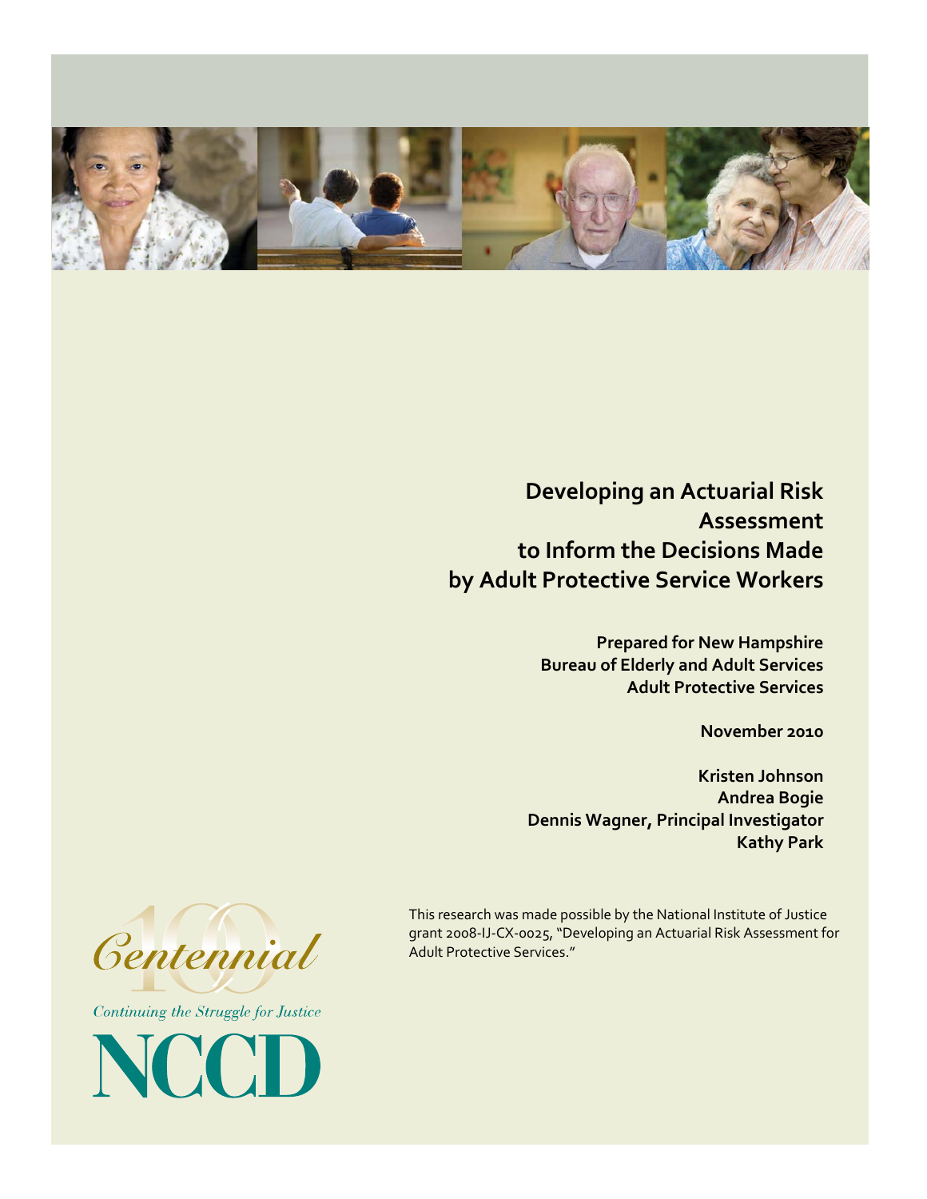# Developing an Actuarial Risk Assessment to Inform the Decisions Made by Adult Protective Service Workers

**Prepared for New Hampshire Bureau of Elderly and Adult Services Adult Protective Services**

**November 2010**

**Kristen Johnson**
**Andrea Bogie**
**Dennis Wagner, Principal Investigator**
**Kathy Park**

This research was made possible by the National Institute of Justice grant 2008-IJ-CX-0025, "Developing an Actuarial Risk Assessment for Adult Protective Services."

Centennial

Continuing the Struggle for Justice

NCCD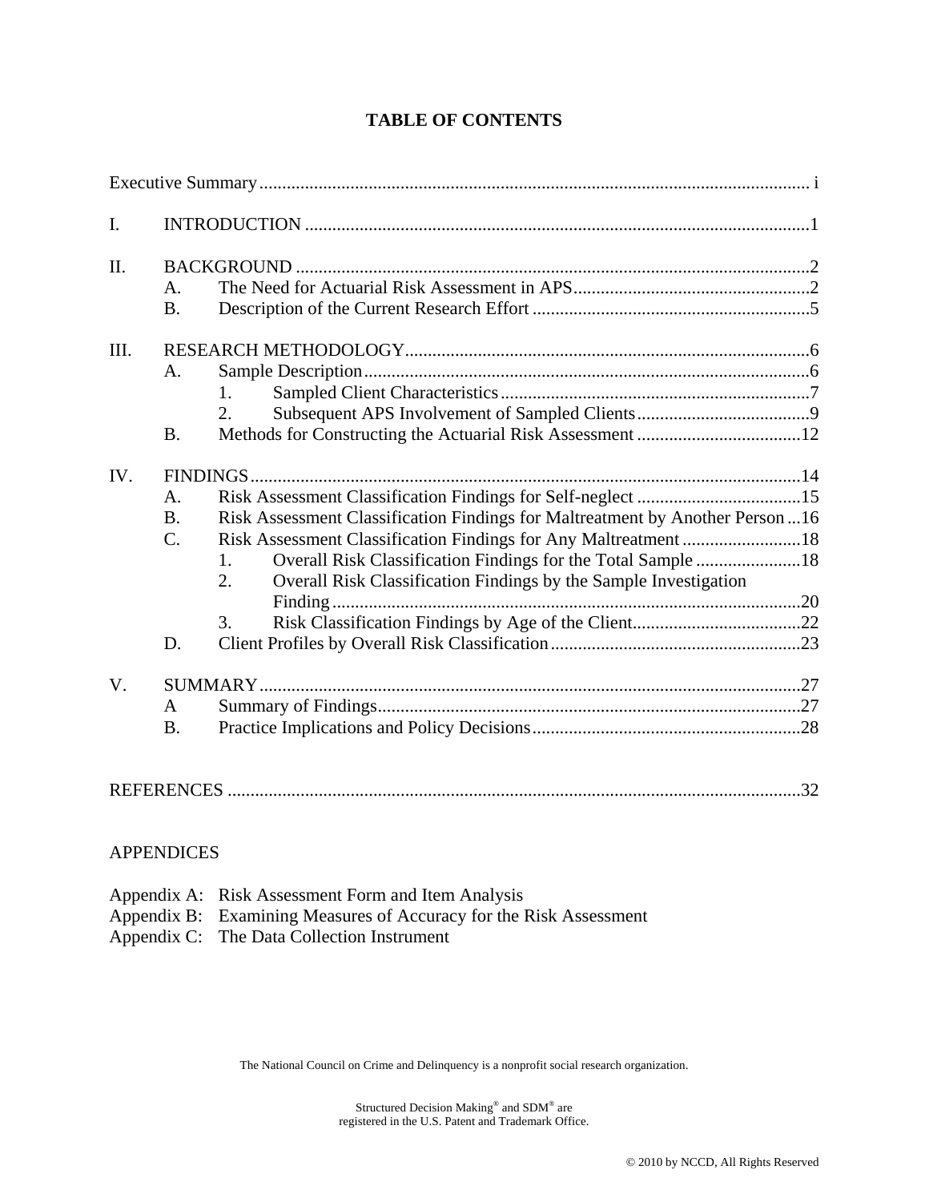# TABLE OF CONTENTS

Executive Summary ........................................................................................................................ i

I. INTRODUCTION ..............................................................................................................1

II. BACKGROUND ................................................................................................................2
  A. The Need for Actuarial Risk Assessment in APS ....................................................2
  B. Description of the Current Research Effort .............................................................5

III. RESEARCH METHODOLOGY ........................................................................................6
  A. Sample Description ..................................................................................................6
    1. Sampled Client Characteristics ....................................................................7
    2. Subsequent APS Involvement of Sampled Clients .......................................9
  B. Methods for Constructing the Actuarial Risk Assessment ....................................12

IV. FINDINGS .........................................................................................................................14
  A. Risk Assessment Classification Findings for Self-neglect ....................................15
  B. Risk Assessment Classification Findings for Maltreatment by Another Person ...16
  C. Risk Assessment Classification Findings for Any Maltreatment ..........................18
    1. Overall Risk Classification Findings for the Total Sample .......................18
    2. Overall Risk Classification Findings by the Sample Investigation Finding .......................................................................................................20
    3. Risk Classification Findings by Age of the Client .....................................22
  D. Client Profiles by Overall Risk Classification .......................................................23

V. SUMMARY .......................................................................................................................27
  A Summary of Findings ............................................................................................27
  B. Practice Implications and Policy Decisions ...........................................................28

REFERENCES .............................................................................................................................32

APPENDICES

Appendix A: Risk Assessment Form and Item Analysis
Appendix B: Examining Measures of Accuracy for the Risk Assessment
Appendix C: The Data Collection Instrument

The National Council on Crime and Delinquency is a nonprofit social research organization.

Structured Decision Making® and SDM® are registered in the U.S. Patent and Trademark Office.

© 2010 by NCCD, All Rights Reserved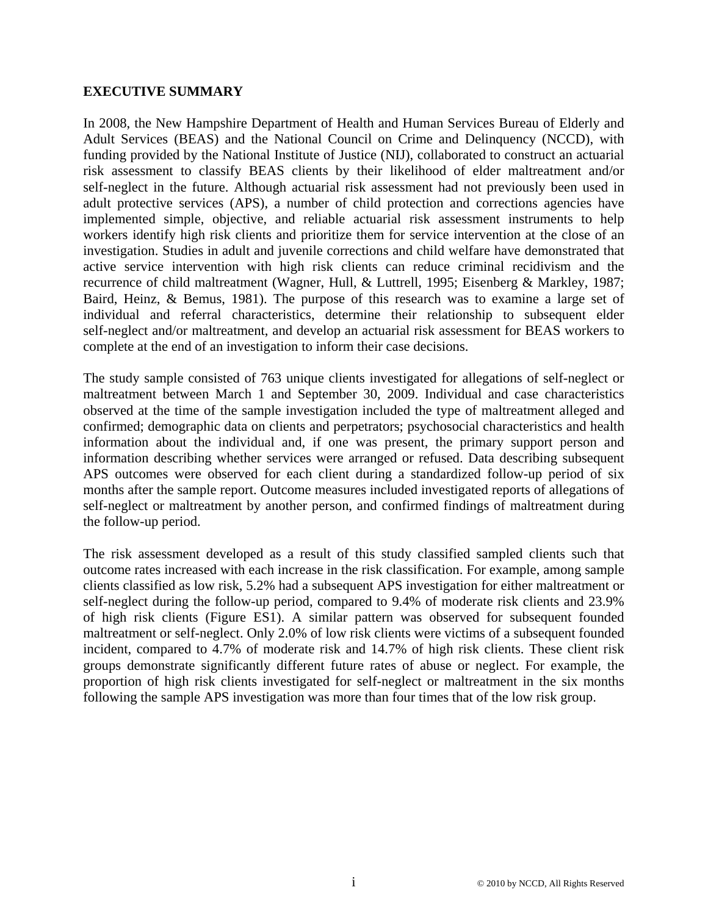**EXECUTIVE SUMMARY**

In 2008, the New Hampshire Department of Health and Human Services Bureau of Elderly and Adult Services (BEAS) and the National Council on Crime and Delinquency (NCCD), with funding provided by the National Institute of Justice (NIJ), collaborated to construct an actuarial risk assessment to classify BEAS clients by their likelihood of elder maltreatment and/or self-neglect in the future. Although actuarial risk assessment had not previously been used in adult protective services (APS), a number of child protection and corrections agencies have implemented simple, objective, and reliable actuarial risk assessment instruments to help workers identify high risk clients and prioritize them for service intervention at the close of an investigation. Studies in adult and juvenile corrections and child welfare have demonstrated that active service intervention with high risk clients can reduce criminal recidivism and the recurrence of child maltreatment (Wagner, Hull, & Luttrell, 1995; Eisenberg & Markley, 1987; Baird, Heinz, & Bemus, 1981). The purpose of this research was to examine a large set of individual and referral characteristics, determine their relationship to subsequent elder self-neglect and/or maltreatment, and develop an actuarial risk assessment for BEAS workers to complete at the end of an investigation to inform their case decisions.

The study sample consisted of 763 unique clients investigated for allegations of self-neglect or maltreatment between March 1 and September 30, 2009. Individual and case characteristics observed at the time of the sample investigation included the type of maltreatment alleged and confirmed; demographic data on clients and perpetrators; psychosocial characteristics and health information about the individual and, if one was present, the primary support person and information describing whether services were arranged or refused. Data describing subsequent APS outcomes were observed for each client during a standardized follow-up period of six months after the sample report. Outcome measures included investigated reports of allegations of self-neglect or maltreatment by another person, and confirmed findings of maltreatment during the follow-up period.

The risk assessment developed as a result of this study classified sampled clients such that outcome rates increased with each increase in the risk classification. For example, among sample clients classified as low risk, 5.2% had a subsequent APS investigation for either maltreatment or self-neglect during the follow-up period, compared to 9.4% of moderate risk clients and 23.9% of high risk clients (Figure ES1). A similar pattern was observed for subsequent founded maltreatment or self-neglect. Only 2.0% of low risk clients were victims of a subsequent founded incident, compared to 4.7% of moderate risk and 14.7% of high risk clients. These client risk groups demonstrate significantly different future rates of abuse or neglect. For example, the proportion of high risk clients investigated for self-neglect or maltreatment in the six months following the sample APS investigation was more than four times that of the low risk group.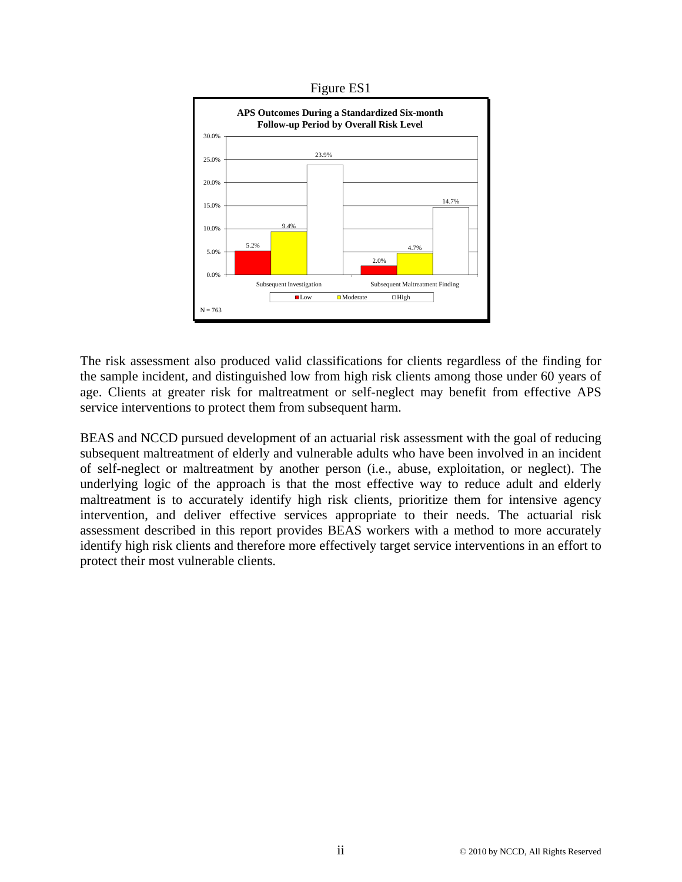Figure ES1

**APS Outcomes During a Standardized Six-month Follow-up Period by Overall Risk Level**

30.0%
25.0%
20.0%
15.0%
10.0%
5.0%
0.0%

5.2%
9.4%
23.9%
2.0%
4.7%
14.7%

Subsequent Investigation
Subsequent Maltreatment Finding

Low
Moderate
High

N = 763

The risk assessment also produced valid classifications for clients regardless of the finding for the sample incident, and distinguished low from high risk clients among those under 60 years of age. Clients at greater risk for maltreatment or self-neglect may benefit from effective APS service interventions to protect them from subsequent harm.

BEAS and NCCD pursued development of an actuarial risk assessment with the goal of reducing subsequent maltreatment of elderly and vulnerable adults who have been involved in an incident of self-neglect or maltreatment by another person (i.e., abuse, exploitation, or neglect). The underlying logic of the approach is that the most effective way to reduce adult and elderly maltreatment is to accurately identify high risk clients, prioritize them for intensive agency intervention, and deliver effective services appropriate to their needs. The actuarial risk assessment described in this report provides BEAS workers with a method to more accurately identify high risk clients and therefore more effectively target service interventions in an effort to protect their most vulnerable clients.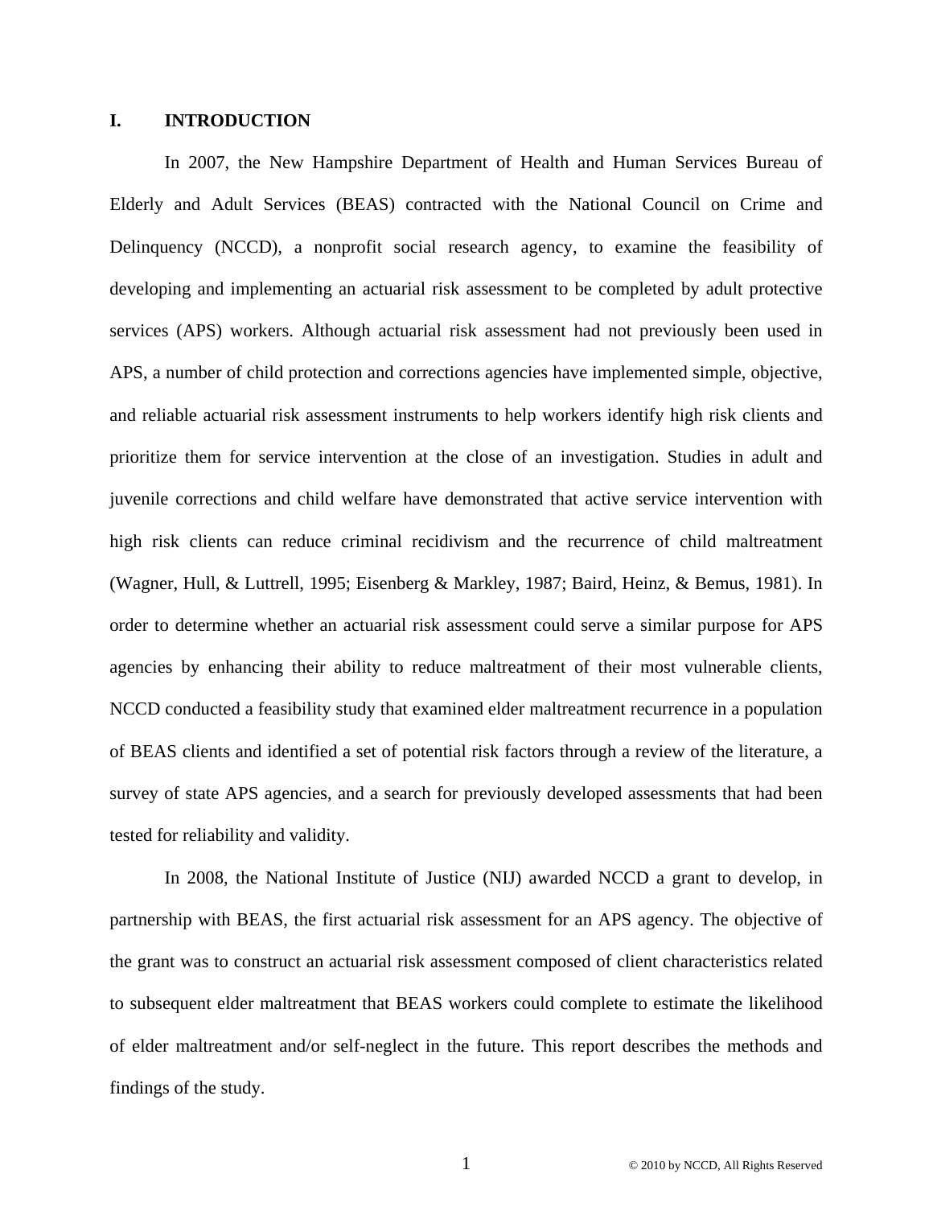# I. INTRODUCTION

In 2007, the New Hampshire Department of Health and Human Services Bureau of Elderly and Adult Services (BEAS) contracted with the National Council on Crime and Delinquency (NCCD), a nonprofit social research agency, to examine the feasibility of developing and implementing an actuarial risk assessment to be completed by adult protective services (APS) workers. Although actuarial risk assessment had not previously been used in APS, a number of child protection and corrections agencies have implemented simple, objective, and reliable actuarial risk assessment instruments to help workers identify high risk clients and prioritize them for service intervention at the close of an investigation. Studies in adult and juvenile corrections and child welfare have demonstrated that active service intervention with high risk clients can reduce criminal recidivism and the recurrence of child maltreatment (Wagner, Hull, & Luttrell, 1995; Eisenberg & Markley, 1987; Baird, Heinz, & Bemus, 1981). In order to determine whether an actuarial risk assessment could serve a similar purpose for APS agencies by enhancing their ability to reduce maltreatment of their most vulnerable clients, NCCD conducted a feasibility study that examined elder maltreatment recurrence in a population of BEAS clients and identified a set of potential risk factors through a review of the literature, a survey of state APS agencies, and a search for previously developed assessments that had been tested for reliability and validity.

In 2008, the National Institute of Justice (NIJ) awarded NCCD a grant to develop, in partnership with BEAS, the first actuarial risk assessment for an APS agency. The objective of the grant was to construct an actuarial risk assessment composed of client characteristics related to subsequent elder maltreatment that BEAS workers could complete to estimate the likelihood of elder maltreatment and/or self-neglect in the future. This report describes the methods and findings of the study.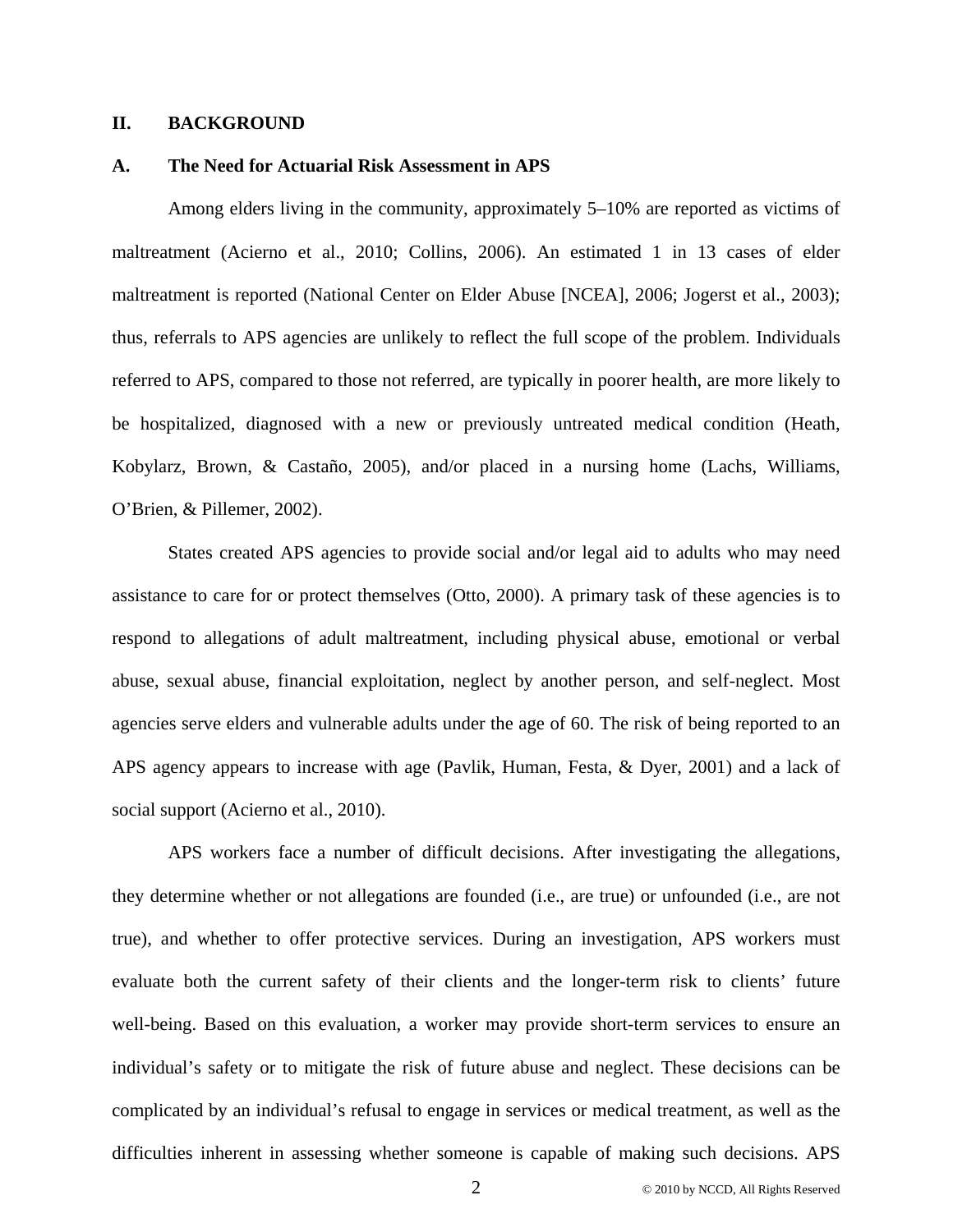## II. BACKGROUND

### A. The Need for Actuarial Risk Assessment in APS

Among elders living in the community, approximately 5–10% are reported as victims of maltreatment (Acierno et al., 2010; Collins, 2006). An estimated 1 in 13 cases of elder maltreatment is reported (National Center on Elder Abuse [NCEA], 2006; Jogerst et al., 2003); thus, referrals to APS agencies are unlikely to reflect the full scope of the problem. Individuals referred to APS, compared to those not referred, are typically in poorer health, are more likely to be hospitalized, diagnosed with a new or previously untreated medical condition (Heath, Kobylarz, Brown, & Castaño, 2005), and/or placed in a nursing home (Lachs, Williams, O'Brien, & Pillemer, 2002).

States created APS agencies to provide social and/or legal aid to adults who may need assistance to care for or protect themselves (Otto, 2000). A primary task of these agencies is to respond to allegations of adult maltreatment, including physical abuse, emotional or verbal abuse, sexual abuse, financial exploitation, neglect by another person, and self-neglect. Most agencies serve elders and vulnerable adults under the age of 60. The risk of being reported to an APS agency appears to increase with age (Pavlik, Human, Festa, & Dyer, 2001) and a lack of social support (Acierno et al., 2010).

APS workers face a number of difficult decisions. After investigating the allegations, they determine whether or not allegations are founded (i.e., are true) or unfounded (i.e., are not true), and whether to offer protective services. During an investigation, APS workers must evaluate both the current safety of their clients and the longer-term risk to clients' future well-being. Based on this evaluation, a worker may provide short-term services to ensure an individual's safety or to mitigate the risk of future abuse and neglect. These decisions can be complicated by an individual's refusal to engage in services or medical treatment, as well as the difficulties inherent in assessing whether someone is capable of making such decisions. APS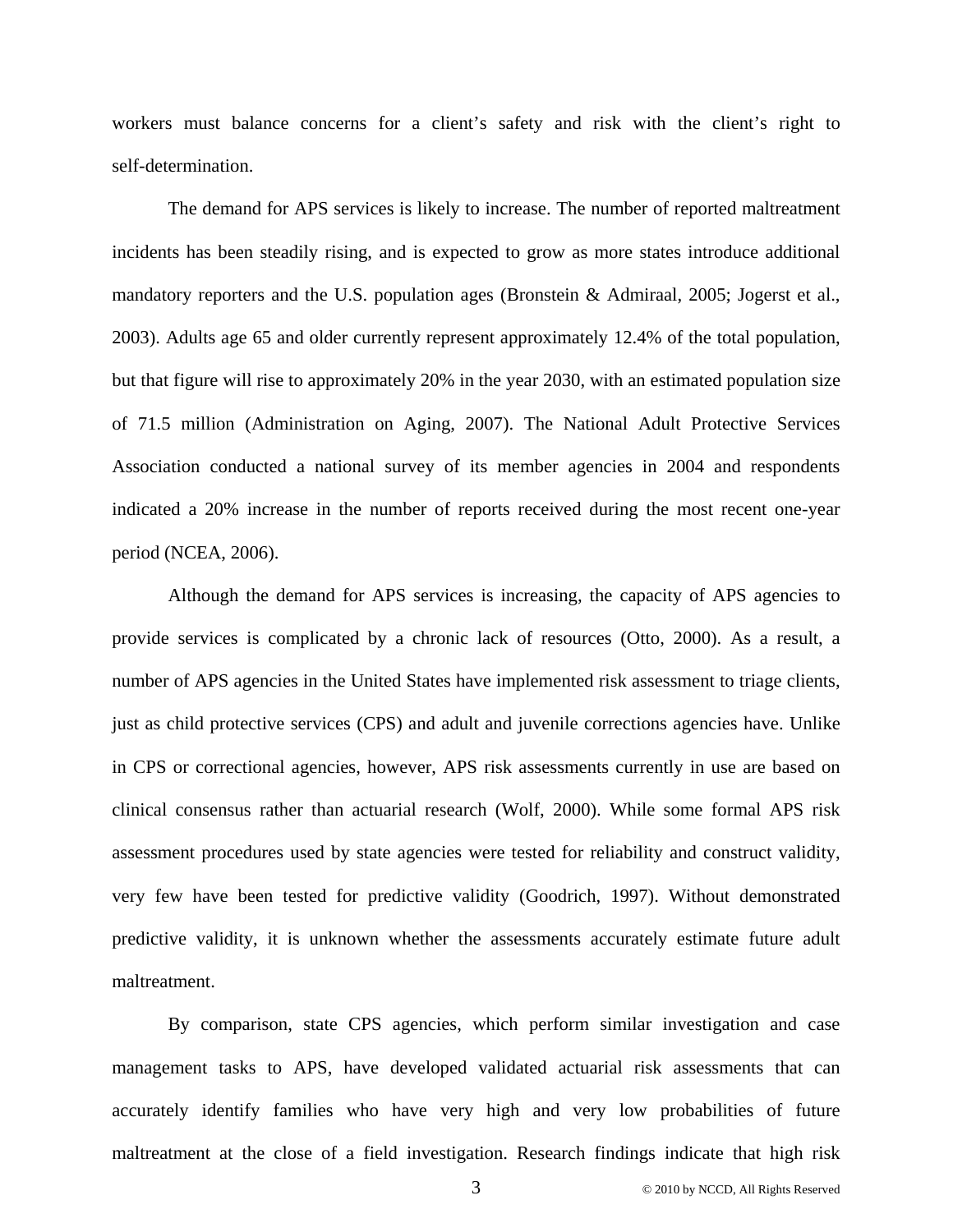workers must balance concerns for a client's safety and risk with the client's right to self-determination.

The demand for APS services is likely to increase. The number of reported maltreatment incidents has been steadily rising, and is expected to grow as more states introduce additional mandatory reporters and the U.S. population ages (Bronstein & Admiraal, 2005; Jogerst et al., 2003). Adults age 65 and older currently represent approximately 12.4% of the total population, but that figure will rise to approximately 20% in the year 2030, with an estimated population size of 71.5 million (Administration on Aging, 2007). The National Adult Protective Services Association conducted a national survey of its member agencies in 2004 and respondents indicated a 20% increase in the number of reports received during the most recent one-year period (NCEA, 2006).

Although the demand for APS services is increasing, the capacity of APS agencies to provide services is complicated by a chronic lack of resources (Otto, 2000). As a result, a number of APS agencies in the United States have implemented risk assessment to triage clients, just as child protective services (CPS) and adult and juvenile corrections agencies have. Unlike in CPS or correctional agencies, however, APS risk assessments currently in use are based on clinical consensus rather than actuarial research (Wolf, 2000). While some formal APS risk assessment procedures used by state agencies were tested for reliability and construct validity, very few have been tested for predictive validity (Goodrich, 1997). Without demonstrated predictive validity, it is unknown whether the assessments accurately estimate future adult maltreatment.

By comparison, state CPS agencies, which perform similar investigation and case management tasks to APS, have developed validated actuarial risk assessments that can accurately identify families who have very high and very low probabilities of future maltreatment at the close of a field investigation. Research findings indicate that high risk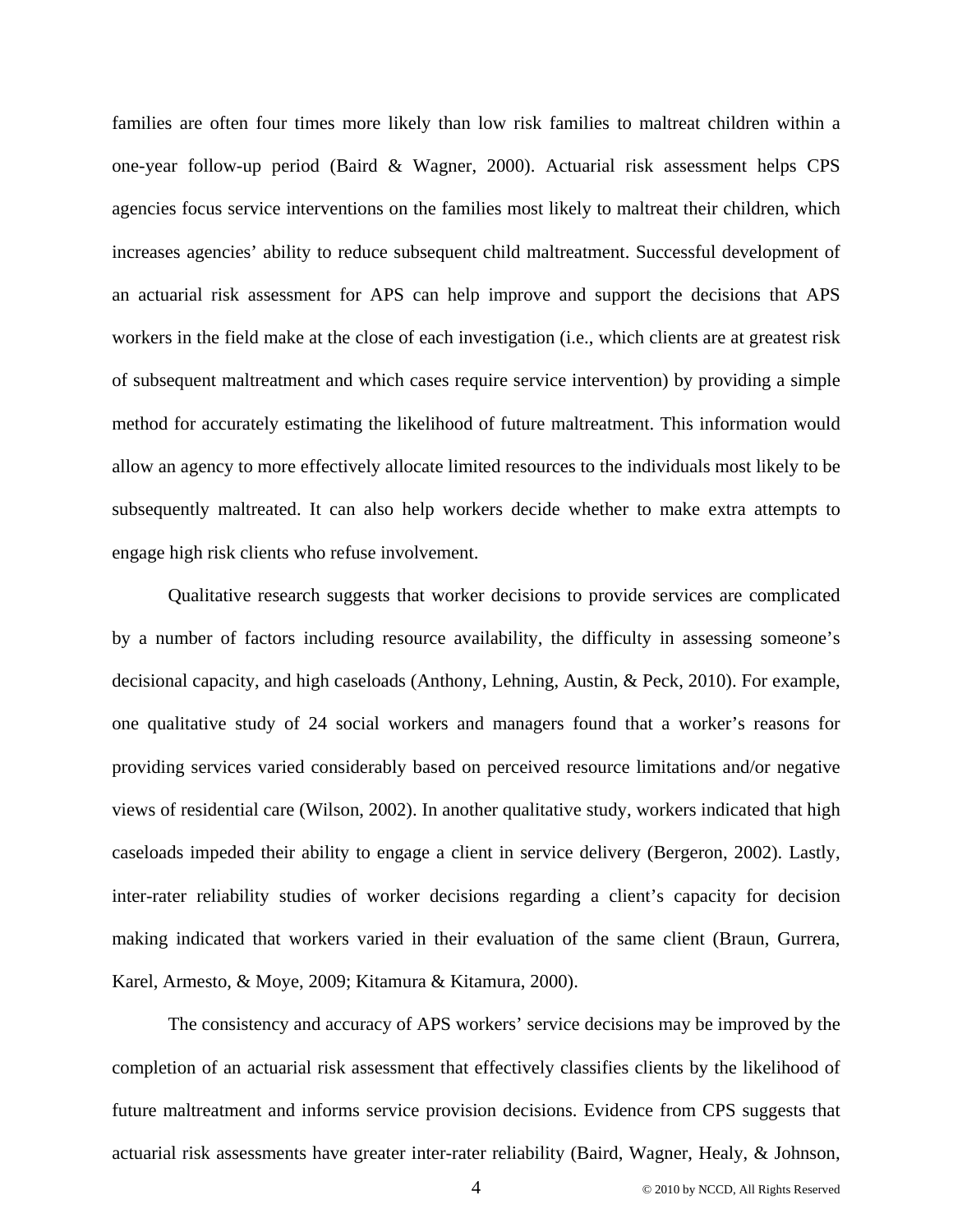families are often four times more likely than low risk families to maltreat children within a one-year follow-up period (Baird & Wagner, 2000). Actuarial risk assessment helps CPS agencies focus service interventions on the families most likely to maltreat their children, which increases agencies' ability to reduce subsequent child maltreatment. Successful development of an actuarial risk assessment for APS can help improve and support the decisions that APS workers in the field make at the close of each investigation (i.e., which clients are at greatest risk of subsequent maltreatment and which cases require service intervention) by providing a simple method for accurately estimating the likelihood of future maltreatment. This information would allow an agency to more effectively allocate limited resources to the individuals most likely to be subsequently maltreated. It can also help workers decide whether to make extra attempts to engage high risk clients who refuse involvement.

Qualitative research suggests that worker decisions to provide services are complicated by a number of factors including resource availability, the difficulty in assessing someone's decisional capacity, and high caseloads (Anthony, Lehning, Austin, & Peck, 2010). For example, one qualitative study of 24 social workers and managers found that a worker's reasons for providing services varied considerably based on perceived resource limitations and/or negative views of residential care (Wilson, 2002). In another qualitative study, workers indicated that high caseloads impeded their ability to engage a client in service delivery (Bergeron, 2002). Lastly, inter-rater reliability studies of worker decisions regarding a client's capacity for decision making indicated that workers varied in their evaluation of the same client (Braun, Gurrera, Karel, Armesto, & Moye, 2009; Kitamura & Kitamura, 2000).

The consistency and accuracy of APS workers' service decisions may be improved by the completion of an actuarial risk assessment that effectively classifies clients by the likelihood of future maltreatment and informs service provision decisions. Evidence from CPS suggests that actuarial risk assessments have greater inter-rater reliability (Baird, Wagner, Healy, & Johnson,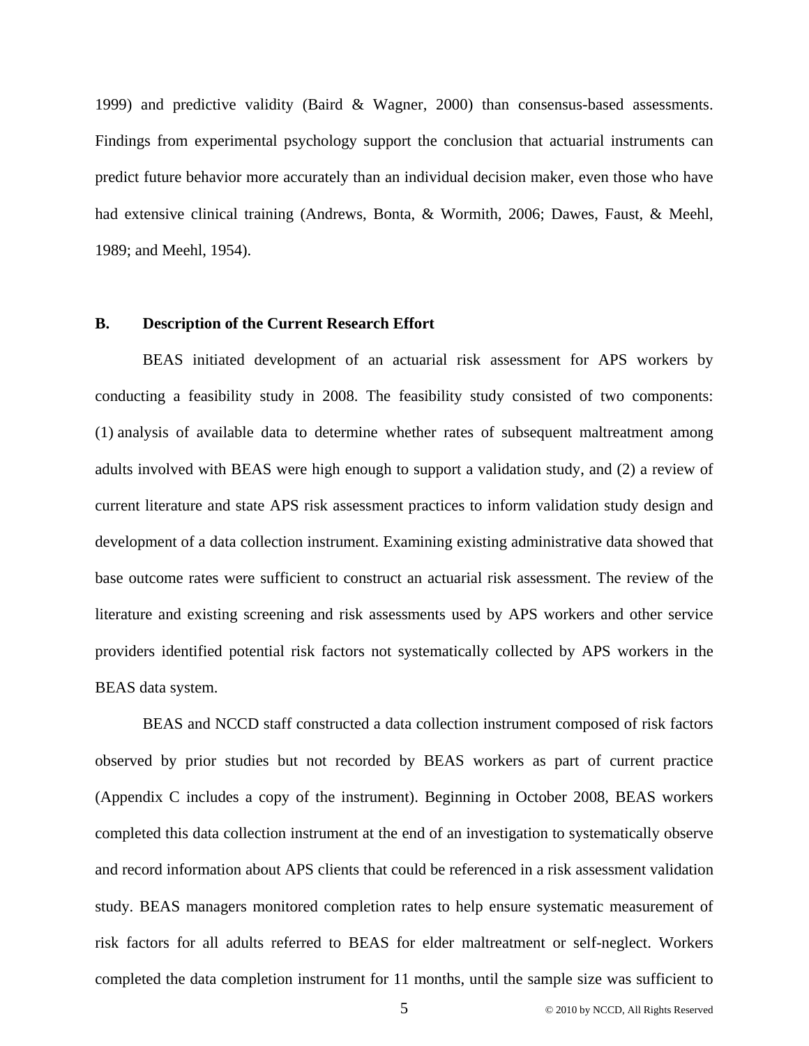1999) and predictive validity (Baird & Wagner, 2000) than consensus-based assessments. Findings from experimental psychology support the conclusion that actuarial instruments can predict future behavior more accurately than an individual decision maker, even those who have had extensive clinical training (Andrews, Bonta, & Wormith, 2006; Dawes, Faust, & Meehl, 1989; and Meehl, 1954).

## B. Description of the Current Research Effort

BEAS initiated development of an actuarial risk assessment for APS workers by conducting a feasibility study in 2008. The feasibility study consisted of two components: (1) analysis of available data to determine whether rates of subsequent maltreatment among adults involved with BEAS were high enough to support a validation study, and (2) a review of current literature and state APS risk assessment practices to inform validation study design and development of a data collection instrument. Examining existing administrative data showed that base outcome rates were sufficient to construct an actuarial risk assessment. The review of the literature and existing screening and risk assessments used by APS workers and other service providers identified potential risk factors not systematically collected by APS workers in the BEAS data system.

BEAS and NCCD staff constructed a data collection instrument composed of risk factors observed by prior studies but not recorded by BEAS workers as part of current practice (Appendix C includes a copy of the instrument). Beginning in October 2008, BEAS workers completed this data collection instrument at the end of an investigation to systematically observe and record information about APS clients that could be referenced in a risk assessment validation study. BEAS managers monitored completion rates to help ensure systematic measurement of risk factors for all adults referred to BEAS for elder maltreatment or self-neglect. Workers completed the data completion instrument for 11 months, until the sample size was sufficient to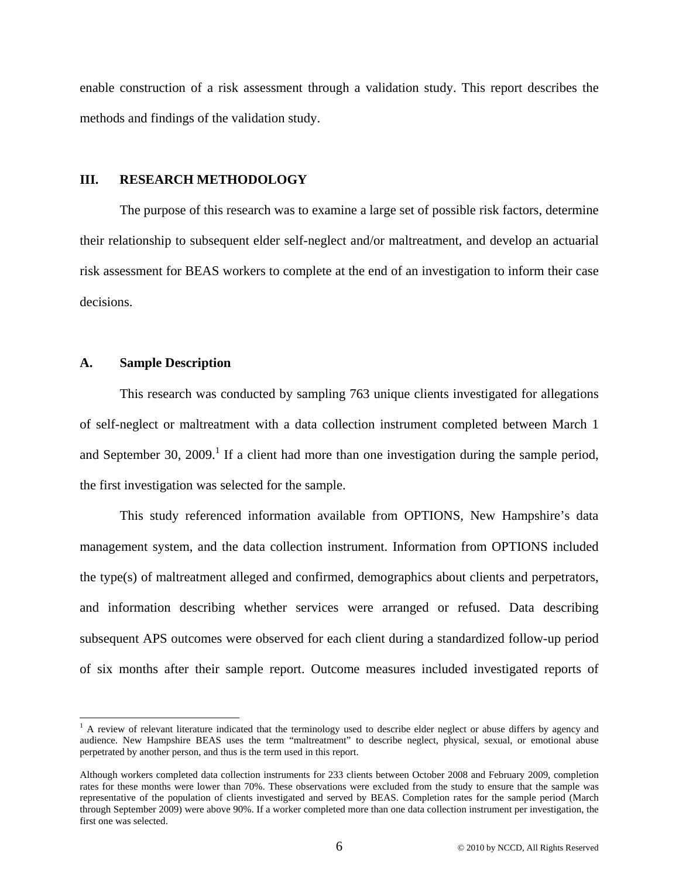enable construction of a risk assessment through a validation study. This report describes the methods and findings of the validation study.

## III. RESEARCH METHODOLOGY

The purpose of this research was to examine a large set of possible risk factors, determine their relationship to subsequent elder self-neglect and/or maltreatment, and develop an actuarial risk assessment for BEAS workers to complete at the end of an investigation to inform their case decisions.

### A. Sample Description

This research was conducted by sampling 763 unique clients investigated for allegations of self-neglect or maltreatment with a data collection instrument completed between March 1 and September 30, 2009.[1] If a client had more than one investigation during the sample period, the first investigation was selected for the sample.

This study referenced information available from OPTIONS, New Hampshire's data management system, and the data collection instrument. Information from OPTIONS included the type(s) of maltreatment alleged and confirmed, demographics about clients and perpetrators, and information describing whether services were arranged or refused. Data describing subsequent APS outcomes were observed for each client during a standardized follow-up period of six months after their sample report. Outcome measures included investigated reports of

---

[1] A review of relevant literature indicated that the terminology used to describe elder neglect or abuse differs by agency and audience. New Hampshire BEAS uses the term "maltreatment" to describe neglect, physical, sexual, or emotional abuse perpetrated by another person, and thus is the term used in this report.

Although workers completed data collection instruments for 233 clients between October 2008 and February 2009, completion rates for these months were lower than 70%. These observations were excluded from the study to ensure that the sample was representative of the population of clients investigated and served by BEAS. Completion rates for the sample period (March through September 2009) were above 90%. If a worker completed more than one data collection instrument per investigation, the first one was selected.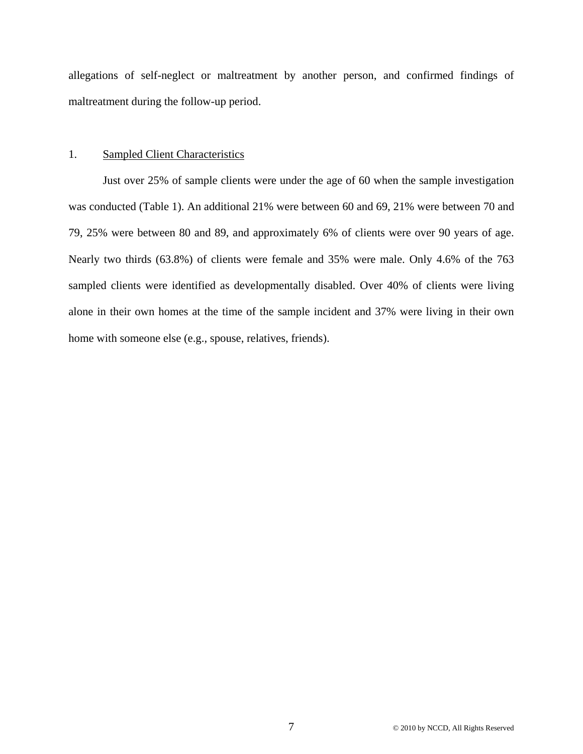allegations of self-neglect or maltreatment by another person, and confirmed findings of maltreatment during the follow-up period.

1. Sampled Client Characteristics

Just over 25% of sample clients were under the age of 60 when the sample investigation was conducted (Table 1). An additional 21% were between 60 and 69, 21% were between 70 and 79, 25% were between 80 and 89, and approximately 6% of clients were over 90 years of age. Nearly two thirds (63.8%) of clients were female and 35% were male. Only 4.6% of the 763 sampled clients were identified as developmentally disabled. Over 40% of clients were living alone in their own homes at the time of the sample incident and 37% were living in their own home with someone else (e.g., spouse, relatives, friends).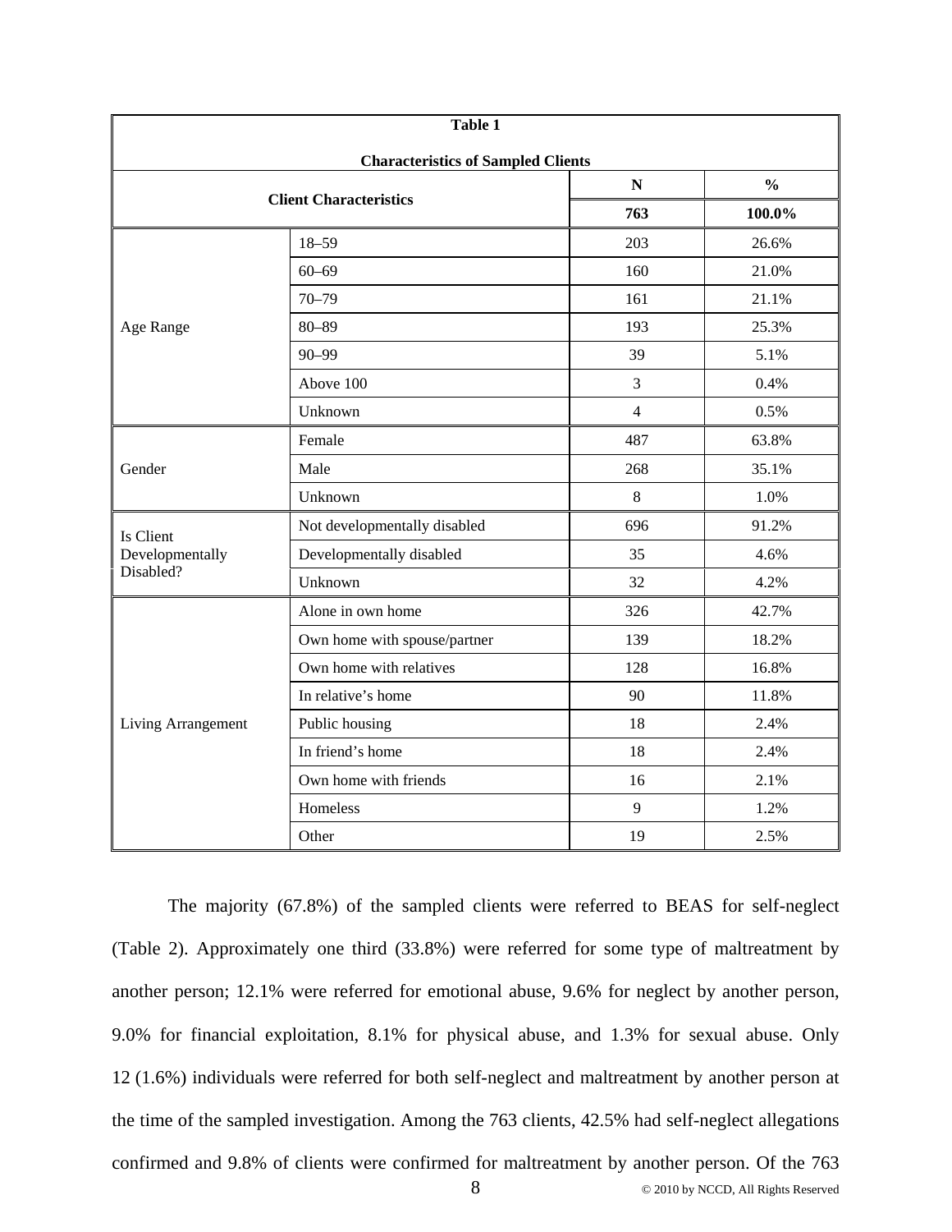| Table 1<br><br>Characteristics of Sampled Clients | | | |
|---|---|---|---|
| Client Characteristics | | N | % |
| | | 763 | 100.0% |
| Age Range | 18–59 | 203 | 26.6% |
| | 60–69 | 160 | 21.0% |
| | 70–79 | 161 | 21.1% |
| | 80–89 | 193 | 25.3% |
| | 90–99 | 39 | 5.1% |
| | Above 100 | 3 | 0.4% |
| | Unknown | 4 | 0.5% |
| Gender | Female | 487 | 63.8% |
| | Male | 268 | 35.1% |
| | Unknown | 8 | 1.0% |
| Is Client Developmentally Disabled? | Not developmentally disabled | 696 | 91.2% |
| | Developmentally disabled | 35 | 4.6% |
| | Unknown | 32 | 4.2% |
| Living Arrangement | Alone in own home | 326 | 42.7% |
| | Own home with spouse/partner | 139 | 18.2% |
| | Own home with relatives | 128 | 16.8% |
| | In relative's home | 90 | 11.8% |
| | Public housing | 18 | 2.4% |
| | In friend's home | 18 | 2.4% |
| | Own home with friends | 16 | 2.1% |
| | Homeless | 9 | 1.2% |
| | Other | 19 | 2.5% |

The majority (67.8%) of the sampled clients were referred to BEAS for self-neglect (Table 2). Approximately one third (33.8%) were referred for some type of maltreatment by another person; 12.1% were referred for emotional abuse, 9.6% for neglect by another person, 9.0% for financial exploitation, 8.1% for physical abuse, and 1.3% for sexual abuse. Only 12 (1.6%) individuals were referred for both self-neglect and maltreatment by another person at the time of the sampled investigation. Among the 763 clients, 42.5% had self-neglect allegations confirmed and 9.8% of clients were confirmed for maltreatment by another person. Of the 763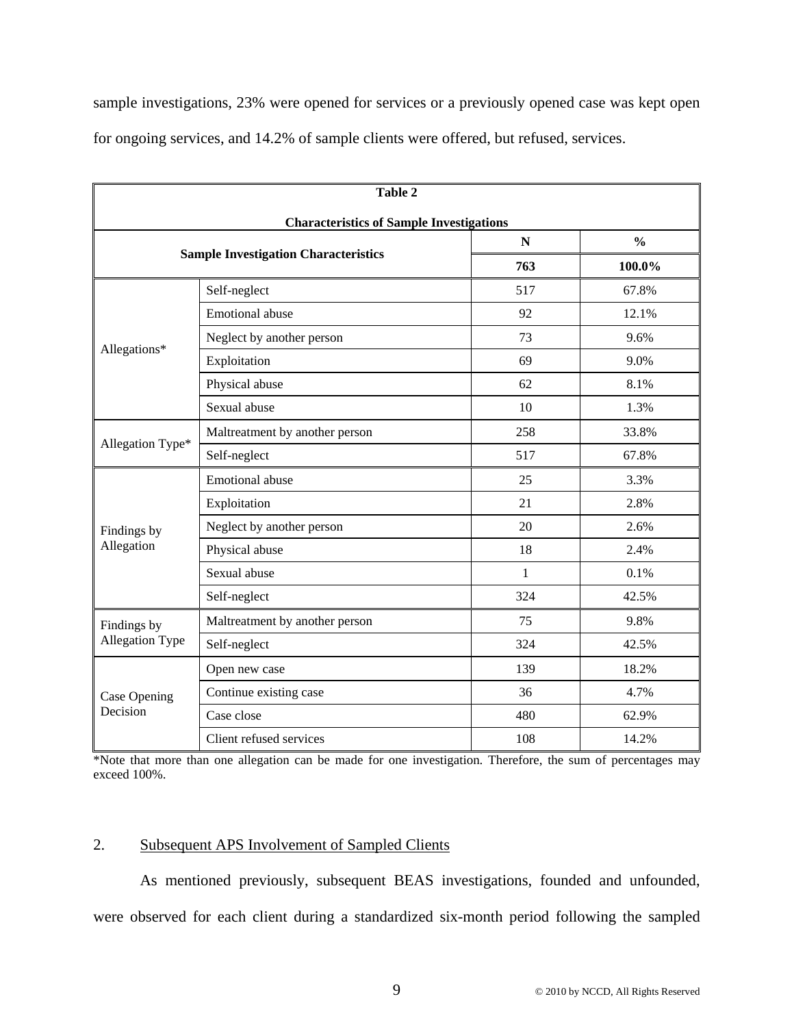sample investigations, 23% were opened for services or a previously opened case was kept open for ongoing services, and 14.2% of sample clients were offered, but refused, services.

| Table 2<br>Characteristics of Sample Investigations | | | |
|---|---|---|---|
| **Sample Investigation Characteristics** | | **N** | **%** |
| | | **763** | **100.0%** |
| Allegations* | Self-neglect | 517 | 67.8% |
| | Emotional abuse | 92 | 12.1% |
| | Neglect by another person | 73 | 9.6% |
| | Exploitation | 69 | 9.0% |
| | Physical abuse | 62 | 8.1% |
| | Sexual abuse | 10 | 1.3% |
| Allegation Type* | Maltreatment by another person | 258 | 33.8% |
| | Self-neglect | 517 | 67.8% |
| Findings by Allegation | Emotional abuse | 25 | 3.3% |
| | Exploitation | 21 | 2.8% |
| | Neglect by another person | 20 | 2.6% |
| | Physical abuse | 18 | 2.4% |
| | Sexual abuse | 1 | 0.1% |
| | Self-neglect | 324 | 42.5% |
| Findings by Allegation Type | Maltreatment by another person | 75 | 9.8% |
| | Self-neglect | 324 | 42.5% |
| Case Opening Decision | Open new case | 139 | 18.2% |
| | Continue existing case | 36 | 4.7% |
| | Case close | 480 | 62.9% |
| | Client refused services | 108 | 14.2% |

*Note that more than one allegation can be made for one investigation. Therefore, the sum of percentages may exceed 100%.

2. Subsequent APS Involvement of Sampled Clients

As mentioned previously, subsequent BEAS investigations, founded and unfounded, were observed for each client during a standardized six-month period following the sampled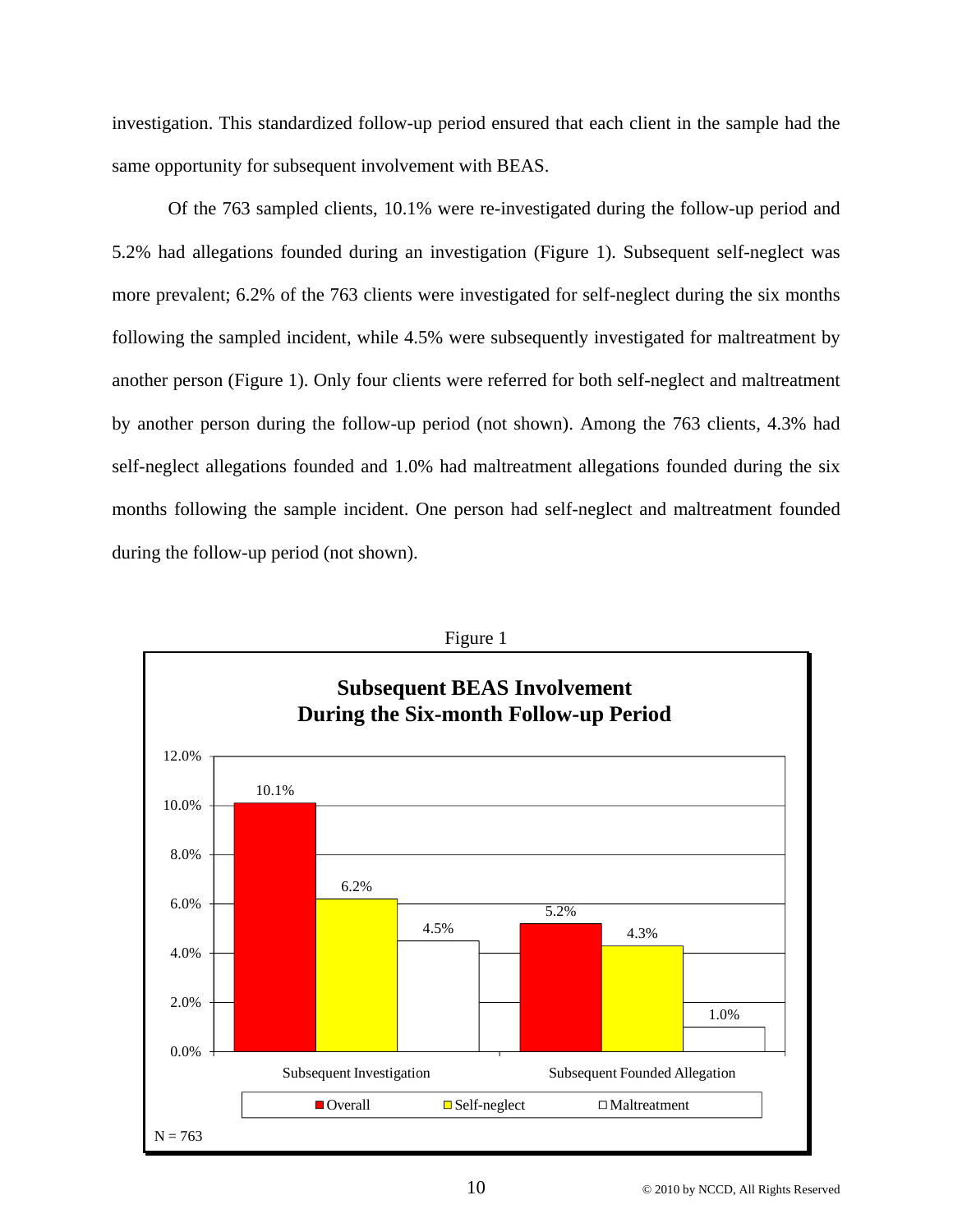investigation. This standardized follow-up period ensured that each client in the sample had the same opportunity for subsequent involvement with BEAS.

Of the 763 sampled clients, 10.1% were re-investigated during the follow-up period and 5.2% had allegations founded during an investigation (Figure 1). Subsequent self-neglect was more prevalent; 6.2% of the 763 clients were investigated for self-neglect during the six months following the sampled incident, while 4.5% were subsequently investigated for maltreatment by another person (Figure 1). Only four clients were referred for both self-neglect and maltreatment by another person during the follow-up period (not shown). Among the 763 clients, 4.3% had self-neglect allegations founded and 1.0% had maltreatment allegations founded during the six months following the sample incident. One person had self-neglect and maltreatment founded during the follow-up period (not shown).

Figure 1

**Subsequent BEAS Involvement**
**During the Six-month Follow-up Period**

12.0%
10.0%
8.0%
6.0%
4.0%
2.0%
0.0%

10.1%
6.2%
4.5%
5.2%
4.3%
1.0%

Subsequent Investigation
Subsequent Founded Allegation

Overall
Self-neglect
Maltreatment

N = 763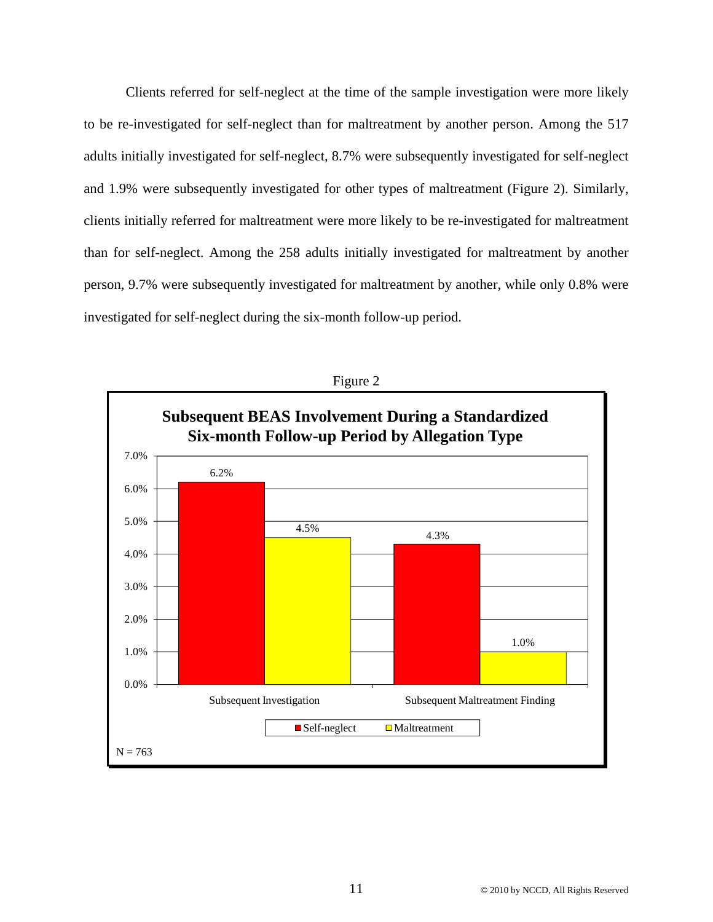Clients referred for self-neglect at the time of the sample investigation were more likely to be re-investigated for self-neglect than for maltreatment by another person. Among the 517 adults initially investigated for self-neglect, 8.7% were subsequently investigated for self-neglect and 1.9% were subsequently investigated for other types of maltreatment (Figure 2). Similarly, clients initially referred for maltreatment were more likely to be re-investigated for maltreatment than for self-neglect. Among the 258 adults initially investigated for maltreatment by another person, 9.7% were subsequently investigated for maltreatment by another, while only 0.8% were investigated for self-neglect during the six-month follow-up period.

Figure 2

**Subsequent BEAS Involvement During a Standardized Six-month Follow-up Period by Allegation Type**

7.0%
6.0%
5.0%
4.0%
3.0%
2.0%
1.0%
0.0%

6.2%
4.5%
4.3%
1.0%

Subsequent Investigation
Subsequent Maltreatment Finding

Self-neglect
Maltreatment

N = 763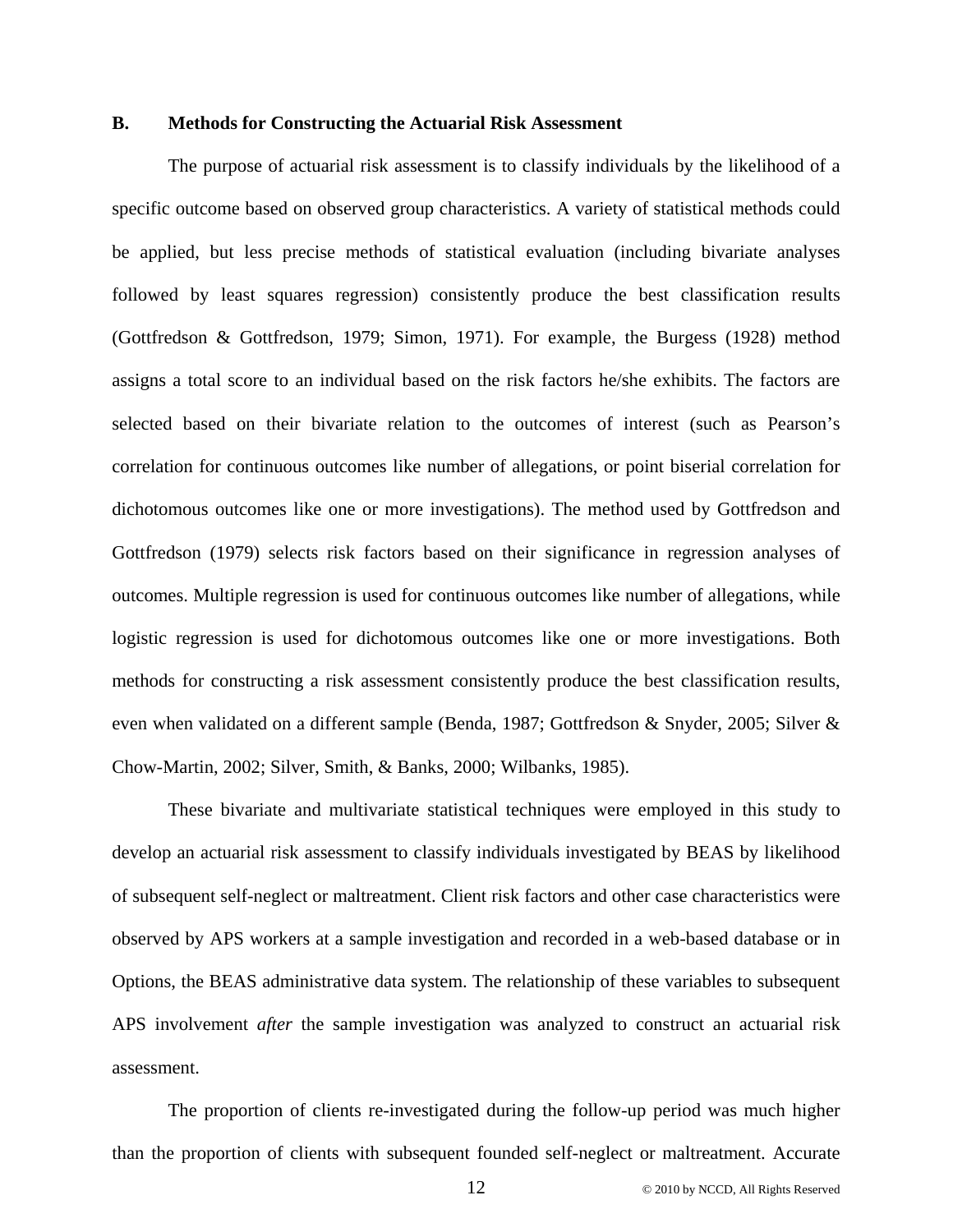## B. Methods for Constructing the Actuarial Risk Assessment

The purpose of actuarial risk assessment is to classify individuals by the likelihood of a specific outcome based on observed group characteristics. A variety of statistical methods could be applied, but less precise methods of statistical evaluation (including bivariate analyses followed by least squares regression) consistently produce the best classification results (Gottfredson & Gottfredson, 1979; Simon, 1971). For example, the Burgess (1928) method assigns a total score to an individual based on the risk factors he/she exhibits. The factors are selected based on their bivariate relation to the outcomes of interest (such as Pearson's correlation for continuous outcomes like number of allegations, or point biserial correlation for dichotomous outcomes like one or more investigations). The method used by Gottfredson and Gottfredson (1979) selects risk factors based on their significance in regression analyses of outcomes. Multiple regression is used for continuous outcomes like number of allegations, while logistic regression is used for dichotomous outcomes like one or more investigations. Both methods for constructing a risk assessment consistently produce the best classification results, even when validated on a different sample (Benda, 1987; Gottfredson & Snyder, 2005; Silver & Chow-Martin, 2002; Silver, Smith, & Banks, 2000; Wilbanks, 1985).

These bivariate and multivariate statistical techniques were employed in this study to develop an actuarial risk assessment to classify individuals investigated by BEAS by likelihood of subsequent self-neglect or maltreatment. Client risk factors and other case characteristics were observed by APS workers at a sample investigation and recorded in a web-based database or in Options, the BEAS administrative data system. The relationship of these variables to subsequent APS involvement *after* the sample investigation was analyzed to construct an actuarial risk assessment.

The proportion of clients re-investigated during the follow-up period was much higher than the proportion of clients with subsequent founded self-neglect or maltreatment. Accurate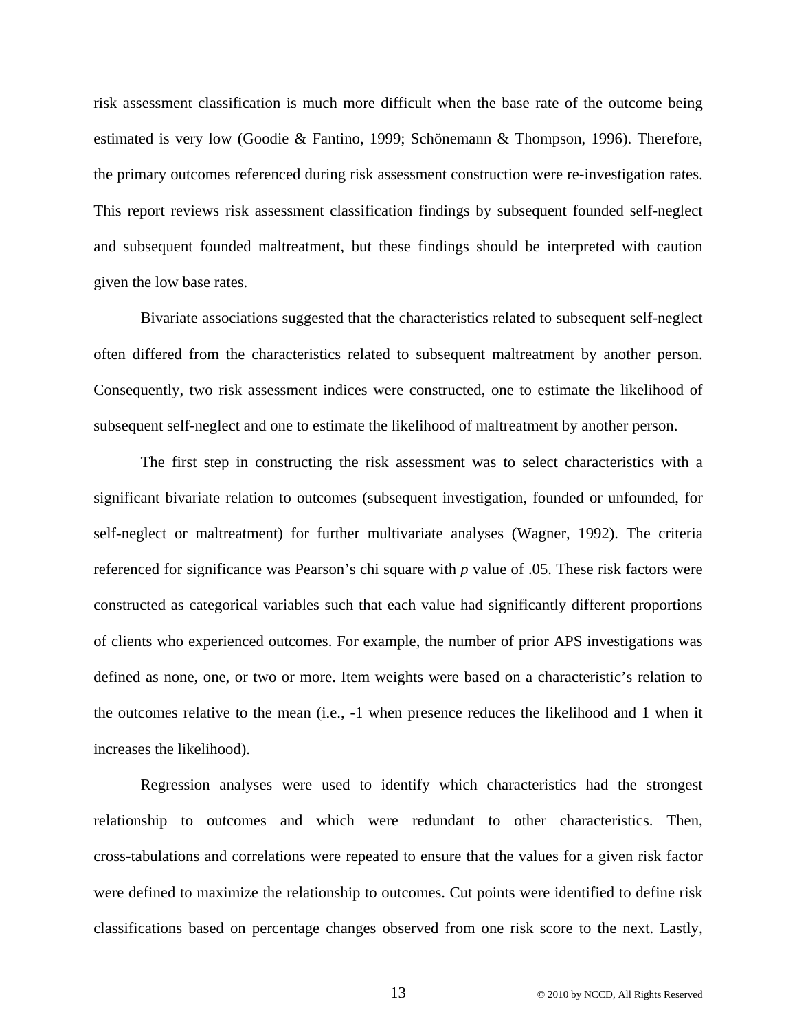risk assessment classification is much more difficult when the base rate of the outcome being estimated is very low (Goodie & Fantino, 1999; Schönemann & Thompson, 1996). Therefore, the primary outcomes referenced during risk assessment construction were re-investigation rates. This report reviews risk assessment classification findings by subsequent founded self-neglect and subsequent founded maltreatment, but these findings should be interpreted with caution given the low base rates.

Bivariate associations suggested that the characteristics related to subsequent self-neglect often differed from the characteristics related to subsequent maltreatment by another person. Consequently, two risk assessment indices were constructed, one to estimate the likelihood of subsequent self-neglect and one to estimate the likelihood of maltreatment by another person.

The first step in constructing the risk assessment was to select characteristics with a significant bivariate relation to outcomes (subsequent investigation, founded or unfounded, for self-neglect or maltreatment) for further multivariate analyses (Wagner, 1992). The criteria referenced for significance was Pearson's chi square with *p* value of .05. These risk factors were constructed as categorical variables such that each value had significantly different proportions of clients who experienced outcomes. For example, the number of prior APS investigations was defined as none, one, or two or more. Item weights were based on a characteristic's relation to the outcomes relative to the mean (i.e., -1 when presence reduces the likelihood and 1 when it increases the likelihood).

Regression analyses were used to identify which characteristics had the strongest relationship to outcomes and which were redundant to other characteristics. Then, cross-tabulations and correlations were repeated to ensure that the values for a given risk factor were defined to maximize the relationship to outcomes. Cut points were identified to define risk classifications based on percentage changes observed from one risk score to the next. Lastly,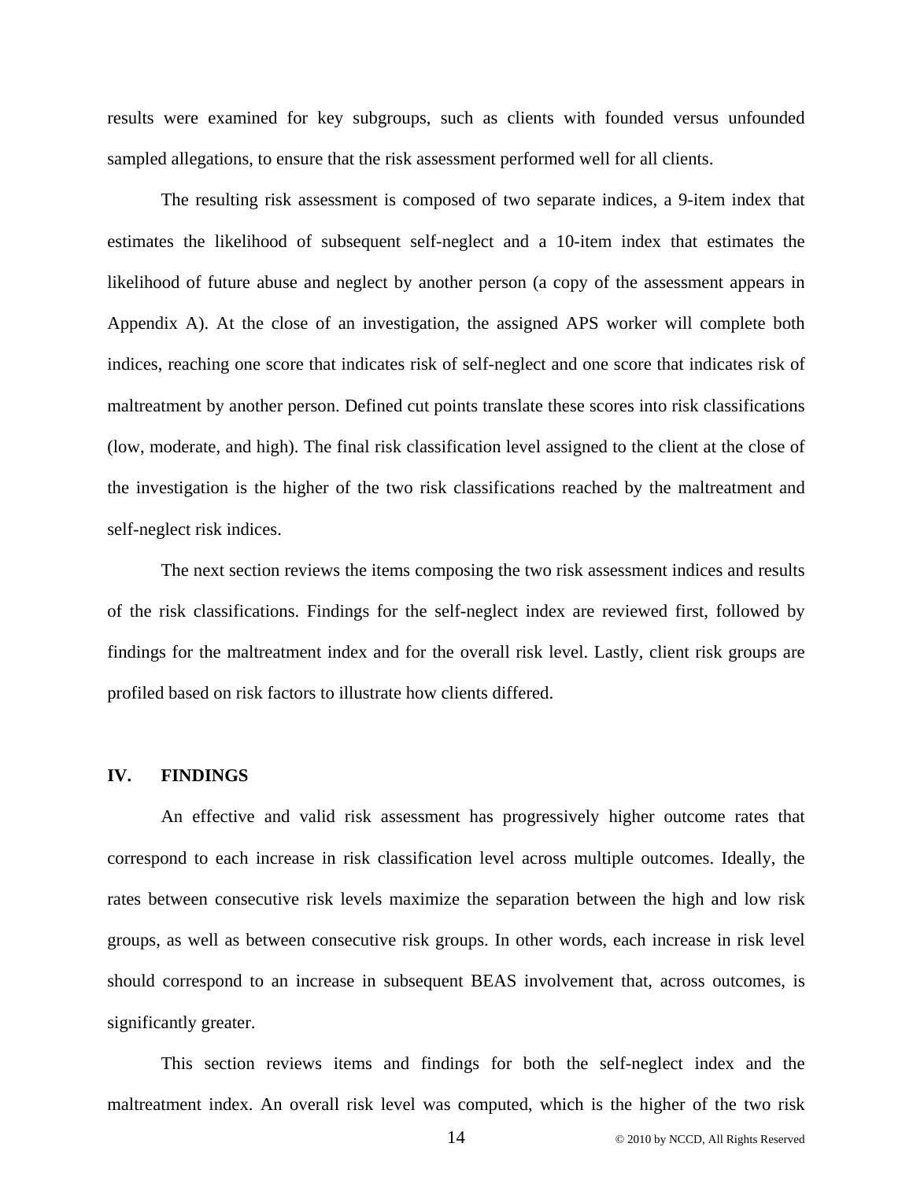results were examined for key subgroups, such as clients with founded versus unfounded sampled allegations, to ensure that the risk assessment performed well for all clients.

The resulting risk assessment is composed of two separate indices, a 9-item index that estimates the likelihood of subsequent self-neglect and a 10-item index that estimates the likelihood of future abuse and neglect by another person (a copy of the assessment appears in Appendix A). At the close of an investigation, the assigned APS worker will complete both indices, reaching one score that indicates risk of self-neglect and one score that indicates risk of maltreatment by another person. Defined cut points translate these scores into risk classifications (low, moderate, and high). The final risk classification level assigned to the client at the close of the investigation is the higher of the two risk classifications reached by the maltreatment and self-neglect risk indices.

The next section reviews the items composing the two risk assessment indices and results of the risk classifications. Findings for the self-neglect index are reviewed first, followed by findings for the maltreatment index and for the overall risk level. Lastly, client risk groups are profiled based on risk factors to illustrate how clients differed.

## IV. FINDINGS

An effective and valid risk assessment has progressively higher outcome rates that correspond to each increase in risk classification level across multiple outcomes. Ideally, the rates between consecutive risk levels maximize the separation between the high and low risk groups, as well as between consecutive risk groups. In other words, each increase in risk level should correspond to an increase in subsequent BEAS involvement that, across outcomes, is significantly greater.

This section reviews items and findings for both the self-neglect index and the maltreatment index. An overall risk level was computed, which is the higher of the two risk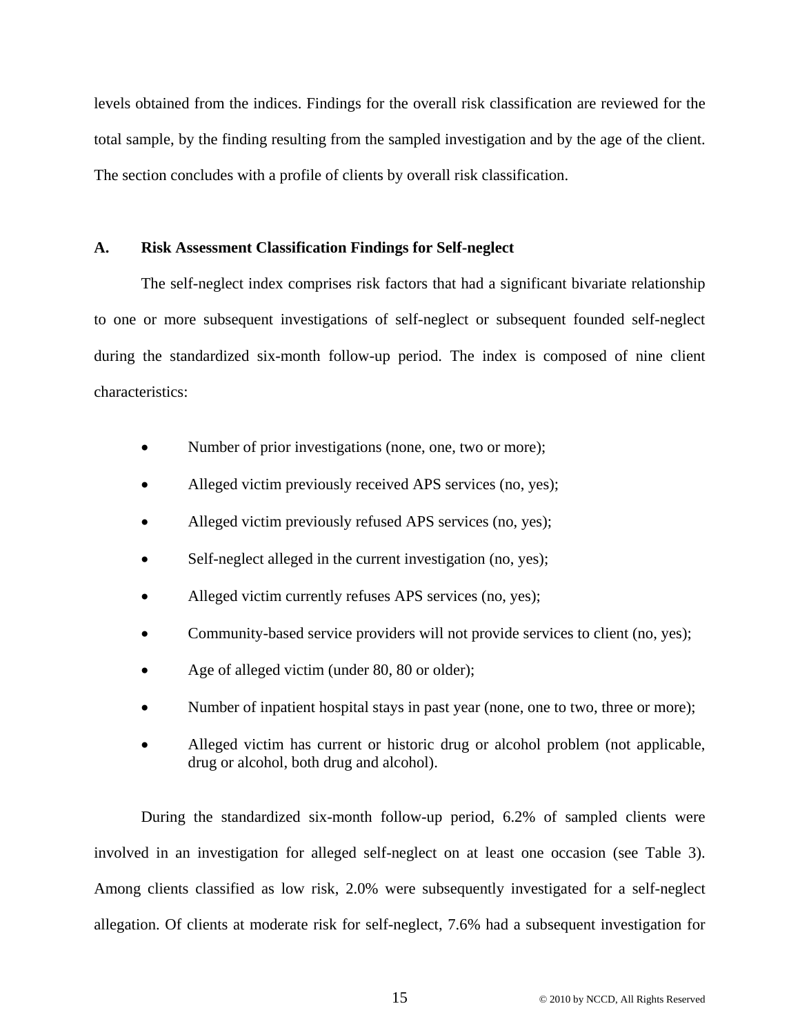levels obtained from the indices. Findings for the overall risk classification are reviewed for the total sample, by the finding resulting from the sampled investigation and by the age of the client. The section concludes with a profile of clients by overall risk classification.

## A. Risk Assessment Classification Findings for Self-neglect

The self-neglect index comprises risk factors that had a significant bivariate relationship to one or more subsequent investigations of self-neglect or subsequent founded self-neglect during the standardized six-month follow-up period. The index is composed of nine client characteristics:

- Number of prior investigations (none, one, two or more);
- Alleged victim previously received APS services (no, yes);
- Alleged victim previously refused APS services (no, yes);
- Self-neglect alleged in the current investigation (no, yes);
- Alleged victim currently refuses APS services (no, yes);
- Community-based service providers will not provide services to client (no, yes);
- Age of alleged victim (under 80, 80 or older);
- Number of inpatient hospital stays in past year (none, one to two, three or more);
- Alleged victim has current or historic drug or alcohol problem (not applicable, drug or alcohol, both drug and alcohol).

During the standardized six-month follow-up period, 6.2% of sampled clients were involved in an investigation for alleged self-neglect on at least one occasion (see Table 3). Among clients classified as low risk, 2.0% were subsequently investigated for a self-neglect allegation. Of clients at moderate risk for self-neglect, 7.6% had a subsequent investigation for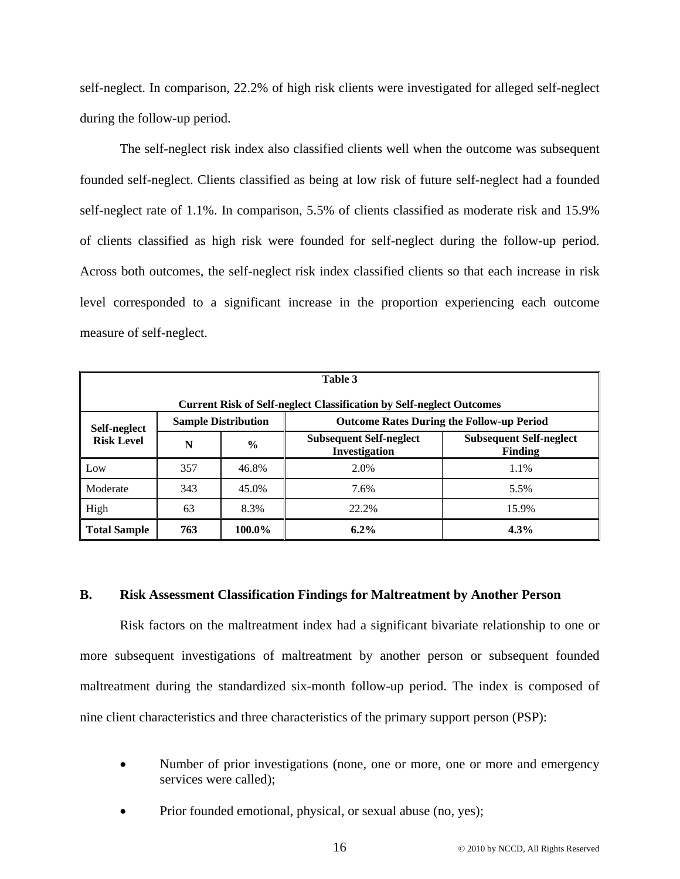self-neglect. In comparison, 22.2% of high risk clients were investigated for alleged self-neglect during the follow-up period.

The self-neglect risk index also classified clients well when the outcome was subsequent founded self-neglect. Clients classified as being at low risk of future self-neglect had a founded self-neglect rate of 1.1%. In comparison, 5.5% of clients classified as moderate risk and 15.9% of clients classified as high risk were founded for self-neglect during the follow-up period. Across both outcomes, the self-neglect risk index classified clients so that each increase in risk level corresponded to a significant increase in the proportion experiencing each outcome measure of self-neglect.

**Table 3**

**Current Risk of Self-neglect Classification by Self-neglect Outcomes**

| Self-neglect Risk Level | Sample Distribution | | Outcome Rates During the Follow-up Period | |
|---|---|---|---|---|
| | N | % | Subsequent Self-neglect Investigation | Subsequent Self-neglect Finding |
| Low | 357 | 46.8% | 2.0% | 1.1% |
| Moderate | 343 | 45.0% | 7.6% | 5.5% |
| High | 63 | 8.3% | 22.2% | 15.9% |
| **Total Sample** | **763** | **100.0%** | **6.2%** | **4.3%** |

## B. Risk Assessment Classification Findings for Maltreatment by Another Person

Risk factors on the maltreatment index had a significant bivariate relationship to one or more subsequent investigations of maltreatment by another person or subsequent founded maltreatment during the standardized six-month follow-up period. The index is composed of nine client characteristics and three characteristics of the primary support person (PSP):

- Number of prior investigations (none, one or more, one or more and emergency services were called);
- Prior founded emotional, physical, or sexual abuse (no, yes);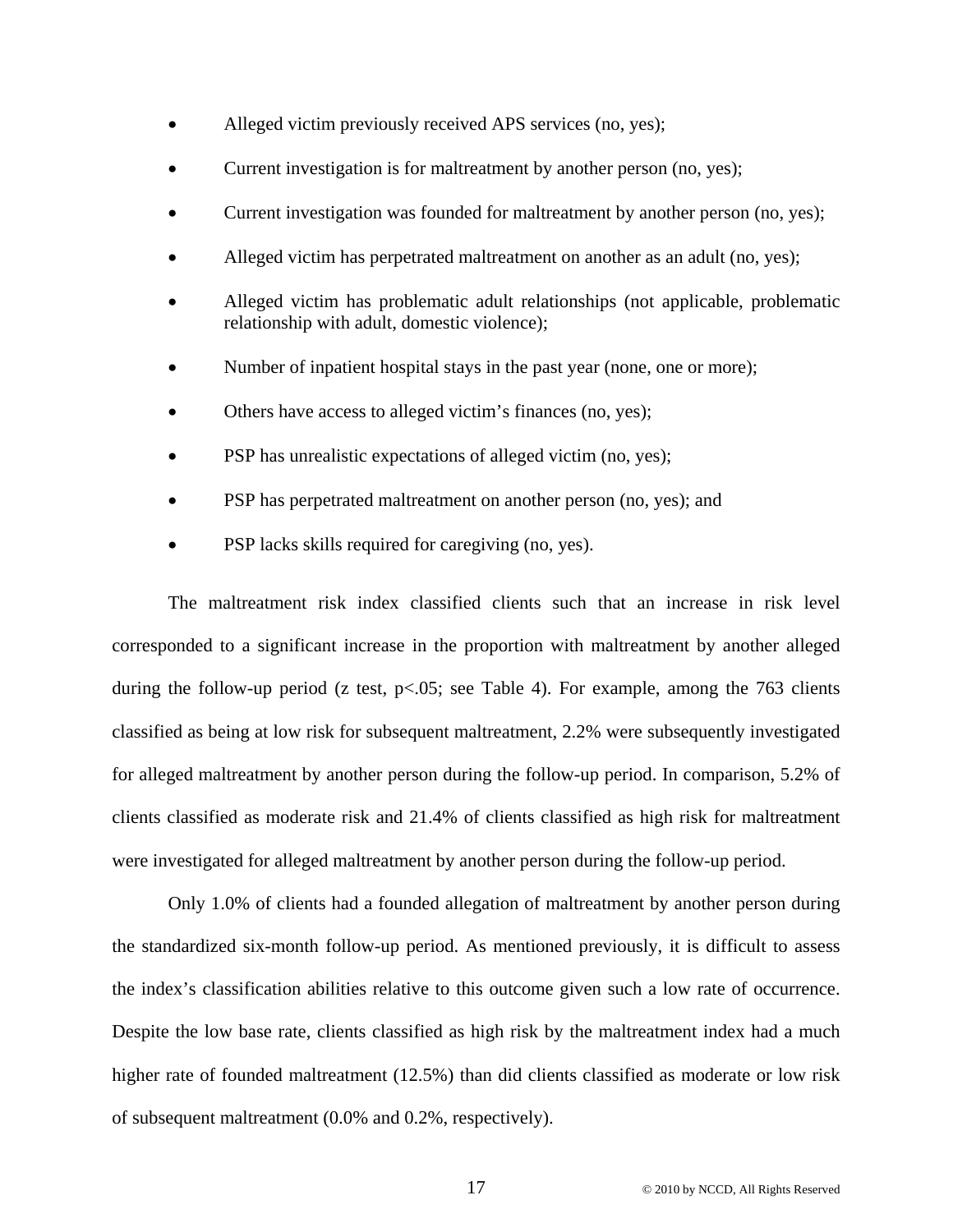- Alleged victim previously received APS services (no, yes);
- Current investigation is for maltreatment by another person (no, yes);
- Current investigation was founded for maltreatment by another person (no, yes);
- Alleged victim has perpetrated maltreatment on another as an adult (no, yes);
- Alleged victim has problematic adult relationships (not applicable, problematic relationship with adult, domestic violence);
- Number of inpatient hospital stays in the past year (none, one or more);
- Others have access to alleged victim's finances (no, yes);
- PSP has unrealistic expectations of alleged victim (no, yes);
- PSP has perpetrated maltreatment on another person (no, yes); and
- PSP lacks skills required for caregiving (no, yes).

The maltreatment risk index classified clients such that an increase in risk level corresponded to a significant increase in the proportion with maltreatment by another alleged during the follow-up period (z test, $p<.05$; see Table 4). For example, among the 763 clients classified as being at low risk for subsequent maltreatment, 2.2% were subsequently investigated for alleged maltreatment by another person during the follow-up period. In comparison, 5.2% of clients classified as moderate risk and 21.4% of clients classified as high risk for maltreatment were investigated for alleged maltreatment by another person during the follow-up period.

Only 1.0% of clients had a founded allegation of maltreatment by another person during the standardized six-month follow-up period. As mentioned previously, it is difficult to assess the index's classification abilities relative to this outcome given such a low rate of occurrence. Despite the low base rate, clients classified as high risk by the maltreatment index had a much higher rate of founded maltreatment (12.5%) than did clients classified as moderate or low risk of subsequent maltreatment (0.0% and 0.2%, respectively).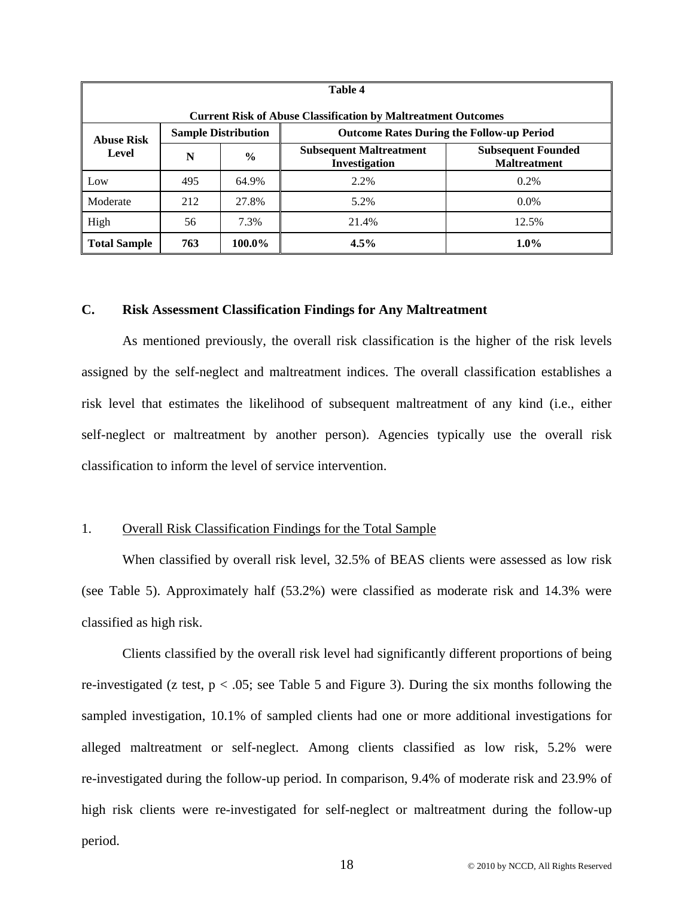**Table 4**

**Current Risk of Abuse Classification by Maltreatment Outcomes**

| Abuse Risk Level | Sample Distribution | | Outcome Rates During the Follow-up Period | |
|---|---|---|---|---|
| | N | % | Subsequent Maltreatment Investigation | Subsequent Founded Maltreatment |
| Low | 495 | 64.9% | 2.2% | 0.2% |
| Moderate | 212 | 27.8% | 5.2% | 0.0% |
| High | 56 | 7.3% | 21.4% | 12.5% |
| **Total Sample** | **763** | **100.0%** | **4.5%** | **1.0%** |

## C. Risk Assessment Classification Findings for Any Maltreatment

As mentioned previously, the overall risk classification is the higher of the risk levels assigned by the self-neglect and maltreatment indices. The overall classification establishes a risk level that estimates the likelihood of subsequent maltreatment of any kind (i.e., either self-neglect or maltreatment by another person). Agencies typically use the overall risk classification to inform the level of service intervention.

### 1. Overall Risk Classification Findings for the Total Sample

When classified by overall risk level, 32.5% of BEAS clients were assessed as low risk (see Table 5). Approximately half (53.2%) were classified as moderate risk and 14.3% were classified as high risk.

Clients classified by the overall risk level had significantly different proportions of being re-investigated (z test, $p < .05$; see Table 5 and Figure 3). During the six months following the sampled investigation, 10.1% of sampled clients had one or more additional investigations for alleged maltreatment or self-neglect. Among clients classified as low risk, 5.2% were re-investigated during the follow-up period. In comparison, 9.4% of moderate risk and 23.9% of high risk clients were re-investigated for self-neglect or maltreatment during the follow-up period.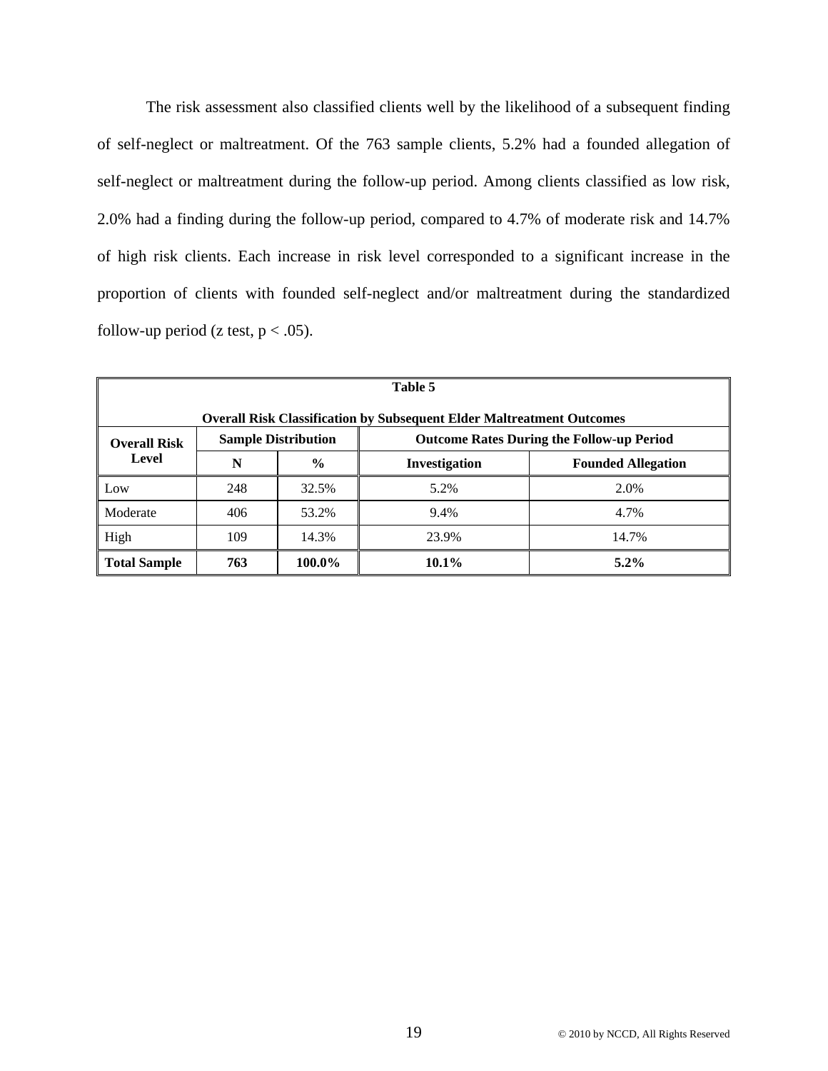The risk assessment also classified clients well by the likelihood of a subsequent finding of self-neglect or maltreatment. Of the 763 sample clients, 5.2% had a founded allegation of self-neglect or maltreatment during the follow-up period. Among clients classified as low risk, 2.0% had a finding during the follow-up period, compared to 4.7% of moderate risk and 14.7% of high risk clients. Each increase in risk level corresponded to a significant increase in the proportion of clients with founded self-neglect and/or maltreatment during the standardized follow-up period (z test, $p < .05$).

**Table 5**

**Overall Risk Classification by Subsequent Elder Maltreatment Outcomes**

| Overall Risk Level | Sample Distribution | | Outcome Rates During the Follow-up Period | |
|---|---|---|---|---|
| | N | % | Investigation | Founded Allegation |
| Low | 248 | 32.5% | 5.2% | 2.0% |
| Moderate | 406 | 53.2% | 9.4% | 4.7% |
| High | 109 | 14.3% | 23.9% | 14.7% |
| **Total Sample** | **763** | **100.0%** | **10.1%** | **5.2%** |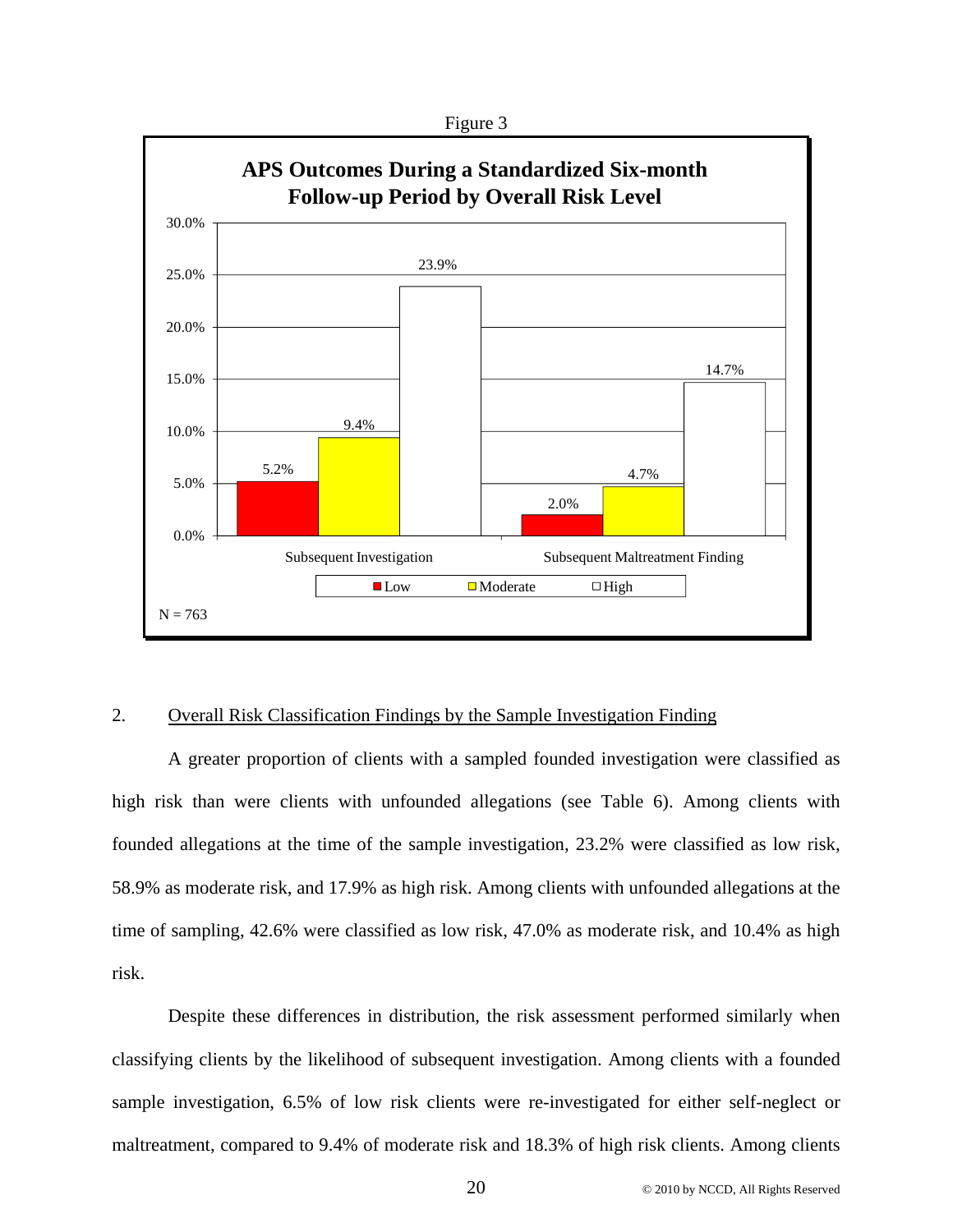Figure 3

**APS Outcomes During a Standardized Six-month Follow-up Period by Overall Risk Level**

30.0%
25.0%
20.0%
15.0%
10.0%
5.0%
0.0%

5.2%
9.4%
23.9%
2.0%
4.7%
14.7%

Subsequent Investigation
Subsequent Maltreatment Finding

Low
Moderate
High

N = 763

2. Overall Risk Classification Findings by the Sample Investigation Finding

A greater proportion of clients with a sampled founded investigation were classified as high risk than were clients with unfounded allegations (see Table 6). Among clients with founded allegations at the time of the sample investigation, 23.2% were classified as low risk, 58.9% as moderate risk, and 17.9% as high risk. Among clients with unfounded allegations at the time of sampling, 42.6% were classified as low risk, 47.0% as moderate risk, and 10.4% as high risk.

Despite these differences in distribution, the risk assessment performed similarly when classifying clients by the likelihood of subsequent investigation. Among clients with a founded sample investigation, 6.5% of low risk clients were re-investigated for either self-neglect or maltreatment, compared to 9.4% of moderate risk and 18.3% of high risk clients. Among clients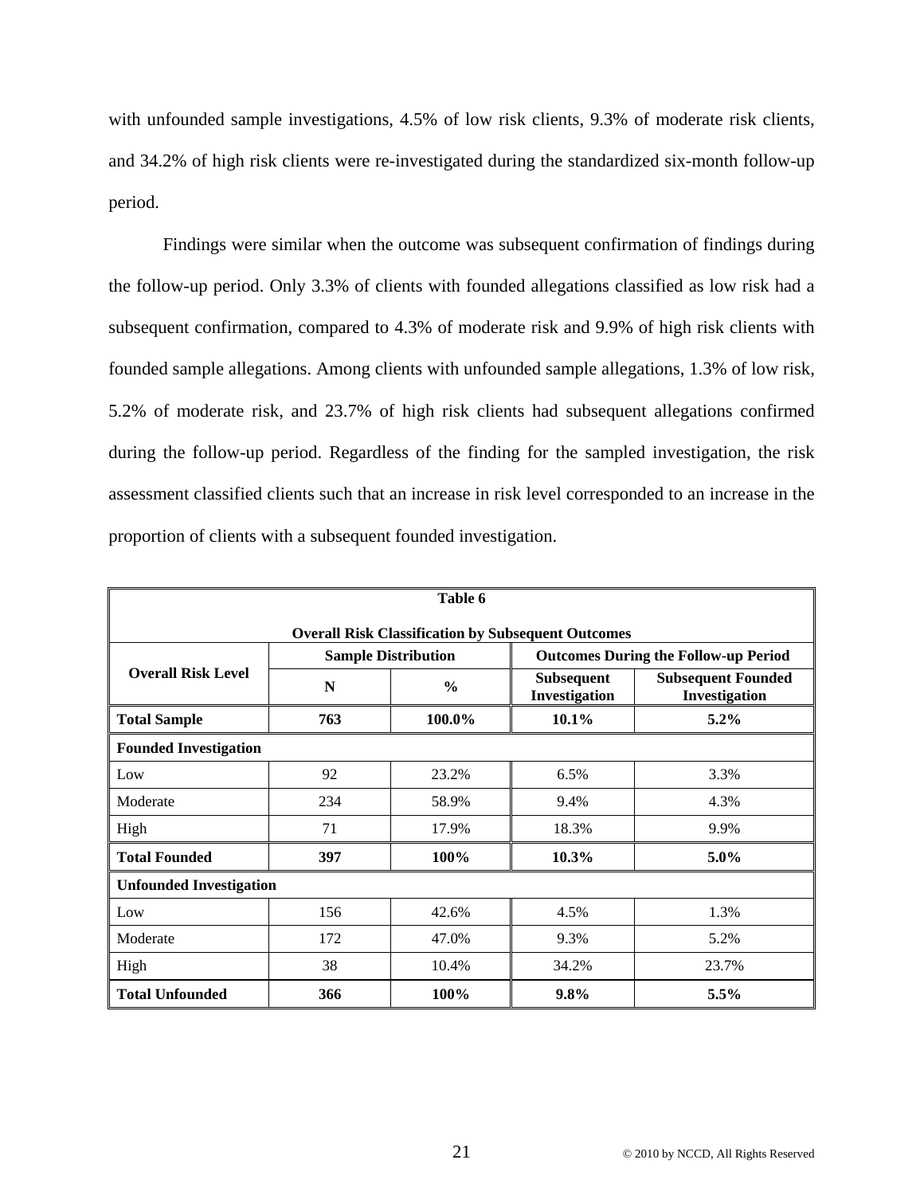with unfounded sample investigations, 4.5% of low risk clients, 9.3% of moderate risk clients, and 34.2% of high risk clients were re-investigated during the standardized six-month follow-up period.

Findings were similar when the outcome was subsequent confirmation of findings during the follow-up period. Only 3.3% of clients with founded allegations classified as low risk had a subsequent confirmation, compared to 4.3% of moderate risk and 9.9% of high risk clients with founded sample allegations. Among clients with unfounded sample allegations, 1.3% of low risk, 5.2% of moderate risk, and 23.7% of high risk clients had subsequent allegations confirmed during the follow-up period. Regardless of the finding for the sampled investigation, the risk assessment classified clients such that an increase in risk level corresponded to an increase in the proportion of clients with a subsequent founded investigation.

**Table 6**

**Overall Risk Classification by Subsequent Outcomes**

| Overall Risk Level | Sample Distribution | | Outcomes During the Follow-up Period | |
|---|---|---|---|---|
| | N | % | Subsequent Investigation | Subsequent Founded Investigation |
| **Total Sample** | **763** | **100.0%** | **10.1%** | **5.2%** |
| **Founded Investigation** | | | | |
| Low | 92 | 23.2% | 6.5% | 3.3% |
| Moderate | 234 | 58.9% | 9.4% | 4.3% |
| High | 71 | 17.9% | 18.3% | 9.9% |
| **Total Founded** | **397** | **100%** | **10.3%** | **5.0%** |
| **Unfounded Investigation** | | | | |
| Low | 156 | 42.6% | 4.5% | 1.3% |
| Moderate | 172 | 47.0% | 9.3% | 5.2% |
| High | 38 | 10.4% | 34.2% | 23.7% |
| **Total Unfounded** | **366** | **100%** | **9.8%** | **5.5%** |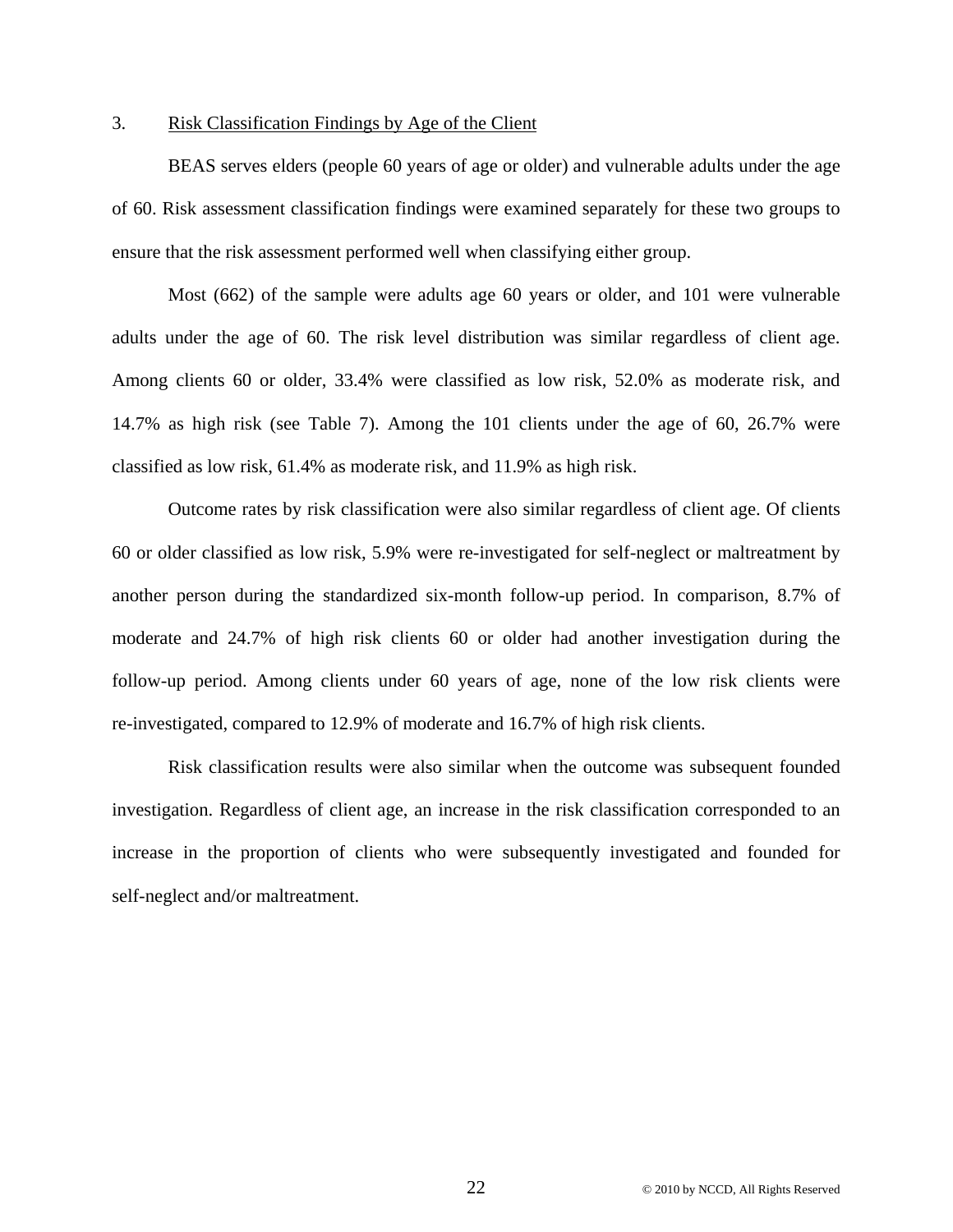### 3. Risk Classification Findings by Age of the Client

BEAS serves elders (people 60 years of age or older) and vulnerable adults under the age of 60. Risk assessment classification findings were examined separately for these two groups to ensure that the risk assessment performed well when classifying either group.

Most (662) of the sample were adults age 60 years or older, and 101 were vulnerable adults under the age of 60. The risk level distribution was similar regardless of client age. Among clients 60 or older, 33.4% were classified as low risk, 52.0% as moderate risk, and 14.7% as high risk (see Table 7). Among the 101 clients under the age of 60, 26.7% were classified as low risk, 61.4% as moderate risk, and 11.9% as high risk.

Outcome rates by risk classification were also similar regardless of client age. Of clients 60 or older classified as low risk, 5.9% were re-investigated for self-neglect or maltreatment by another person during the standardized six-month follow-up period. In comparison, 8.7% of moderate and 24.7% of high risk clients 60 or older had another investigation during the follow-up period. Among clients under 60 years of age, none of the low risk clients were re-investigated, compared to 12.9% of moderate and 16.7% of high risk clients.

Risk classification results were also similar when the outcome was subsequent founded investigation. Regardless of client age, an increase in the risk classification corresponded to an increase in the proportion of clients who were subsequently investigated and founded for self-neglect and/or maltreatment.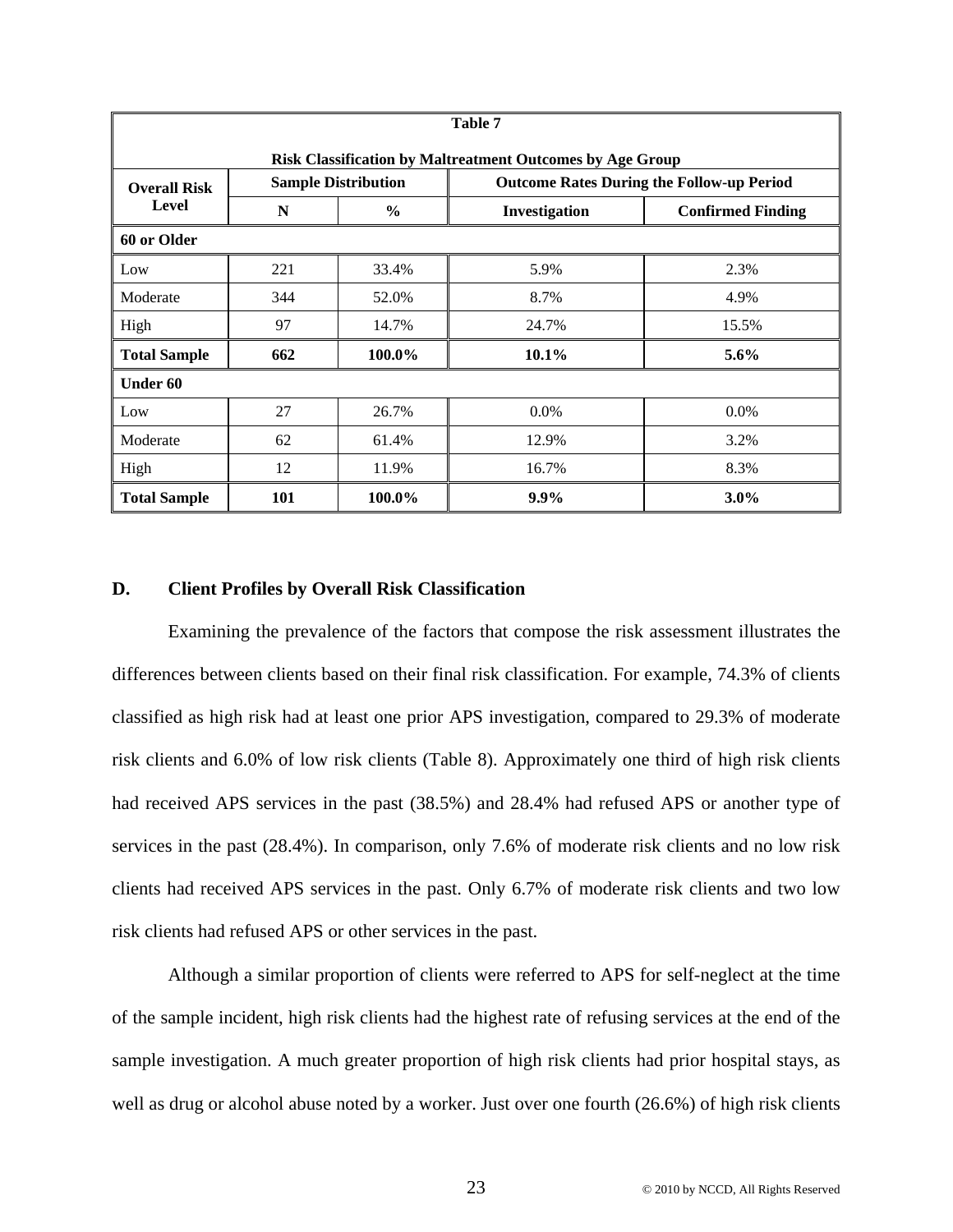| Table 7<br><br>Risk Classification by Maltreatment Outcomes by Age Group | | | | |
|---|---|---|---|---|
| **Overall Risk Level** | **Sample Distribution** | | **Outcome Rates During the Follow-up Period** | |
| | **N** | **%** | **Investigation** | **Confirmed Finding** |
| **60 or Older** | | | | |
| Low | 221 | 33.4% | 5.9% | 2.3% |
| Moderate | 344 | 52.0% | 8.7% | 4.9% |
| High | 97 | 14.7% | 24.7% | 15.5% |
| **Total Sample** | **662** | **100.0%** | **10.1%** | **5.6%** |
| **Under 60** | | | | |
| Low | 27 | 26.7% | 0.0% | 0.0% |
| Moderate | 62 | 61.4% | 12.9% | 3.2% |
| High | 12 | 11.9% | 16.7% | 8.3% |
| **Total Sample** | **101** | **100.0%** | **9.9%** | **3.0%** |

## D. Client Profiles by Overall Risk Classification

Examining the prevalence of the factors that compose the risk assessment illustrates the differences between clients based on their final risk classification. For example, 74.3% of clients classified as high risk had at least one prior APS investigation, compared to 29.3% of moderate risk clients and 6.0% of low risk clients (Table 8). Approximately one third of high risk clients had received APS services in the past (38.5%) and 28.4% had refused APS or another type of services in the past (28.4%). In comparison, only 7.6% of moderate risk clients and no low risk clients had received APS services in the past. Only 6.7% of moderate risk clients and two low risk clients had refused APS or other services in the past.

Although a similar proportion of clients were referred to APS for self-neglect at the time of the sample incident, high risk clients had the highest rate of refusing services at the end of the sample investigation. A much greater proportion of high risk clients had prior hospital stays, as well as drug or alcohol abuse noted by a worker. Just over one fourth (26.6%) of high risk clients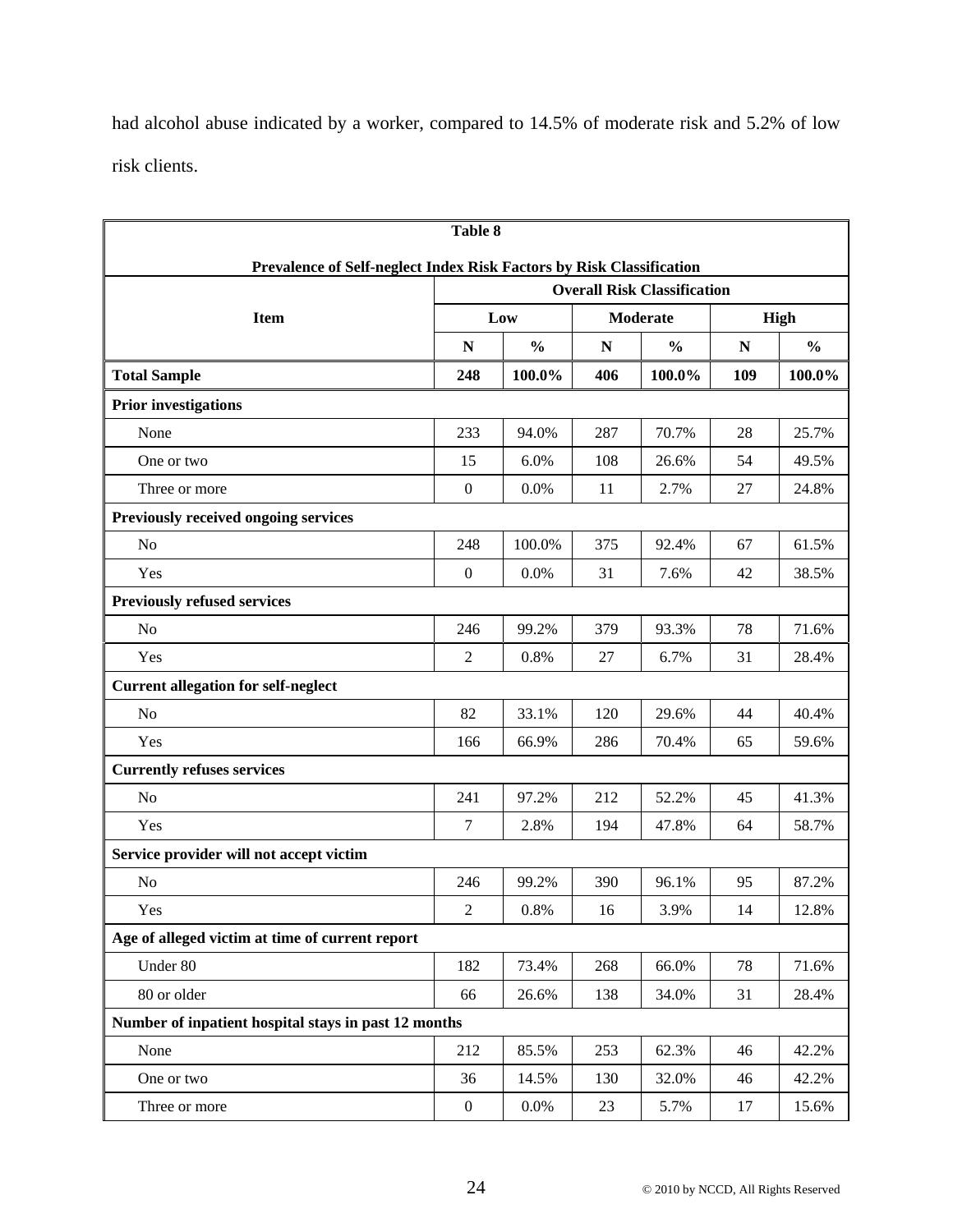had alcohol abuse indicated by a worker, compared to 14.5% of moderate risk and 5.2% of low risk clients.

**Table 8**

**Prevalence of Self-neglect Index Risk Factors by Risk Classification**

| Item | Overall Risk Classification | | | | | |
|---|---|---|---|---|---|---|
| | Low | | Moderate | | High | |
| | N | % | N | % | N | % |
| **Total Sample** | **248** | **100.0%** | **406** | **100.0%** | **109** | **100.0%** |
| **Prior investigations** | | | | | | |
| None | 233 | 94.0% | 287 | 70.7% | 28 | 25.7% |
| One or two | 15 | 6.0% | 108 | 26.6% | 54 | 49.5% |
| Three or more | 0 | 0.0% | 11 | 2.7% | 27 | 24.8% |
| **Previously received ongoing services** | | | | | | |
| No | 248 | 100.0% | 375 | 92.4% | 67 | 61.5% |
| Yes | 0 | 0.0% | 31 | 7.6% | 42 | 38.5% |
| **Previously refused services** | | | | | | |
| No | 246 | 99.2% | 379 | 93.3% | 78 | 71.6% |
| Yes | 2 | 0.8% | 27 | 6.7% | 31 | 28.4% |
| **Current allegation for self-neglect** | | | | | | |
| No | 82 | 33.1% | 120 | 29.6% | 44 | 40.4% |
| Yes | 166 | 66.9% | 286 | 70.4% | 65 | 59.6% |
| **Currently refuses services** | | | | | | |
| No | 241 | 97.2% | 212 | 52.2% | 45 | 41.3% |
| Yes | 7 | 2.8% | 194 | 47.8% | 64 | 58.7% |
| **Service provider will not accept victim** | | | | | | |
| No | 246 | 99.2% | 390 | 96.1% | 95 | 87.2% |
| Yes | 2 | 0.8% | 16 | 3.9% | 14 | 12.8% |
| **Age of alleged victim at time of current report** | | | | | | |
| Under 80 | 182 | 73.4% | 268 | 66.0% | 78 | 71.6% |
| 80 or older | 66 | 26.6% | 138 | 34.0% | 31 | 28.4% |
| **Number of inpatient hospital stays in past 12 months** | | | | | | |
| None | 212 | 85.5% | 253 | 62.3% | 46 | 42.2% |
| One or two | 36 | 14.5% | 130 | 32.0% | 46 | 42.2% |
| Three or more | 0 | 0.0% | 23 | 5.7% | 17 | 15.6% |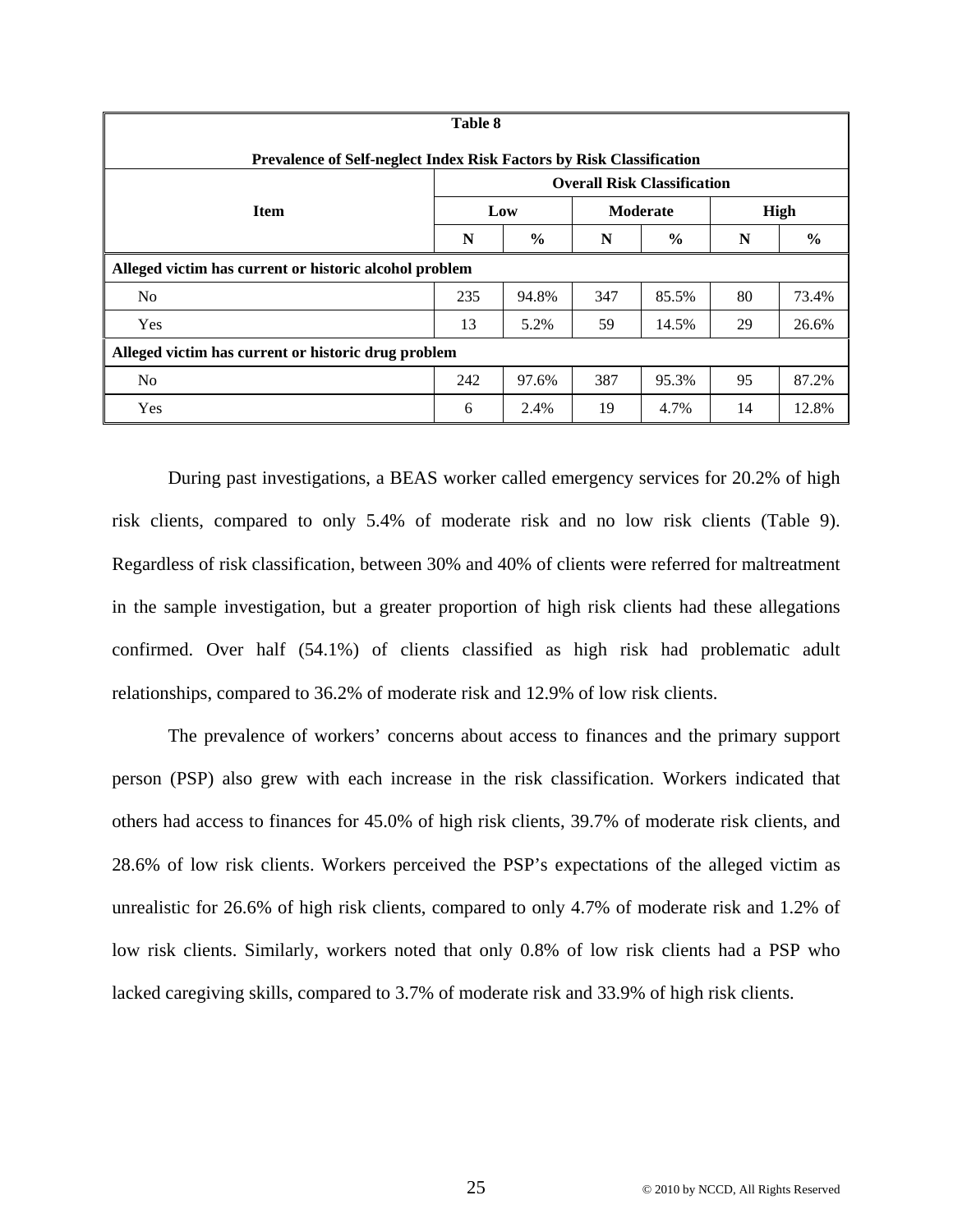**Table 8**

**Prevalence of Self-neglect Index Risk Factors by Risk Classification**

| Item | Overall Risk Classification | | | | | |
|---|---|---|---|---|---|---|
| | Low | | Moderate | | High | |
| | N | % | N | % | N | % |
| **Alleged victim has current or historic alcohol problem** | | | | | | |
| No | 235 | 94.8% | 347 | 85.5% | 80 | 73.4% |
| Yes | 13 | 5.2% | 59 | 14.5% | 29 | 26.6% |
| **Alleged victim has current or historic drug problem** | | | | | | |
| No | 242 | 97.6% | 387 | 95.3% | 95 | 87.2% |
| Yes | 6 | 2.4% | 19 | 4.7% | 14 | 12.8% |

During past investigations, a BEAS worker called emergency services for 20.2% of high risk clients, compared to only 5.4% of moderate risk and no low risk clients (Table 9). Regardless of risk classification, between 30% and 40% of clients were referred for maltreatment in the sample investigation, but a greater proportion of high risk clients had these allegations confirmed. Over half (54.1%) of clients classified as high risk had problematic adult relationships, compared to 36.2% of moderate risk and 12.9% of low risk clients.

The prevalence of workers' concerns about access to finances and the primary support person (PSP) also grew with each increase in the risk classification. Workers indicated that others had access to finances for 45.0% of high risk clients, 39.7% of moderate risk clients, and 28.6% of low risk clients. Workers perceived the PSP's expectations of the alleged victim as unrealistic for 26.6% of high risk clients, compared to only 4.7% of moderate risk and 1.2% of low risk clients. Similarly, workers noted that only 0.8% of low risk clients had a PSP who lacked caregiving skills, compared to 3.7% of moderate risk and 33.9% of high risk clients.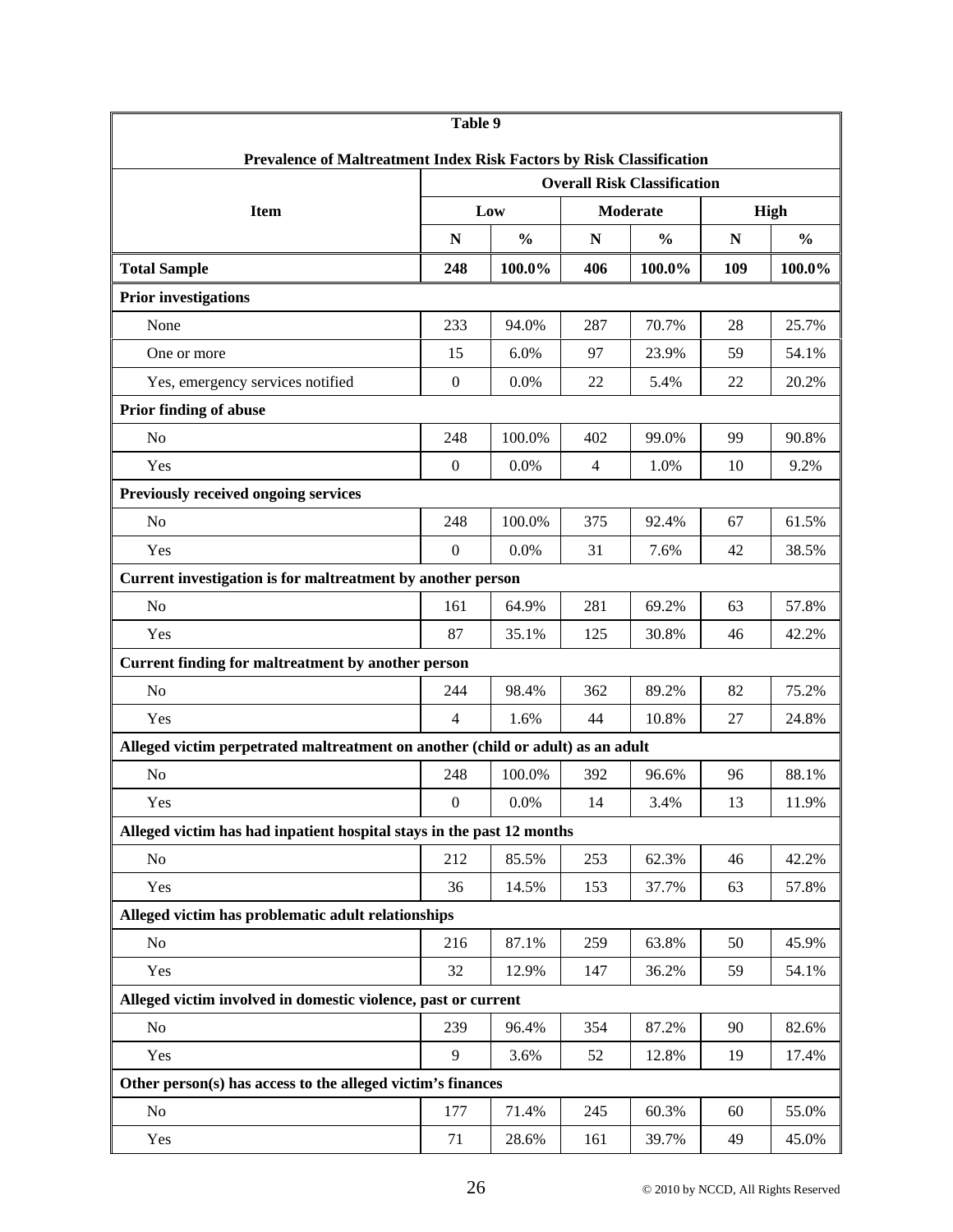**Table 9**

**Prevalence of Maltreatment Index Risk Factors by Risk Classification**

| Item | Overall Risk Classification | | | | | |
|---|---|---|---|---|---|---|
| | Low | | Moderate | | High | |
| | N | % | N | % | N | % |
| **Total Sample** | **248** | **100.0%** | **406** | **100.0%** | **109** | **100.0%** |
| **Prior investigations** | | | | | | |
| None | 233 | 94.0% | 287 | 70.7% | 28 | 25.7% |
| One or more | 15 | 6.0% | 97 | 23.9% | 59 | 54.1% |
| Yes, emergency services notified | 0 | 0.0% | 22 | 5.4% | 22 | 20.2% |
| **Prior finding of abuse** | | | | | | |
| No | 248 | 100.0% | 402 | 99.0% | 99 | 90.8% |
| Yes | 0 | 0.0% | 4 | 1.0% | 10 | 9.2% |
| **Previously received ongoing services** | | | | | | |
| No | 248 | 100.0% | 375 | 92.4% | 67 | 61.5% |
| Yes | 0 | 0.0% | 31 | 7.6% | 42 | 38.5% |
| **Current investigation is for maltreatment by another person** | | | | | | |
| No | 161 | 64.9% | 281 | 69.2% | 63 | 57.8% |
| Yes | 87 | 35.1% | 125 | 30.8% | 46 | 42.2% |
| **Current finding for maltreatment by another person** | | | | | | |
| No | 244 | 98.4% | 362 | 89.2% | 82 | 75.2% |
| Yes | 4 | 1.6% | 44 | 10.8% | 27 | 24.8% |
| **Alleged victim perpetrated maltreatment on another (child or adult) as an adult** | | | | | | |
| No | 248 | 100.0% | 392 | 96.6% | 96 | 88.1% |
| Yes | 0 | 0.0% | 14 | 3.4% | 13 | 11.9% |
| **Alleged victim has had inpatient hospital stays in the past 12 months** | | | | | | |
| No | 212 | 85.5% | 253 | 62.3% | 46 | 42.2% |
| Yes | 36 | 14.5% | 153 | 37.7% | 63 | 57.8% |
| **Alleged victim has problematic adult relationships** | | | | | | |
| No | 216 | 87.1% | 259 | 63.8% | 50 | 45.9% |
| Yes | 32 | 12.9% | 147 | 36.2% | 59 | 54.1% |
| **Alleged victim involved in domestic violence, past or current** | | | | | | |
| No | 239 | 96.4% | 354 | 87.2% | 90 | 82.6% |
| Yes | 9 | 3.6% | 52 | 12.8% | 19 | 17.4% |
| **Other person(s) has access to the alleged victim's finances** | | | | | | |
| No | 177 | 71.4% | 245 | 60.3% | 60 | 55.0% |
| Yes | 71 | 28.6% | 161 | 39.7% | 49 | 45.0% |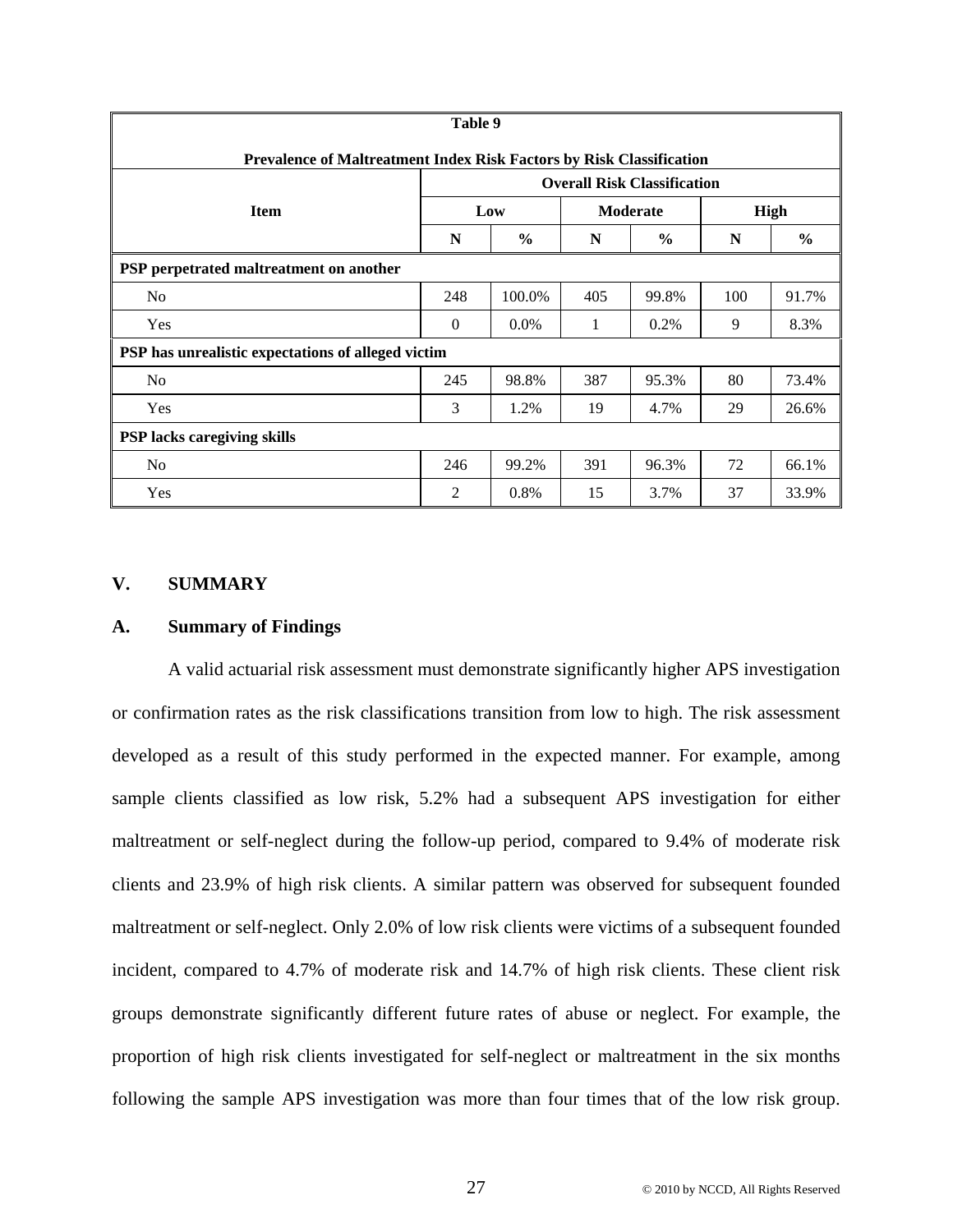**Table 9**

**Prevalence of Maltreatment Index Risk Factors by Risk Classification**

| Item | Overall Risk Classification | | | | | |
|---|---|---|---|---|---|---|
| | Low | | Moderate | | High | |
| | N | % | N | % | N | % |
| **PSP perpetrated maltreatment on another** | | | | | | |
| No | 248 | 100.0% | 405 | 99.8% | 100 | 91.7% |
| Yes | 0 | 0.0% | 1 | 0.2% | 9 | 8.3% |
| **PSP has unrealistic expectations of alleged victim** | | | | | | |
| No | 245 | 98.8% | 387 | 95.3% | 80 | 73.4% |
| Yes | 3 | 1.2% | 19 | 4.7% | 29 | 26.6% |
| **PSP lacks caregiving skills** | | | | | | |
| No | 246 | 99.2% | 391 | 96.3% | 72 | 66.1% |
| Yes | 2 | 0.8% | 15 | 3.7% | 37 | 33.9% |

# V. SUMMARY

## A. Summary of Findings

A valid actuarial risk assessment must demonstrate significantly higher APS investigation or confirmation rates as the risk classifications transition from low to high. The risk assessment developed as a result of this study performed in the expected manner. For example, among sample clients classified as low risk, 5.2% had a subsequent APS investigation for either maltreatment or self-neglect during the follow-up period, compared to 9.4% of moderate risk clients and 23.9% of high risk clients. A similar pattern was observed for subsequent founded maltreatment or self-neglect. Only 2.0% of low risk clients were victims of a subsequent founded incident, compared to 4.7% of moderate risk and 14.7% of high risk clients. These client risk groups demonstrate significantly different future rates of abuse or neglect. For example, the proportion of high risk clients investigated for self-neglect or maltreatment in the six months following the sample APS investigation was more than four times that of the low risk group.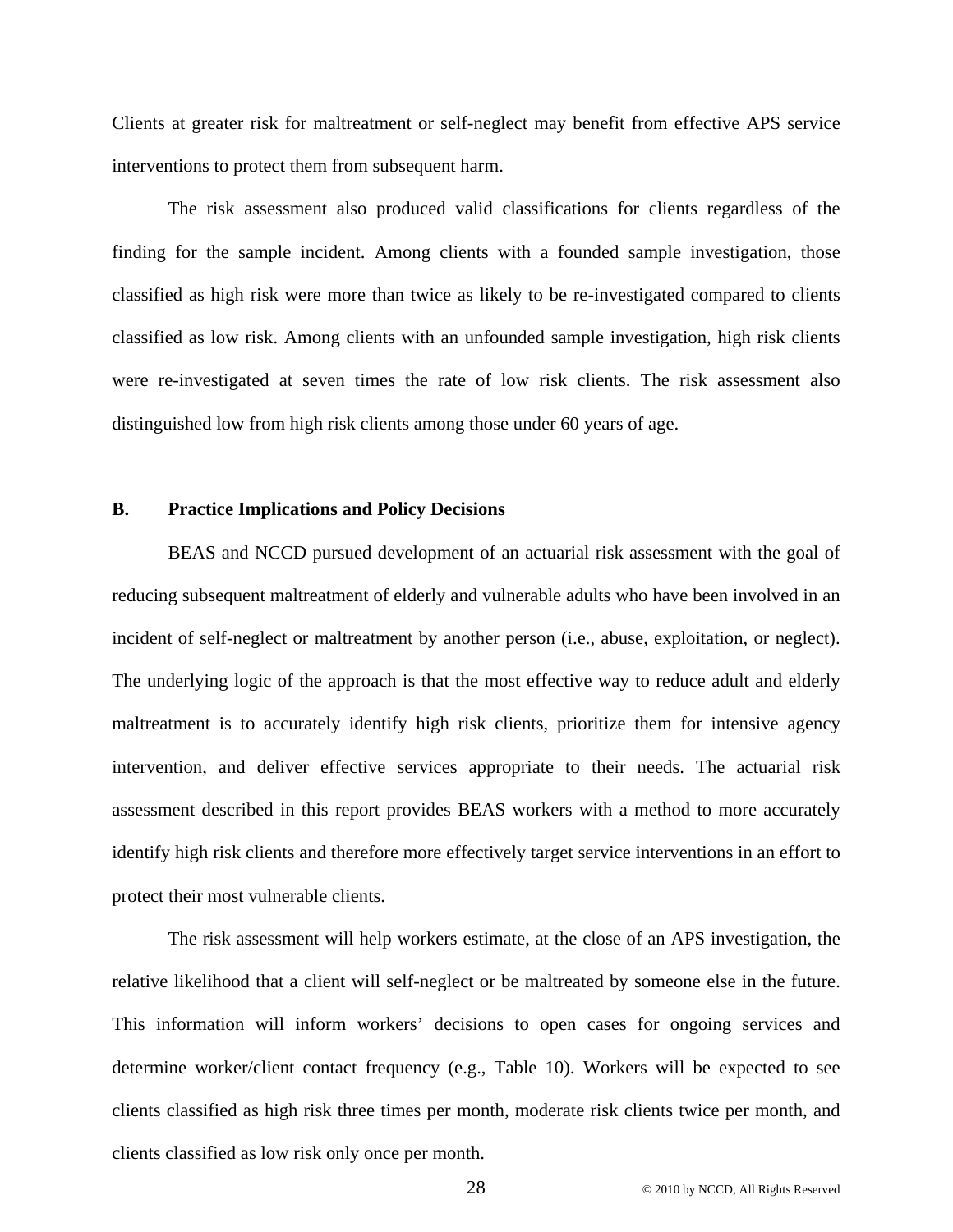Clients at greater risk for maltreatment or self-neglect may benefit from effective APS service interventions to protect them from subsequent harm.

The risk assessment also produced valid classifications for clients regardless of the finding for the sample incident. Among clients with a founded sample investigation, those classified as high risk were more than twice as likely to be re-investigated compared to clients classified as low risk. Among clients with an unfounded sample investigation, high risk clients were re-investigated at seven times the rate of low risk clients. The risk assessment also distinguished low from high risk clients among those under 60 years of age.

## B. Practice Implications and Policy Decisions

BEAS and NCCD pursued development of an actuarial risk assessment with the goal of reducing subsequent maltreatment of elderly and vulnerable adults who have been involved in an incident of self-neglect or maltreatment by another person (i.e., abuse, exploitation, or neglect). The underlying logic of the approach is that the most effective way to reduce adult and elderly maltreatment is to accurately identify high risk clients, prioritize them for intensive agency intervention, and deliver effective services appropriate to their needs. The actuarial risk assessment described in this report provides BEAS workers with a method to more accurately identify high risk clients and therefore more effectively target service interventions in an effort to protect their most vulnerable clients.

The risk assessment will help workers estimate, at the close of an APS investigation, the relative likelihood that a client will self-neglect or be maltreated by someone else in the future. This information will inform workers' decisions to open cases for ongoing services and determine worker/client contact frequency (e.g., Table 10). Workers will be expected to see clients classified as high risk three times per month, moderate risk clients twice per month, and clients classified as low risk only once per month.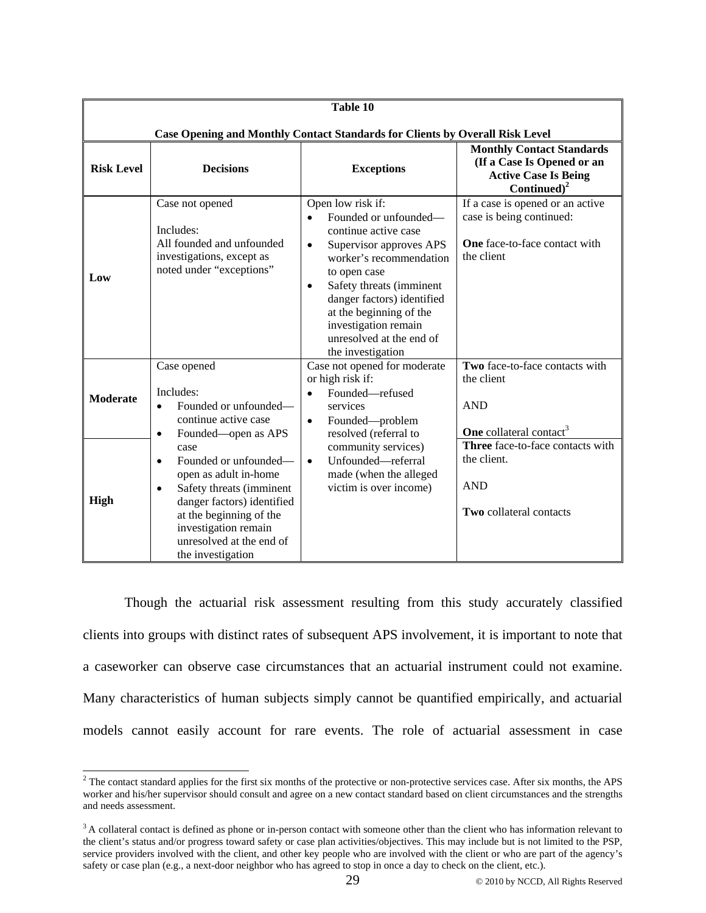**Table 10**

**Case Opening and Monthly Contact Standards for Clients by Overall Risk Level**

| Risk Level | Decisions | Exceptions | Monthly Contact Standards (If a Case Is Opened or an Active Case Is Being Continued)[2] |
|---|---|---|---|
| **Low** | Case not opened<br><br>Includes:<br>All founded and unfounded investigations, except as noted under "exceptions" | Open low risk if:<br>• Founded or unfounded—continue active case<br>• Supervisor approves APS worker's recommendation to open case<br>• Safety threats (imminent danger factors) identified at the beginning of the investigation remain unresolved at the end of the investigation | If a case is opened or an active case is being continued:<br><br>**One** face-to-face contact with the client |
| **Moderate** | Case opened<br><br>Includes:<br>• Founded or unfounded—continue active case<br>• Founded—open as APS case<br>• Founded or unfounded—open as adult in-home<br>• Safety threats (imminent danger factors) identified at the beginning of the investigation remain unresolved at the end of the investigation | Case not opened for moderate or high risk if:<br>• Founded—refused services<br>• Founded—problem resolved (referral to community services)<br>• Unfounded—referral made (when the alleged victim is over income) | **Two** face-to-face contacts with the client<br><br>AND<br><br>**One** collateral contact[3] |
| **High** | | | **Three** face-to-face contacts with the client.<br><br>AND<br><br>**Two** collateral contacts |

Though the actuarial risk assessment resulting from this study accurately classified clients into groups with distinct rates of subsequent APS involvement, it is important to note that a caseworker can observe case circumstances that an actuarial instrument could not examine. Many characteristics of human subjects simply cannot be quantified empirically, and actuarial models cannot easily account for rare events. The role of actuarial assessment in case

[2] The contact standard applies for the first six months of the protective or non-protective services case. After six months, the APS worker and his/her supervisor should consult and agree on a new contact standard based on client circumstances and the strengths and needs assessment.

[3] A collateral contact is defined as phone or in-person contact with someone other than the client who has information relevant to the client's status and/or progress toward safety or case plan activities/objectives. This may include but is not limited to the PSP, service providers involved with the client, and other key people who are involved with the client or who are part of the agency's safety or case plan (e.g., a next-door neighbor who has agreed to stop in once a day to check on the client, etc.).

© 2010 by NCCD, All Rights Reserved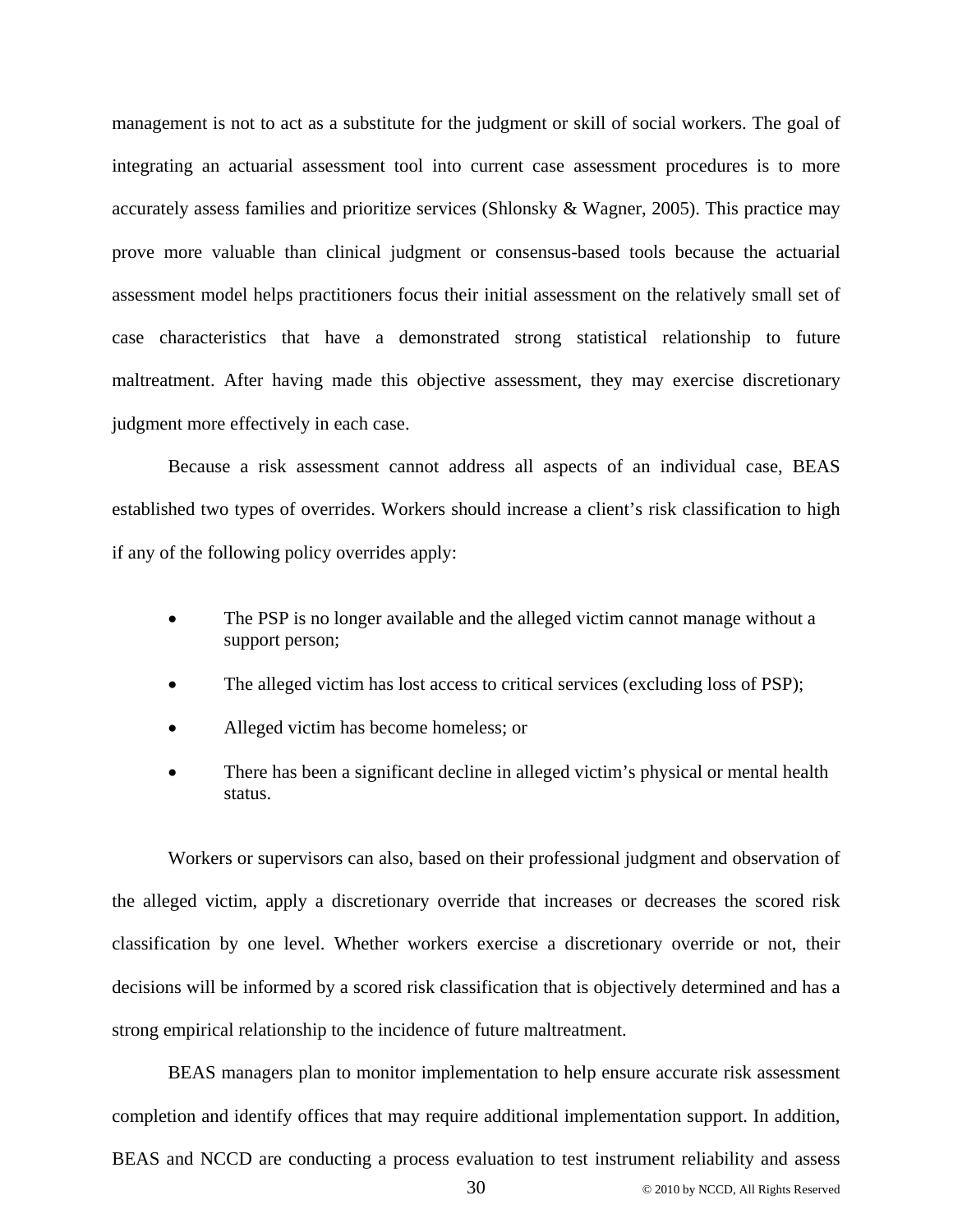management is not to act as a substitute for the judgment or skill of social workers. The goal of integrating an actuarial assessment tool into current case assessment procedures is to more accurately assess families and prioritize services (Shlonsky & Wagner, 2005). This practice may prove more valuable than clinical judgment or consensus-based tools because the actuarial assessment model helps practitioners focus their initial assessment on the relatively small set of case characteristics that have a demonstrated strong statistical relationship to future maltreatment. After having made this objective assessment, they may exercise discretionary judgment more effectively in each case.

Because a risk assessment cannot address all aspects of an individual case, BEAS established two types of overrides. Workers should increase a client's risk classification to high if any of the following policy overrides apply:

- The PSP is no longer available and the alleged victim cannot manage without a support person;
- The alleged victim has lost access to critical services (excluding loss of PSP);
- Alleged victim has become homeless; or
- There has been a significant decline in alleged victim's physical or mental health status.

Workers or supervisors can also, based on their professional judgment and observation of the alleged victim, apply a discretionary override that increases or decreases the scored risk classification by one level. Whether workers exercise a discretionary override or not, their decisions will be informed by a scored risk classification that is objectively determined and has a strong empirical relationship to the incidence of future maltreatment.

BEAS managers plan to monitor implementation to help ensure accurate risk assessment completion and identify offices that may require additional implementation support. In addition, BEAS and NCCD are conducting a process evaluation to test instrument reliability and assess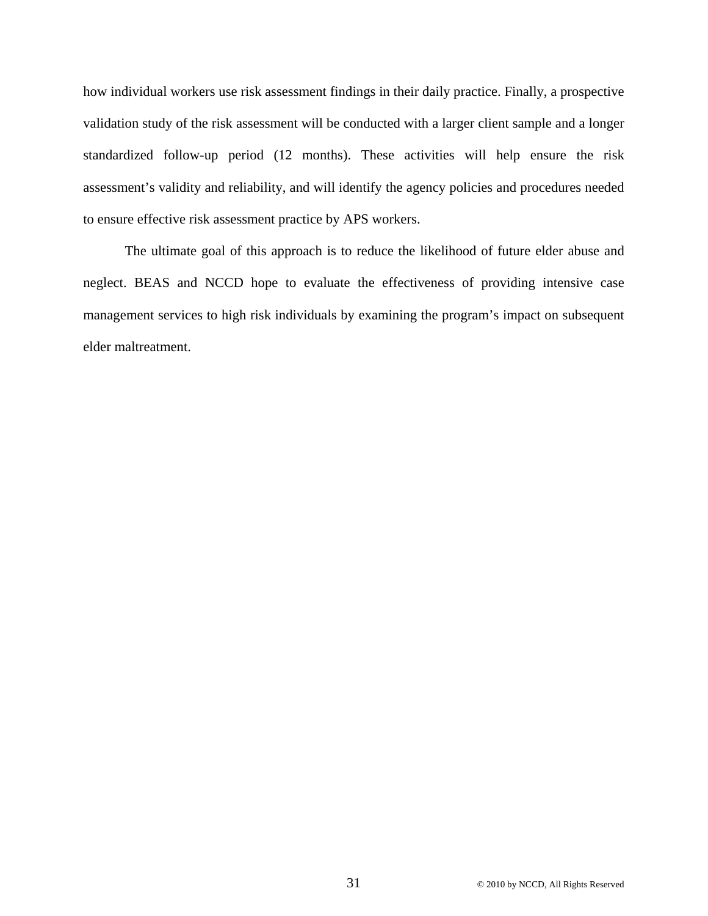how individual workers use risk assessment findings in their daily practice. Finally, a prospective validation study of the risk assessment will be conducted with a larger client sample and a longer standardized follow-up period (12 months). These activities will help ensure the risk assessment's validity and reliability, and will identify the agency policies and procedures needed to ensure effective risk assessment practice by APS workers.

The ultimate goal of this approach is to reduce the likelihood of future elder abuse and neglect. BEAS and NCCD hope to evaluate the effectiveness of providing intensive case management services to high risk individuals by examining the program's impact on subsequent elder maltreatment.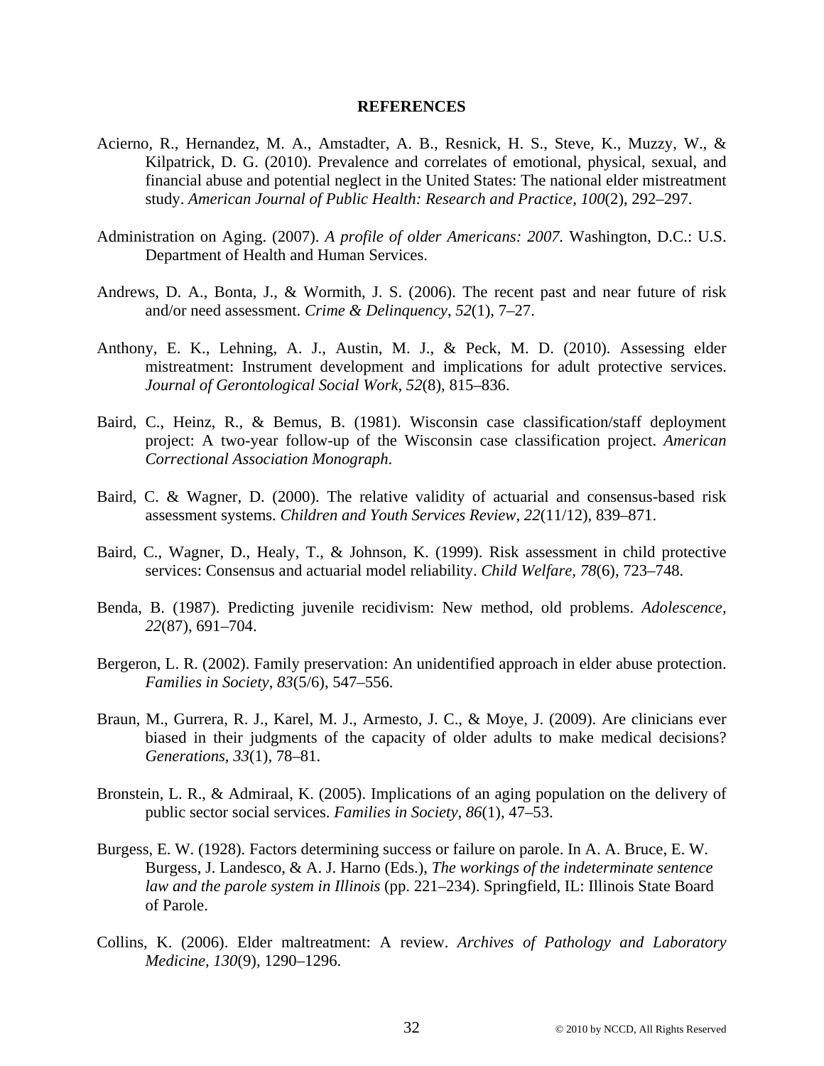# REFERENCES

Acierno, R., Hernandez, M. A., Amstadter, A. B., Resnick, H. S., Steve, K., Muzzy, W., & Kilpatrick, D. G. (2010). Prevalence and correlates of emotional, physical, sexual, and financial abuse and potential neglect in the United States: The national elder mistreatment study. *American Journal of Public Health: Research and Practice, 100*(2), 292–297.

Administration on Aging. (2007). *A profile of older Americans: 2007*. Washington, D.C.: U.S. Department of Health and Human Services.

Andrews, D. A., Bonta, J., & Wormith, J. S. (2006). The recent past and near future of risk and/or need assessment. *Crime & Delinquency*, *52*(1), 7–27.

Anthony, E. K., Lehning, A. J., Austin, M. J., & Peck, M. D. (2010). Assessing elder mistreatment: Instrument development and implications for adult protective services. *Journal of Gerontological Social Work, 52*(8), 815–836.

Baird, C., Heinz, R., & Bemus, B. (1981). Wisconsin case classification/staff deployment project: A two-year follow-up of the Wisconsin case classification project. *American Correctional Association Monograph*.

Baird, C. & Wagner, D. (2000). The relative validity of actuarial and consensus-based risk assessment systems. *Children and Youth Services Review, 22*(11/12), 839–871.

Baird, C., Wagner, D., Healy, T., & Johnson, K. (1999). Risk assessment in child protective services: Consensus and actuarial model reliability. *Child Welfare*, *78*(6), 723–748.

Benda, B. (1987). Predicting juvenile recidivism: New method, old problems. *Adolescence, 22*(87), 691–704.

Bergeron, L. R. (2002). Family preservation: An unidentified approach in elder abuse protection. *Families in Society*, *83*(5/6), 547–556.

Braun, M., Gurrera, R. J., Karel, M. J., Armesto, J. C., & Moye, J. (2009). Are clinicians ever biased in their judgments of the capacity of older adults to make medical decisions? *Generations*, *33*(1), 78–81.

Bronstein, L. R., & Admiraal, K. (2005). Implications of an aging population on the delivery of public sector social services. *Families in Society*, *86*(1), 47–53.

Burgess, E. W. (1928). Factors determining success or failure on parole. In A. A. Bruce, E. W. Burgess, J. Landesco, & A. J. Harno (Eds.), *The workings of the indeterminate sentence law and the parole system in Illinois* (pp. 221–234). Springfield, IL: Illinois State Board of Parole.

Collins, K. (2006). Elder maltreatment: A review. *Archives of Pathology and Laboratory Medicine, 130*(9), 1290–1296.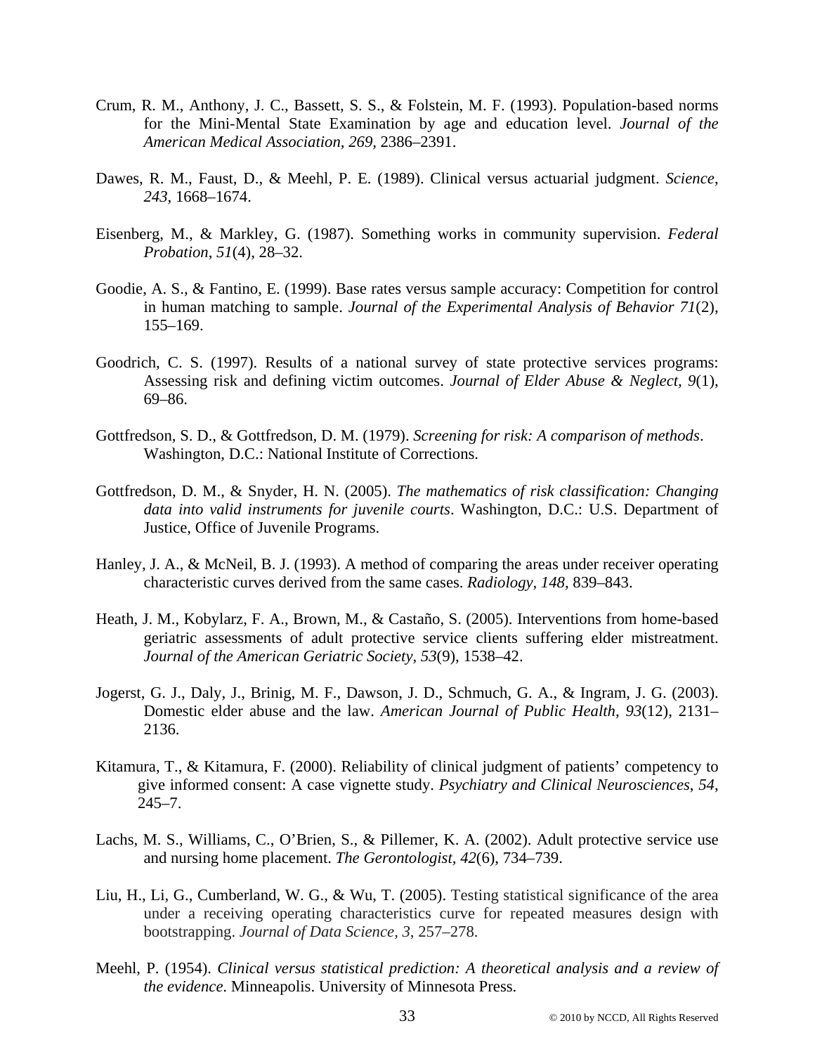Crum, R. M., Anthony, J. C., Bassett, S. S., & Folstein, M. F. (1993). Population-based norms for the Mini-Mental State Examination by age and education level. *Journal of the American Medical Association, 269*, 2386–2391.

Dawes, R. M., Faust, D., & Meehl, P. E. (1989). Clinical versus actuarial judgment. *Science*, *243*, 1668–1674.

Eisenberg, M., & Markley, G. (1987). Something works in community supervision. *Federal Probation*, *51*(4), 28–32.

Goodie, A. S., & Fantino, E. (1999). Base rates versus sample accuracy: Competition for control in human matching to sample. *Journal of the Experimental Analysis of Behavior 71*(2), 155–169.

Goodrich, C. S. (1997). Results of a national survey of state protective services programs: Assessing risk and defining victim outcomes. *Journal of Elder Abuse & Neglect, 9*(1), 69–86.

Gottfredson, S. D., & Gottfredson, D. M. (1979). *Screening for risk: A comparison of methods*. Washington, D.C.: National Institute of Corrections.

Gottfredson, D. M., & Snyder, H. N. (2005). *The mathematics of risk classification: Changing data into valid instruments for juvenile courts*. Washington, D.C.: U.S. Department of Justice, Office of Juvenile Programs.

Hanley, J. A., & McNeil, B. J. (1993). A method of comparing the areas under receiver operating characteristic curves derived from the same cases. *Radiology*, *148*, 839–843.

Heath, J. M., Kobylarz, F. A., Brown, M., & Castaño, S. (2005). Interventions from home-based geriatric assessments of adult protective service clients suffering elder mistreatment. *Journal of the American Geriatric Society*, *53*(9), 1538–42.

Jogerst, G. J., Daly, J., Brinig, M. F., Dawson, J. D., Schmuch, G. A., & Ingram, J. G. (2003). Domestic elder abuse and the law. *American Journal of Public Health, 93*(12), 2131–2136.

Kitamura, T., & Kitamura, F. (2000). Reliability of clinical judgment of patients' competency to give informed consent: A case vignette study. *Psychiatry and Clinical Neurosciences*, *54*, 245–7.

Lachs, M. S., Williams, C., O'Brien, S., & Pillemer, K. A. (2002). Adult protective service use and nursing home placement. *The Gerontologist*, *42*(6), 734–739.

Liu, H., Li, G., Cumberland, W. G., & Wu, T. (2005). Testing statistical significance of the area under a receiving operating characteristics curve for repeated measures design with bootstrapping. *Journal of Data Science*, *3*, 257–278.

Meehl, P. (1954). *Clinical versus statistical prediction: A theoretical analysis and a review of the evidence*. Minneapolis. University of Minnesota Press.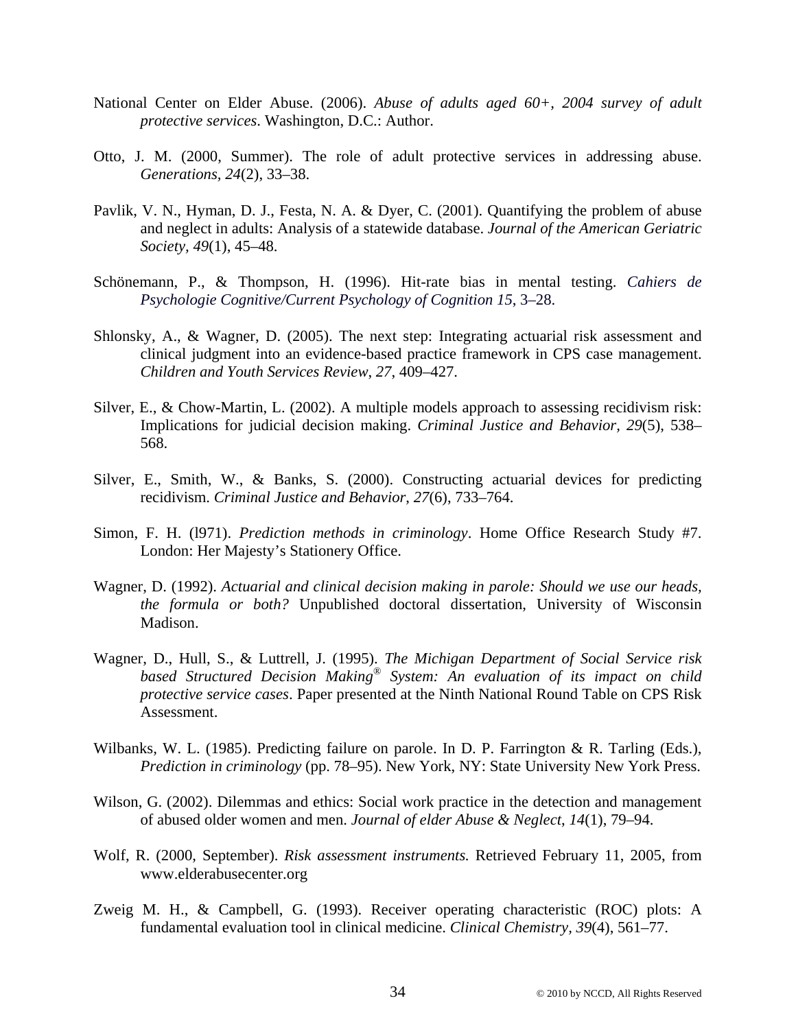National Center on Elder Abuse. (2006). *Abuse of adults aged 60+, 2004 survey of adult protective services*. Washington, D.C.: Author.

Otto, J. M. (2000, Summer). The role of adult protective services in addressing abuse. *Generations, 24*(2), 33–38.

Pavlik, V. N., Hyman, D. J., Festa, N. A. & Dyer, C. (2001). Quantifying the problem of abuse and neglect in adults: Analysis of a statewide database. *Journal of the American Geriatric Society, 49*(1), 45–48.

Schönemann, P., & Thompson, H. (1996). Hit-rate bias in mental testing. *Cahiers de Psychologie Cognitive/Current Psychology of Cognition 15*, 3–28.

Shlonsky, A., & Wagner, D. (2005). The next step: Integrating actuarial risk assessment and clinical judgment into an evidence-based practice framework in CPS case management. *Children and Youth Services Review, 27*, 409–427.

Silver, E., & Chow-Martin, L. (2002). A multiple models approach to assessing recidivism risk: Implications for judicial decision making. *Criminal Justice and Behavior, 29*(5), 538–568.

Silver, E., Smith, W., & Banks, S. (2000). Constructing actuarial devices for predicting recidivism. *Criminal Justice and Behavior*, *27*(6), 733–764.

Simon, F. H. (l971). *Prediction methods in criminology*. Home Office Research Study #7. London: Her Majesty's Stationery Office.

Wagner, D. (1992). *Actuarial and clinical decision making in parole: Should we use our heads, the formula or both?* Unpublished doctoral dissertation, University of Wisconsin Madison.

Wagner, D., Hull, S., & Luttrell, J. (1995). *The Michigan Department of Social Service risk based Structured Decision Making® System: An evaluation of its impact on child protective service cases*. Paper presented at the Ninth National Round Table on CPS Risk Assessment.

Wilbanks, W. L. (1985). Predicting failure on parole. In D. P. Farrington & R. Tarling (Eds.), *Prediction in criminology* (pp. 78–95). New York, NY: State University New York Press.

Wilson, G. (2002). Dilemmas and ethics: Social work practice in the detection and management of abused older women and men. *Journal of elder Abuse & Neglect*, *14*(1), 79–94.

Wolf, R. (2000, September). *Risk assessment instruments.* Retrieved February 11, 2005, from www.elderabusecenter.org

Zweig M. H., & Campbell, G. (1993). Receiver operating characteristic (ROC) plots: A fundamental evaluation tool in clinical medicine. *Clinical Chemistry, 39*(4), 561–77.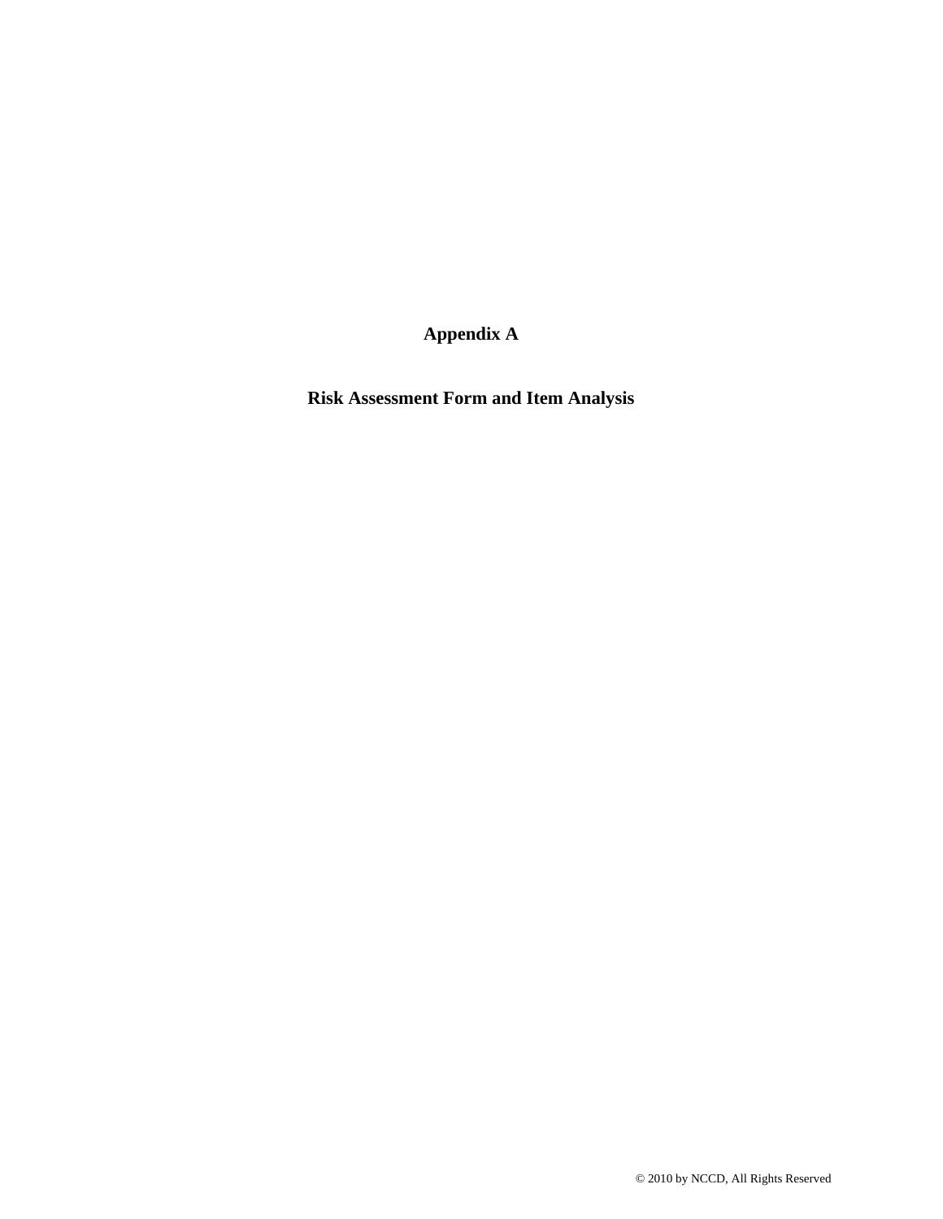# Appendix A

## Risk Assessment Form and Item Analysis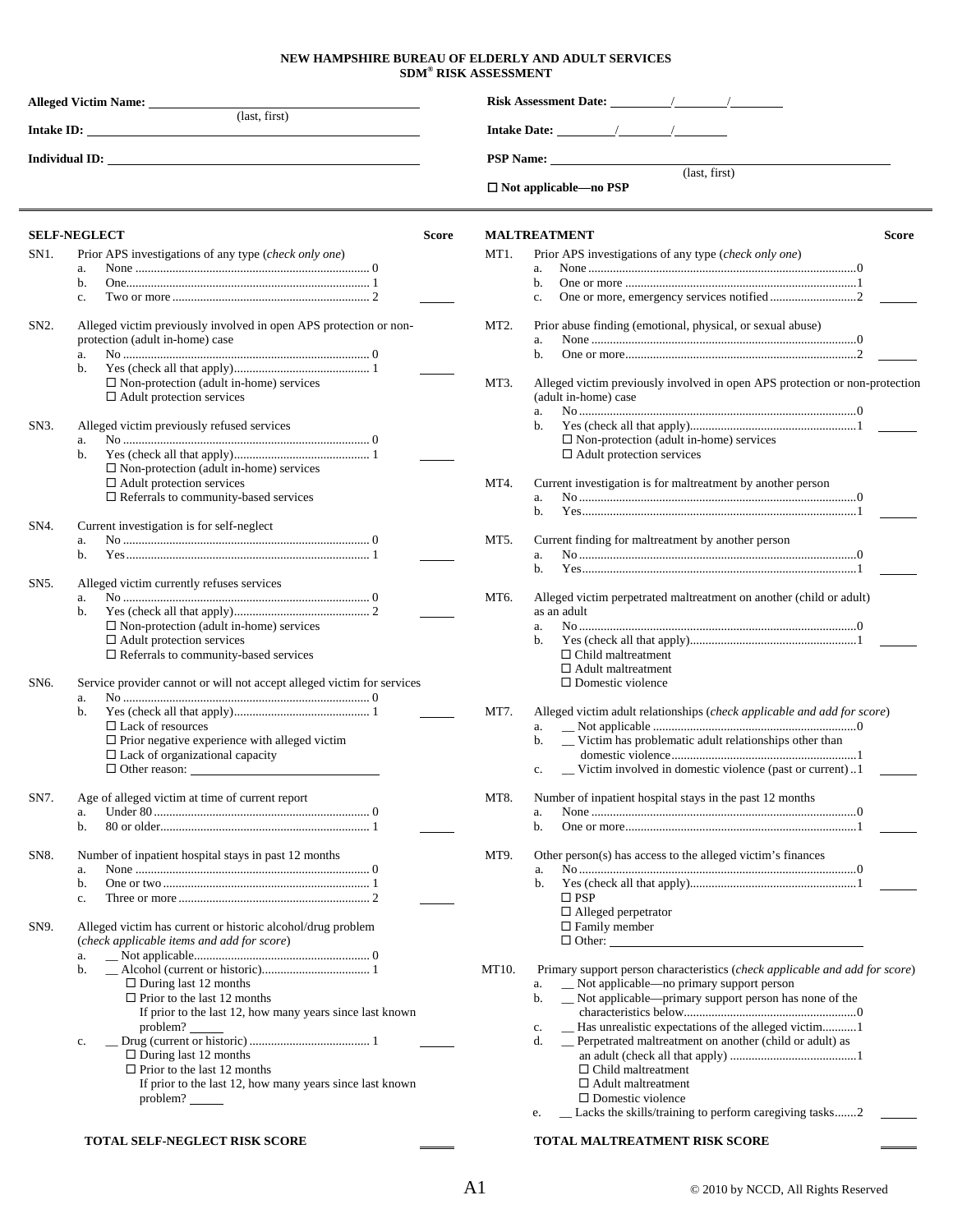# NEW HAMPSHIRE BUREAU OF ELDERLY AND ADULT SERVICES
## SDM® RISK ASSESSMENT

**Alleged Victim Name:** ______________________ (last, first)

**Intake ID:** ______________________

**Individual ID:** ______________________

**Risk Assessment Date:** ____/____/____

**Intake Date:** ____/____/____

**PSP Name:** ______________________ (last, first)

☐ **Not applicable—no PSP**

---

### SELF-NEGLECT

**Score**

**SN1.** Prior APS investigations of any type (*check only one*)
- a. None .......... 0
- b. One .......... 1
- c. Two or more .......... 2 ____

**SN2.** Alleged victim previously involved in open APS protection or non-protection (adult in-home) case
- a. No .......... 0
- b. Yes (check all that apply) .......... 1 ____
  - ☐ Non-protection (adult in-home) services
  - ☐ Adult protection services

**SN3.** Alleged victim previously refused services
- a. No .......... 0
- b. Yes (check all that apply) .......... 1 ____
  - ☐ Non-protection (adult in-home) services
  - ☐ Adult protection services
  - ☐ Referrals to community-based services

**SN4.** Current investigation is for self-neglect
- a. No .......... 0
- b. Yes .......... 1 ____

**SN5.** Alleged victim currently refuses services
- a. No .......... 0
- b. Yes (check all that apply) .......... 2 ____
  - ☐ Non-protection (adult in-home) services
  - ☐ Adult protection services
  - ☐ Referrals to community-based services

**SN6.** Service provider cannot or will not accept alleged victim for services
- a. No .......... 0
- b. Yes (check all that apply) .......... 1 ____
  - ☐ Lack of resources
  - ☐ Prior negative experience with alleged victim
  - ☐ Lack of organizational capacity
  - ☐ Other reason: ______________

**SN7.** Age of alleged victim at time of current report
- a. Under 80 .......... 0
- b. 80 or older .......... 1 ____

**SN8.** Number of inpatient hospital stays in past 12 months
- a. None .......... 0
- b. One or two .......... 1
- c. Three or more .......... 2 ____

**SN9.** Alleged victim has current or historic alcohol/drug problem (*check applicable items and add for score*)
- a. __ Not applicable .......... 0
- b. __ Alcohol (current or historic) .......... 1
  - ☐ During last 12 months
  - ☐ Prior to the last 12 months
  - If prior to the last 12, how many years since last known problem? ____
- c. __ Drug (current or historic) .......... 1 ____
  - ☐ During last 12 months
  - ☐ Prior to the last 12 months
  - If prior to the last 12, how many years since last known problem? ____

**TOTAL SELF-NEGLECT RISK SCORE** ____

### MALTREATMENT

**Score**

**MT1.** Prior APS investigations of any type (*check only one*)
- a. None .......... 0
- b. One or more .......... 1
- c. One or more, emergency services notified .......... 2 ____

**MT2.** Prior abuse finding (emotional, physical, or sexual abuse)
- a. None .......... 0
- b. One or more .......... 2 ____

**MT3.** Alleged victim previously involved in open APS protection or non-protection (adult in-home) case
- a. No .......... 0
- b. Yes (check all that apply) .......... 1 ____
  - ☐ Non-protection (adult in-home) services
  - ☐ Adult protection services

**MT4.** Current investigation is for maltreatment by another person
- a. No .......... 0
- b. Yes .......... 1 ____

**MT5.** Current finding for maltreatment by another person
- a. No .......... 0
- b. Yes .......... 1 ____

**MT6.** Alleged victim perpetrated maltreatment on another (child or adult) as an adult
- a. No .......... 0
- b. Yes (check all that apply) .......... 1 ____
  - ☐ Child maltreatment
  - ☐ Adult maltreatment
  - ☐ Domestic violence

**MT7.** Alleged victim adult relationships (*check applicable and add for score*)
- a. __ Not applicable .......... 0
- b. __ Victim has problematic adult relationships other than domestic violence .......... 1
- c. __ Victim involved in domestic violence (past or current) .. 1 ____

**MT8.** Number of inpatient hospital stays in the past 12 months
- a. None .......... 0
- b. One or more .......... 1 ____

**MT9.** Other person(s) has access to the alleged victim's finances
- a. No .......... 0
- b. Yes (check all that apply) .......... 1 ____
  - ☐ PSP
  - ☐ Alleged perpetrator
  - ☐ Family member
  - ☐ Other: ______________

**MT10.** Primary support person characteristics (*check applicable and add for score*)
- a. __ Not applicable—no primary support person
- b. __ Not applicable—primary support person has none of the characteristics below .......... 0
- c. __ Has unrealistic expectations of the alleged victim .......... 1
- d. __ Perpetrated maltreatment on another (child or adult) as an adult (check all that apply) .......... 1
  - ☐ Child maltreatment
  - ☐ Adult maltreatment
  - ☐ Domestic violence
- e. __ Lacks the skills/training to perform caregiving tasks .......... 2 ____

**TOTAL MALTREATMENT RISK SCORE** ____

© 2010 by NCCD, All Rights Reserved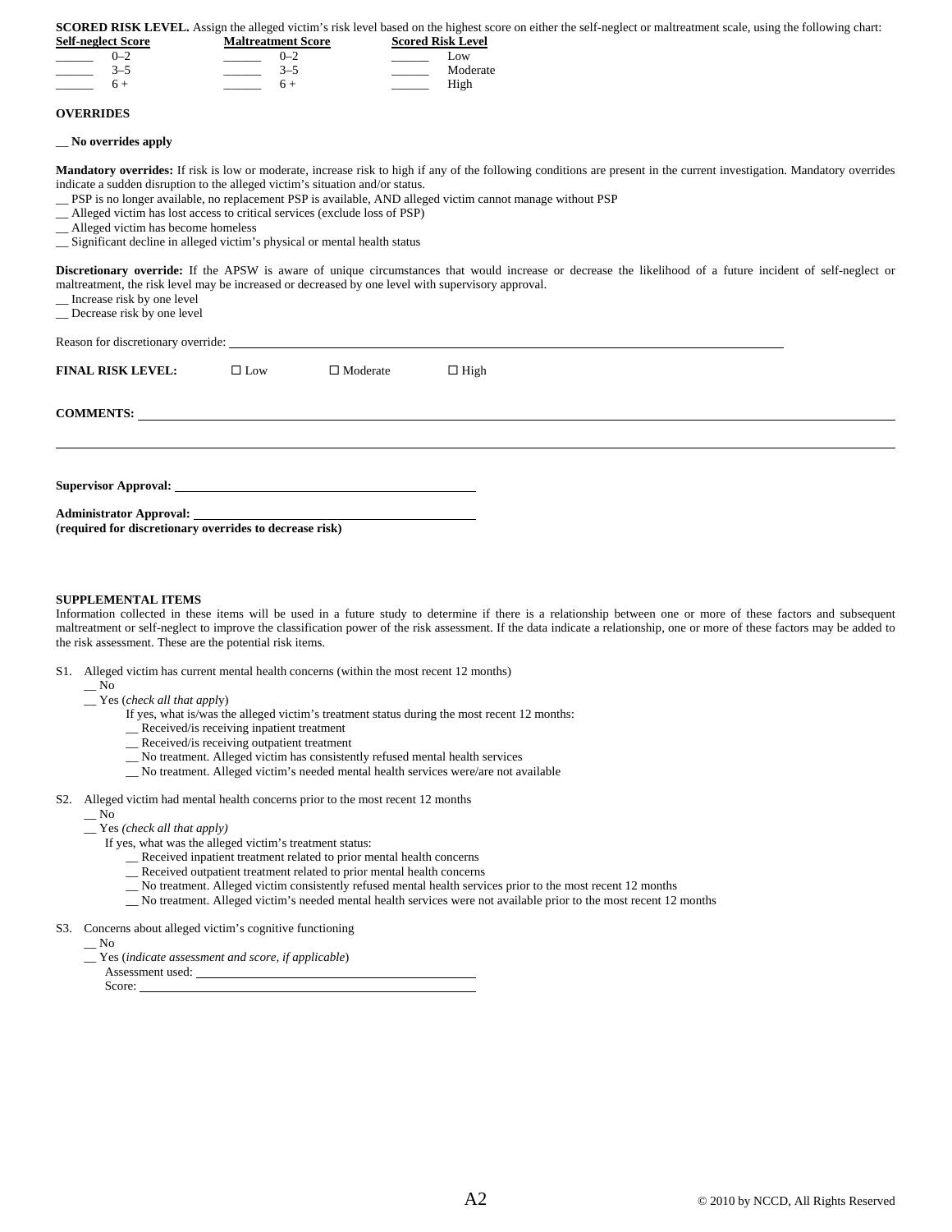**SCORED RISK LEVEL.** Assign the alleged victim's risk level based on the highest score on either the self-neglect or maltreatment scale, using the following chart:

| Self-neglect Score | Maltreatment Score | Scored Risk Level |
|---|---|---|
| ______ 0–2 | ______ 0–2 | ______ Low |
| ______ 3–5 | ______ 3–5 | ______ Moderate |
| ______ 6 + | ______ 6 + | ______ High |

**OVERRIDES**

__ **No overrides apply**

**Mandatory overrides:** If risk is low or moderate, increase risk to high if any of the following conditions are present in the current investigation. Mandatory overrides indicate a sudden disruption to the alleged victim's situation and/or status.

__ PSP is no longer available, no replacement PSP is available, AND alleged victim cannot manage without PSP
__ Alleged victim has lost access to critical services (exclude loss of PSP)
__ Alleged victim has become homeless
__ Significant decline in alleged victim's physical or mental health status

**Discretionary override:** If the APSW is aware of unique circumstances that would increase or decrease the likelihood of a future incident of self-neglect or maltreatment, the risk level may be increased or decreased by one level with supervisory approval.

__ Increase risk by one level
__ Decrease risk by one level

Reason for discretionary override: ____________________

**FINAL RISK LEVEL:** ☐ Low ☐ Moderate ☐ High

**COMMENTS:** ____________________

**Supervisor Approval:** ____________________

**Administrator Approval:** ____________________
**(required for discretionary overrides to decrease risk)**

**SUPPLEMENTAL ITEMS**

Information collected in these items will be used in a future study to determine if there is a relationship between one or more of these factors and subsequent maltreatment or self-neglect to improve the classification power of the risk assessment. If the data indicate a relationship, one or more of these factors may be added to the risk assessment. These are the potential risk items.

S1. Alleged victim has current mental health concerns (within the most recent 12 months)
__ No
__ Yes (*check all that apply*)
If yes, what is/was the alleged victim's treatment status during the most recent 12 months:
__ Received/is receiving inpatient treatment
__ Received/is receiving outpatient treatment
__ No treatment. Alleged victim has consistently refused mental health services
__ No treatment. Alleged victim's needed mental health services were/are not available

S2. Alleged victim had mental health concerns prior to the most recent 12 months
__ No
__ Yes *(check all that apply)*
If yes, what was the alleged victim's treatment status:
__ Received inpatient treatment related to prior mental health concerns
__ Received outpatient treatment related to prior mental health concerns
__ No treatment. Alleged victim consistently refused mental health services prior to the most recent 12 months
__ No treatment. Alleged victim's needed mental health services were not available prior to the most recent 12 months

S3. Concerns about alleged victim's cognitive functioning
__ No
__ Yes (*indicate assessment and score, if applicable*)
Assessment used: ____________________
Score: ____________________

© 2010 by NCCD, All Rights Reserved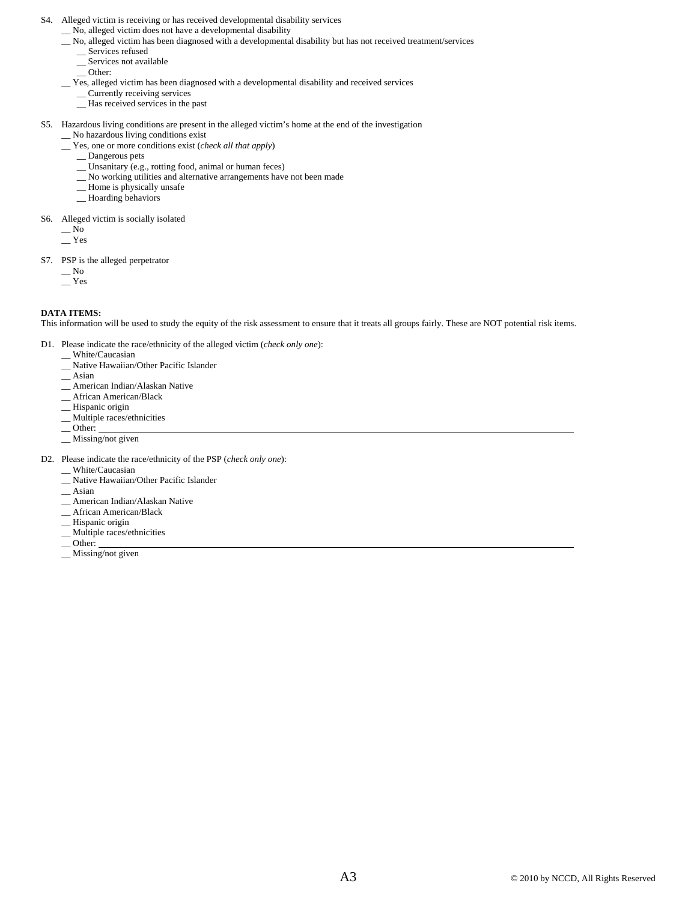S4. Alleged victim is receiving or has received developmental disability services

- __ No, alleged victim does not have a developmental disability
- __ No, alleged victim has been diagnosed with a developmental disability but has not received treatment/services
  - __ Services refused
  - __ Services not available
  - __ Other:
- __ Yes, alleged victim has been diagnosed with a developmental disability and received services
  - __ Currently receiving services
  - __ Has received services in the past

S5. Hazardous living conditions are present in the alleged victim's home at the end of the investigation

- __ No hazardous living conditions exist
- __ Yes, one or more conditions exist (*check all that apply*)
  - __ Dangerous pets
  - __ Unsanitary (e.g., rotting food, animal or human feces)
  - __ No working utilities and alternative arrangements have not been made
  - __ Home is physically unsafe
  - __ Hoarding behaviors

S6. Alleged victim is socially isolated

- __ No
- __ Yes

S7. PSP is the alleged perpetrator

- __ No
- __ Yes

**DATA ITEMS:**

This information will be used to study the equity of the risk assessment to ensure that it treats all groups fairly. These are NOT potential risk items.

D1. Please indicate the race/ethnicity of the alleged victim (*check only one*):

- __ White/Caucasian
- __ Native Hawaiian/Other Pacific Islander
- __ Asian
- __ American Indian/Alaskan Native
- __ African American/Black
- __ Hispanic origin
- __ Multiple races/ethnicities
- __ Other: ____________________
- __ Missing/not given

D2. Please indicate the race/ethnicity of the PSP (*check only one*):

- __ White/Caucasian
- __ Native Hawaiian/Other Pacific Islander
- __ Asian
- __ American Indian/Alaskan Native
- __ African American/Black
- __ Hispanic origin
- __ Multiple races/ethnicities
- __ Other: ____________________
- __ Missing/not given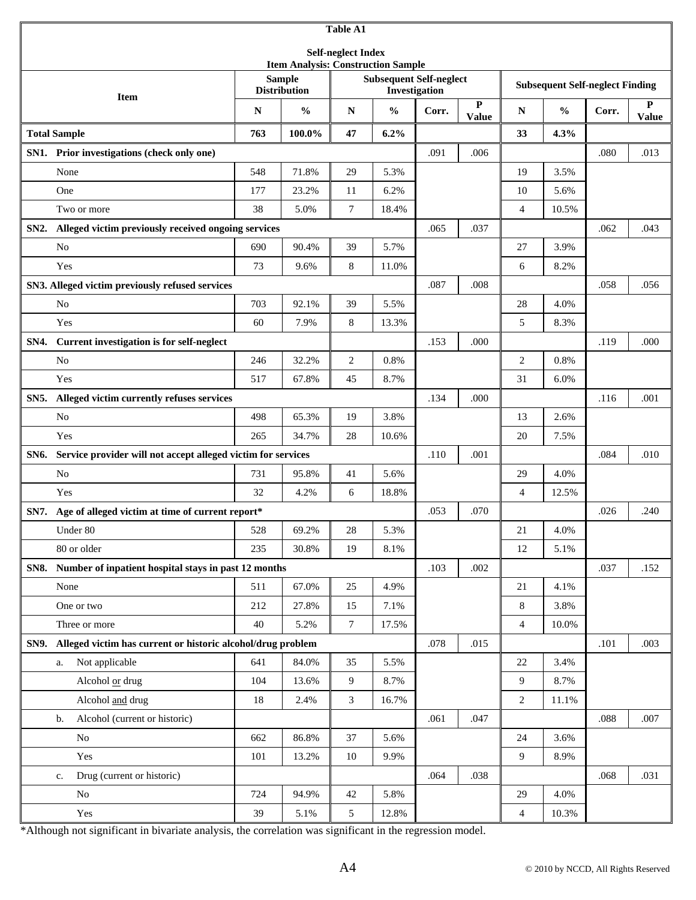**Table A1**

**Self-neglect Index**
**Item Analysis: Construction Sample**

| Item | Sample Distribution | | Subsequent Self-neglect Investigation | | | | Subsequent Self-neglect Finding | | | |
|---|---|---|---|---|---|---|---|---|---|---|
| | N | % | N | % | Corr. | P Value | N | % | Corr. | P Value |
| **Total Sample** | **763** | **100.0%** | **47** | **6.2%** | | | **33** | **4.3%** | | |
| **SN1. Prior investigations (check only one)** | | | | | .091 | .006 | | | .080 | .013 |
| None | 548 | 71.8% | 29 | 5.3% | | | 19 | 3.5% | | |
| One | 177 | 23.2% | 11 | 6.2% | | | 10 | 5.6% | | |
| Two or more | 38 | 5.0% | 7 | 18.4% | | | 4 | 10.5% | | |
| **SN2. Alleged victim previously received ongoing services** | | | | | .065 | .037 | | | .062 | .043 |
| No | 690 | 90.4% | 39 | 5.7% | | | 27 | 3.9% | | |
| Yes | 73 | 9.6% | 8 | 11.0% | | | 6 | 8.2% | | |
| **SN3. Alleged victim previously refused services** | | | | | .087 | .008 | | | .058 | .056 |
| No | 703 | 92.1% | 39 | 5.5% | | | 28 | 4.0% | | |
| Yes | 60 | 7.9% | 8 | 13.3% | | | 5 | 8.3% | | |
| **SN4. Current investigation is for self-neglect** | | | | | .153 | .000 | | | .119 | .000 |
| No | 246 | 32.2% | 2 | 0.8% | | | 2 | 0.8% | | |
| Yes | 517 | 67.8% | 45 | 8.7% | | | 31 | 6.0% | | |
| **SN5. Alleged victim currently refuses services** | | | | | .134 | .000 | | | .116 | .001 |
| No | 498 | 65.3% | 19 | 3.8% | | | 13 | 2.6% | | |
| Yes | 265 | 34.7% | 28 | 10.6% | | | 20 | 7.5% | | |
| **SN6. Service provider will not accept alleged victim for services** | | | | | .110 | .001 | | | .084 | .010 |
| No | 731 | 95.8% | 41 | 5.6% | | | 29 | 4.0% | | |
| Yes | 32 | 4.2% | 6 | 18.8% | | | 4 | 12.5% | | |
| **SN7. Age of alleged victim at time of current report*** | | | | | .053 | .070 | | | .026 | .240 |
| Under 80 | 528 | 69.2% | 28 | 5.3% | | | 21 | 4.0% | | |
| 80 or older | 235 | 30.8% | 19 | 8.1% | | | 12 | 5.1% | | |
| **SN8. Number of inpatient hospital stays in past 12 months** | | | | | .103 | .002 | | | .037 | .152 |
| None | 511 | 67.0% | 25 | 4.9% | | | 21 | 4.1% | | |
| One or two | 212 | 27.8% | 15 | 7.1% | | | 8 | 3.8% | | |
| Three or more | 40 | 5.2% | 7 | 17.5% | | | 4 | 10.0% | | |
| **SN9. Alleged victim has current or historic alcohol/drug problem** | | | | | .078 | .015 | | | .101 | .003 |
| a. Not applicable | 641 | 84.0% | 35 | 5.5% | | | 22 | 3.4% | | |
| Alcohol or drug | 104 | 13.6% | 9 | 8.7% | | | 9 | 8.7% | | |
| Alcohol and drug | 18 | 2.4% | 3 | 16.7% | | | 2 | 11.1% | | |
| b. Alcohol (current or historic) | | | | | .061 | .047 | | | .088 | .007 |
| No | 662 | 86.8% | 37 | 5.6% | | | 24 | 3.6% | | |
| Yes | 101 | 13.2% | 10 | 9.9% | | | 9 | 8.9% | | |
| c. Drug (current or historic) | | | | | .064 | .038 | | | .068 | .031 |
| No | 724 | 94.9% | 42 | 5.8% | | | 29 | 4.0% | | |
| Yes | 39 | 5.1% | 5 | 12.8% | | | 4 | 10.3% | | |

*Although not significant in bivariate analysis, the correlation was significant in the regression model.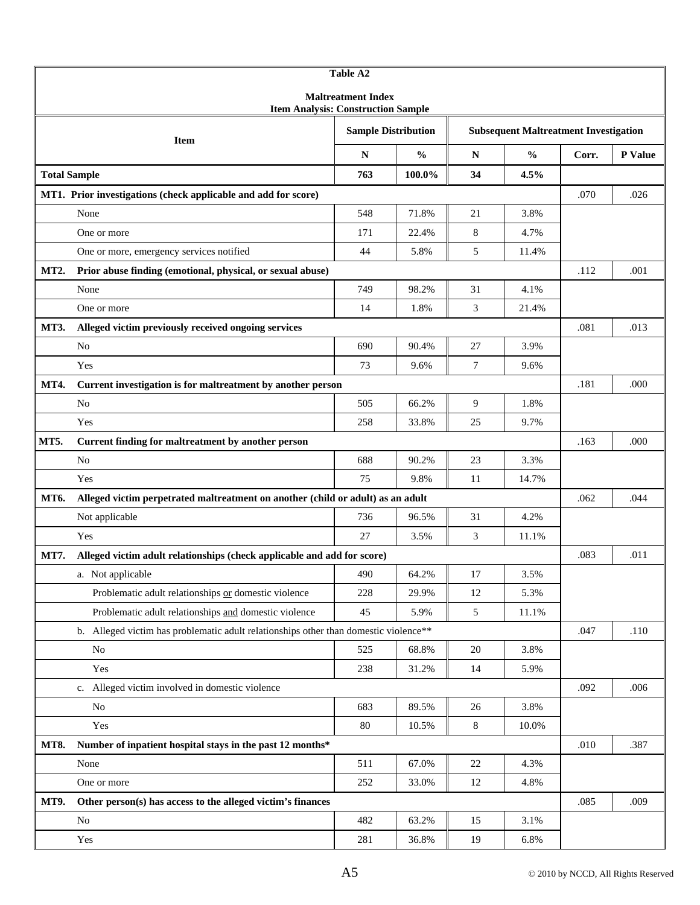**Table A2**

**Maltreatment Index**
**Item Analysis: Construction Sample**

| Item | Sample Distribution | | Subsequent Maltreatment Investigation | | | |
|---|---|---|---|---|---|---|
| | **N** | **%** | **N** | **%** | **Corr.** | **P Value** |
| **Total Sample** | **763** | **100.0%** | **34** | **4.5%** | | |
| **MT1. Prior investigations (check applicable and add for score)** | | | | | .070 | .026 |
| None | 548 | 71.8% | 21 | 3.8% | | |
| One or more | 171 | 22.4% | 8 | 4.7% | | |
| One or more, emergency services notified | 44 | 5.8% | 5 | 11.4% | | |
| **MT2. Prior abuse finding (emotional, physical, or sexual abuse)** | | | | | .112 | .001 |
| None | 749 | 98.2% | 31 | 4.1% | | |
| One or more | 14 | 1.8% | 3 | 21.4% | | |
| **MT3. Alleged victim previously received ongoing services** | | | | | .081 | .013 |
| No | 690 | 90.4% | 27 | 3.9% | | |
| Yes | 73 | 9.6% | 7 | 9.6% | | |
| **MT4. Current investigation is for maltreatment by another person** | | | | | .181 | .000 |
| No | 505 | 66.2% | 9 | 1.8% | | |
| Yes | 258 | 33.8% | 25 | 9.7% | | |
| **MT5. Current finding for maltreatment by another person** | | | | | .163 | .000 |
| No | 688 | 90.2% | 23 | 3.3% | | |
| Yes | 75 | 9.8% | 11 | 14.7% | | |
| **MT6. Alleged victim perpetrated maltreatment on another (child or adult) as an adult** | | | | | .062 | .044 |
| Not applicable | 736 | 96.5% | 31 | 4.2% | | |
| Yes | 27 | 3.5% | 3 | 11.1% | | |
| **MT7. Alleged victim adult relationships (check applicable and add for score)** | | | | | .083 | .011 |
| a. Not applicable | 490 | 64.2% | 17 | 3.5% | | |
| Problematic adult relationships or domestic violence | 228 | 29.9% | 12 | 5.3% | | |
| Problematic adult relationships and domestic violence | 45 | 5.9% | 5 | 11.1% | | |
| b. Alleged victim has problematic adult relationships other than domestic violence** | | | | | .047 | .110 |
| No | 525 | 68.8% | 20 | 3.8% | | |
| Yes | 238 | 31.2% | 14 | 5.9% | | |
| c. Alleged victim involved in domestic violence | | | | | .092 | .006 |
| No | 683 | 89.5% | 26 | 3.8% | | |
| Yes | 80 | 10.5% | 8 | 10.0% | | |
| **MT8. Number of inpatient hospital stays in the past 12 months*** | | | | | .010 | .387 |
| None | 511 | 67.0% | 22 | 4.3% | | |
| One or more | 252 | 33.0% | 12 | 4.8% | | |
| **MT9. Other person(s) has access to the alleged victim's finances** | | | | | .085 | .009 |
| No | 482 | 63.2% | 15 | 3.1% | | |
| Yes | 281 | 36.8% | 19 | 6.8% | | |

© 2010 by NCCD, All Rights Reserved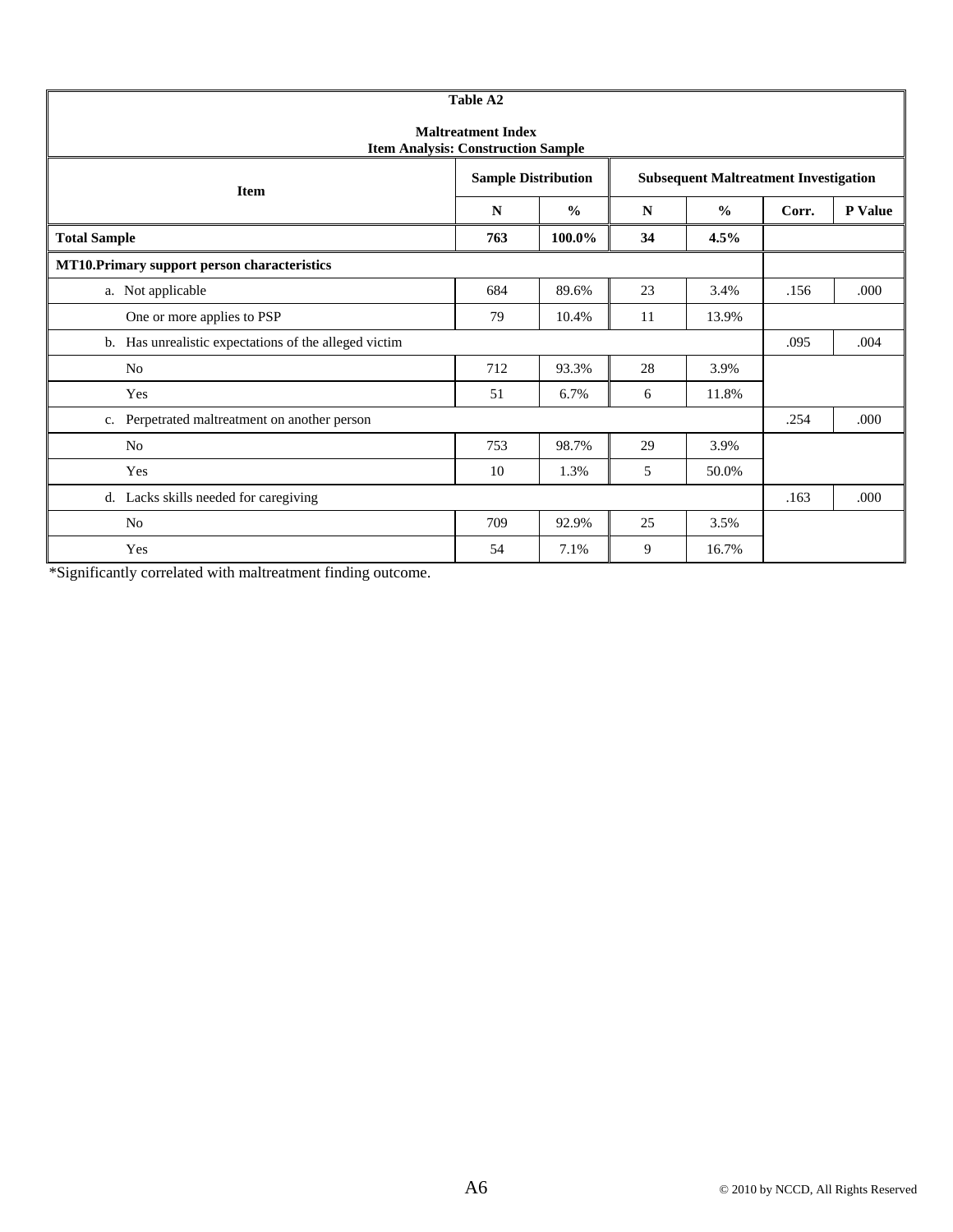**Table A2**

**Maltreatment Index**
**Item Analysis: Construction Sample**

| Item | Sample Distribution | | Subsequent Maltreatment Investigation | | | |
|---|---|---|---|---|---|---|
| | N | % | N | % | Corr. | P Value |
| **Total Sample** | **763** | **100.0%** | **34** | **4.5%** | | |
| **MT10.Primary support person characteristics** | | | | | | |
| a. Not applicable | 684 | 89.6% | 23 | 3.4% | .156 | .000 |
| One or more applies to PSP | 79 | 10.4% | 11 | 13.9% | | |
| b. Has unrealistic expectations of the alleged victim | | | | | .095 | .004 |
| No | 712 | 93.3% | 28 | 3.9% | | |
| Yes | 51 | 6.7% | 6 | 11.8% | | |
| c. Perpetrated maltreatment on another person | | | | | .254 | .000 |
| No | 753 | 98.7% | 29 | 3.9% | | |
| Yes | 10 | 1.3% | 5 | 50.0% | | |
| d. Lacks skills needed for caregiving | | | | | .163 | .000 |
| No | 709 | 92.9% | 25 | 3.5% | | |
| Yes | 54 | 7.1% | 9 | 16.7% | | |

*Significantly correlated with maltreatment finding outcome.

© 2010 by NCCD, All Rights Reserved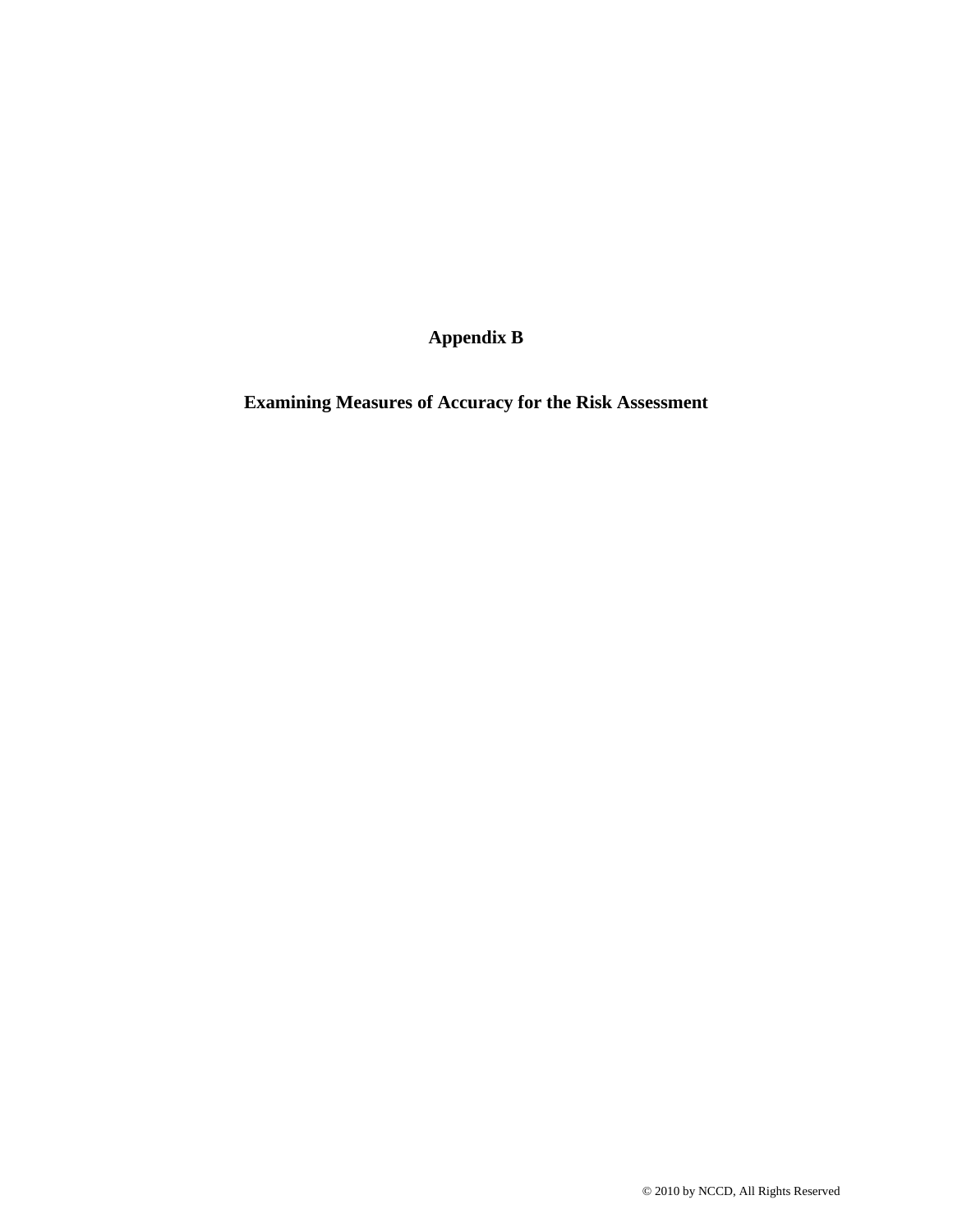# Appendix B

## Examining Measures of Accuracy for the Risk Assessment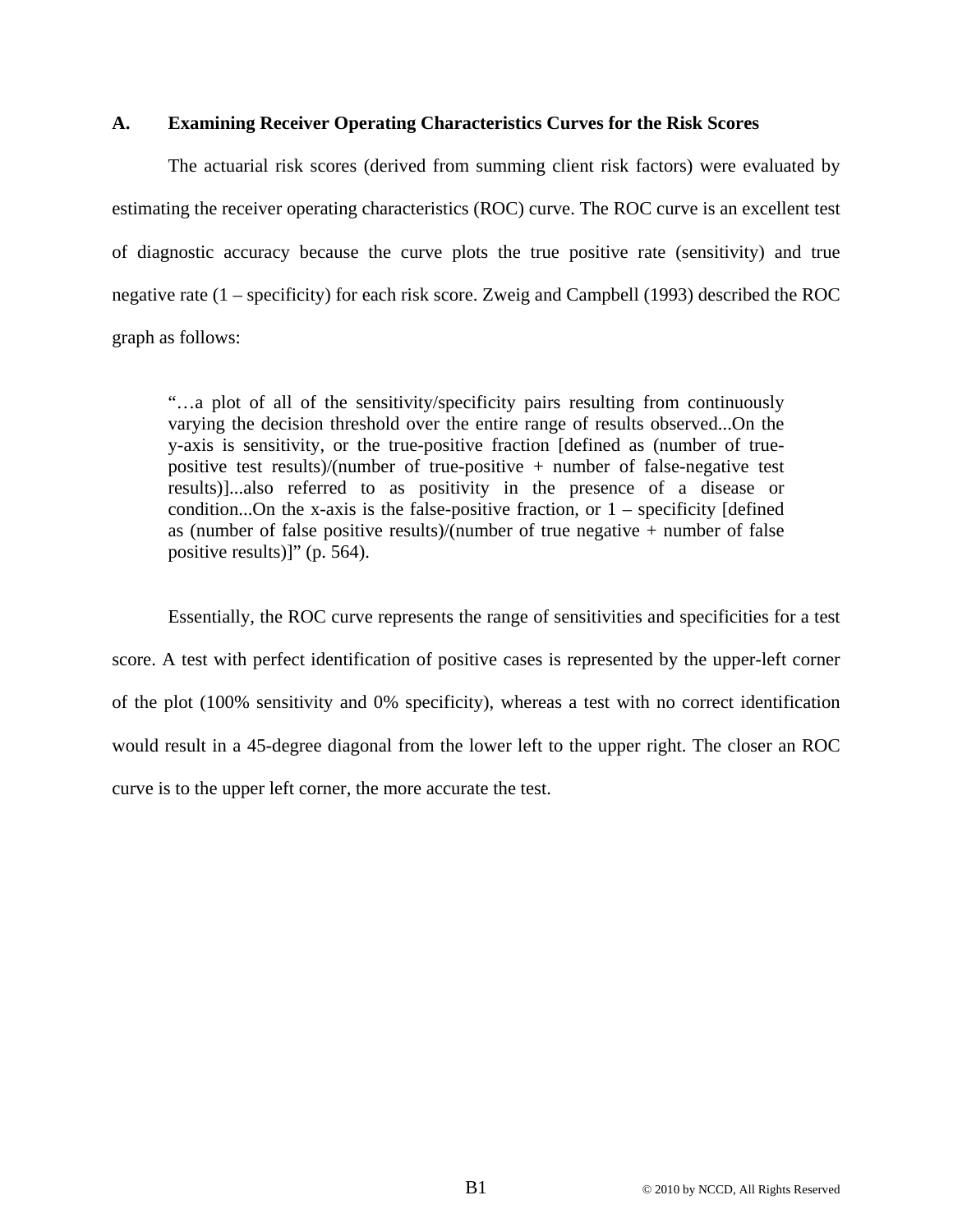### A. Examining Receiver Operating Characteristics Curves for the Risk Scores

The actuarial risk scores (derived from summing client risk factors) were evaluated by estimating the receiver operating characteristics (ROC) curve. The ROC curve is an excellent test of diagnostic accuracy because the curve plots the true positive rate (sensitivity) and true negative rate (1 – specificity) for each risk score. Zweig and Campbell (1993) described the ROC graph as follows:

> "…a plot of all of the sensitivity/specificity pairs resulting from continuously varying the decision threshold over the entire range of results observed...On the y-axis is sensitivity, or the true-positive fraction [defined as (number of true-positive test results)/(number of true-positive + number of false-negative test results)]...also referred to as positivity in the presence of a disease or condition...On the x-axis is the false-positive fraction, or 1 – specificity [defined as (number of false positive results)/(number of true negative + number of false positive results)]" (p. 564).

Essentially, the ROC curve represents the range of sensitivities and specificities for a test score. A test with perfect identification of positive cases is represented by the upper-left corner of the plot (100% sensitivity and 0% specificity), whereas a test with no correct identification would result in a 45-degree diagonal from the lower left to the upper right. The closer an ROC curve is to the upper left corner, the more accurate the test.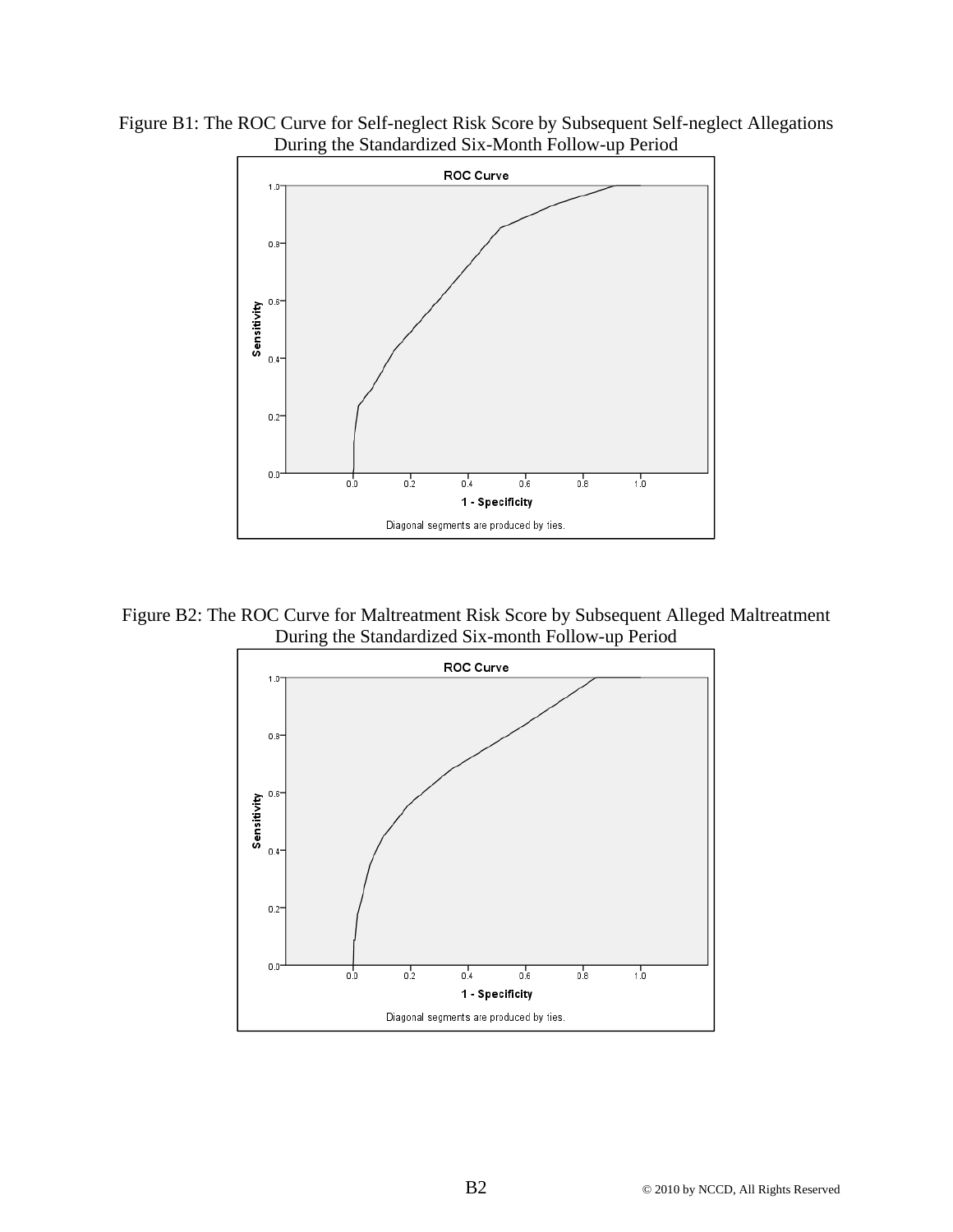Figure B1: The ROC Curve for Self-neglect Risk Score by Subsequent Self-neglect Allegations During the Standardized Six-Month Follow-up Period

ROC Curve

Sensitivity

1.0
0.8
0.6
0.4
0.2
0.0

0.0 0.2 0.4 0.6 0.8 1.0

1 - Specificity

Diagonal segments are produced by ties.

Figure B2: The ROC Curve for Maltreatment Risk Score by Subsequent Alleged Maltreatment During the Standardized Six-month Follow-up Period

ROC Curve

Sensitivity

1.0
0.8
0.6
0.4
0.2
0.0

0.0 0.2 0.4 0.6 0.8 1.0

1 - Specificity

Diagonal segments are produced by ties.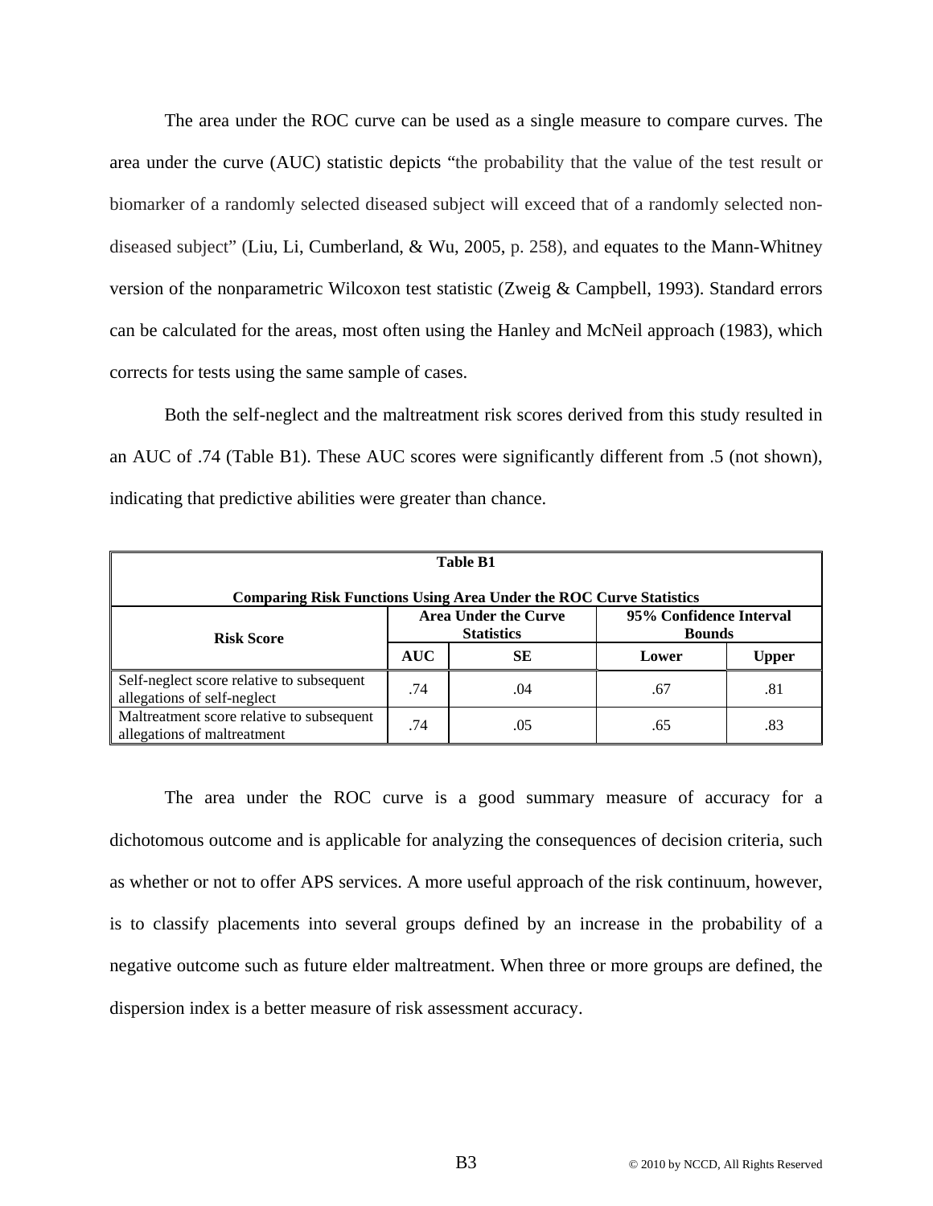The area under the ROC curve can be used as a single measure to compare curves. The area under the curve (AUC) statistic depicts "the probability that the value of the test result or biomarker of a randomly selected diseased subject will exceed that of a randomly selected non-diseased subject" (Liu, Li, Cumberland, & Wu, 2005, p. 258), and equates to the Mann-Whitney version of the nonparametric Wilcoxon test statistic (Zweig & Campbell, 1993). Standard errors can be calculated for the areas, most often using the Hanley and McNeil approach (1983), which corrects for tests using the same sample of cases.

Both the self-neglect and the maltreatment risk scores derived from this study resulted in an AUC of .74 (Table B1). These AUC scores were significantly different from .5 (not shown), indicating that predictive abilities were greater than chance.

**Table B1**

**Comparing Risk Functions Using Area Under the ROC Curve Statistics**

| Risk Score | Area Under the Curve Statistics | | 95% Confidence Interval Bounds | |
|---|---|---|---|---|
| | AUC | SE | Lower | Upper |
| Self-neglect score relative to subsequent allegations of self-neglect | .74 | .04 | .67 | .81 |
| Maltreatment score relative to subsequent allegations of maltreatment | .74 | .05 | .65 | .83 |

The area under the ROC curve is a good summary measure of accuracy for a dichotomous outcome and is applicable for analyzing the consequences of decision criteria, such as whether or not to offer APS services. A more useful approach of the risk continuum, however, is to classify placements into several groups defined by an increase in the probability of a negative outcome such as future elder maltreatment. When three or more groups are defined, the dispersion index is a better measure of risk assessment accuracy.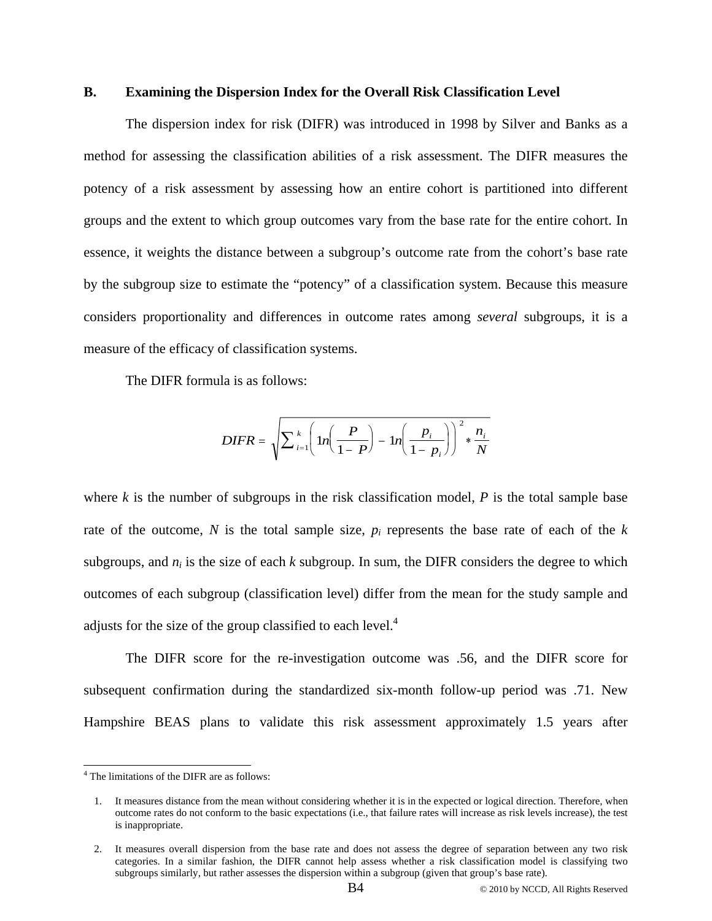## B. Examining the Dispersion Index for the Overall Risk Classification Level

The dispersion index for risk (DIFR) was introduced in 1998 by Silver and Banks as a method for assessing the classification abilities of a risk assessment. The DIFR measures the potency of a risk assessment by assessing how an entire cohort is partitioned into different groups and the extent to which group outcomes vary from the base rate for the entire cohort. In essence, it weights the distance between a subgroup's outcome rate from the cohort's base rate by the subgroup size to estimate the "potency" of a classification system. Because this measure considers proportionality and differences in outcome rates among *several* subgroups, it is a measure of the efficacy of classification systems.

The DIFR formula is as follows:

$$DIFR = \sqrt{\sum_{i=1}^{k} \left( 1n\left( \frac{P}{1-P} \right) - 1n\left( \frac{p_i}{1-p_i} \right) \right)^2 * \frac{n_i}{N}}$$

where $k$ is the number of subgroups in the risk classification model, $P$ is the total sample base rate of the outcome, $N$ is the total sample size, $p_i$ represents the base rate of each of the $k$ subgroups, and $n_i$ is the size of each $k$ subgroup. In sum, the DIFR considers the degree to which outcomes of each subgroup (classification level) differ from the mean for the study sample and adjusts for the size of the group classified to each level.[4]

The DIFR score for the re-investigation outcome was .56, and the DIFR score for subsequent confirmation during the standardized six-month follow-up period was .71. New Hampshire BEAS plans to validate this risk assessment approximately 1.5 years after

---

[4] The limitations of the DIFR are as follows:

1. It measures distance from the mean without considering whether it is in the expected or logical direction. Therefore, when outcome rates do not conform to the basic expectations (i.e., that failure rates will increase as risk levels increase), the test is inappropriate.

2. It measures overall dispersion from the base rate and does not assess the degree of separation between any two risk categories. In a similar fashion, the DIFR cannot help assess whether a risk classification model is classifying two subgroups similarly, but rather assesses the dispersion within a subgroup (given that group's base rate).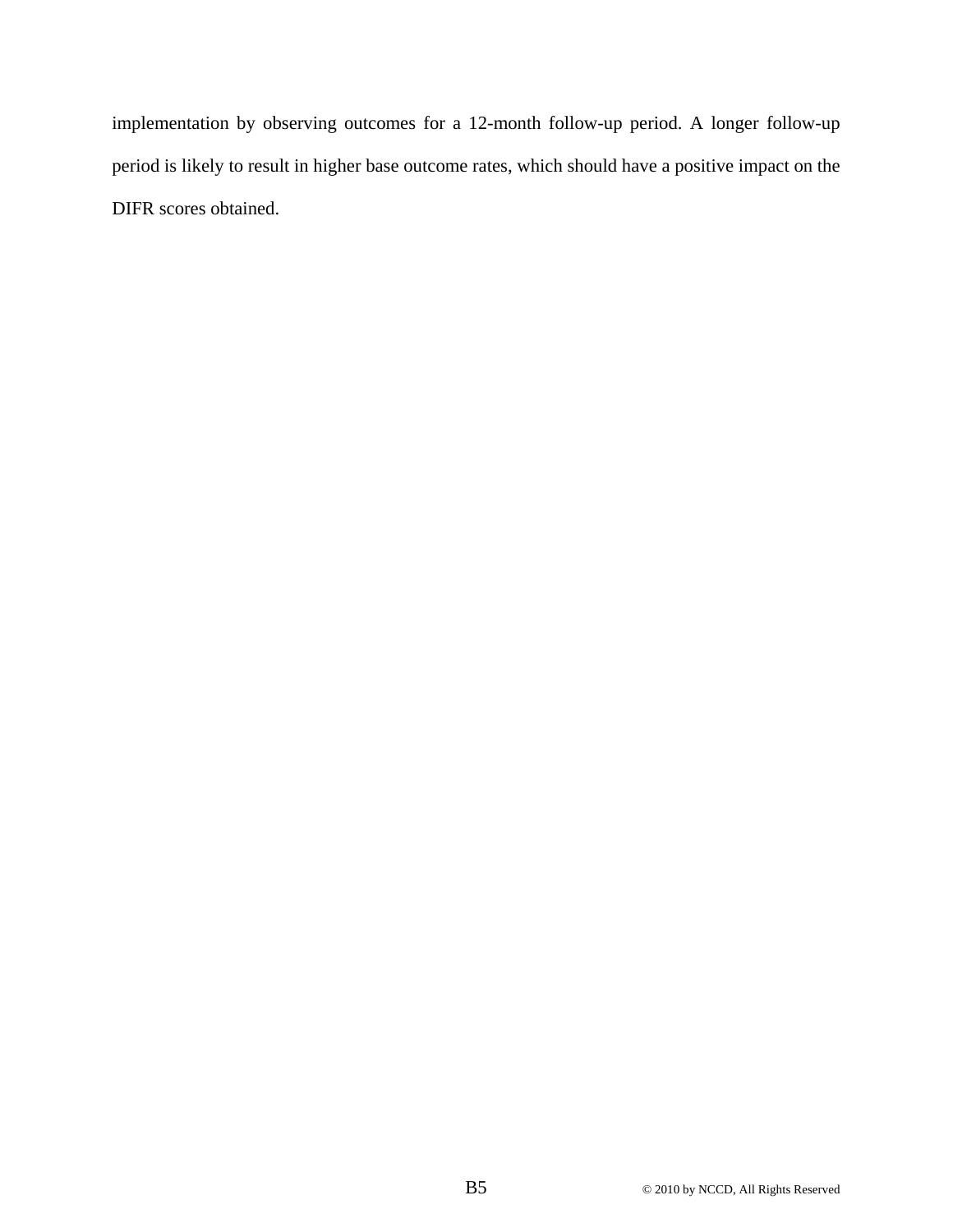implementation by observing outcomes for a 12-month follow-up period. A longer follow-up period is likely to result in higher base outcome rates, which should have a positive impact on the DIFR scores obtained.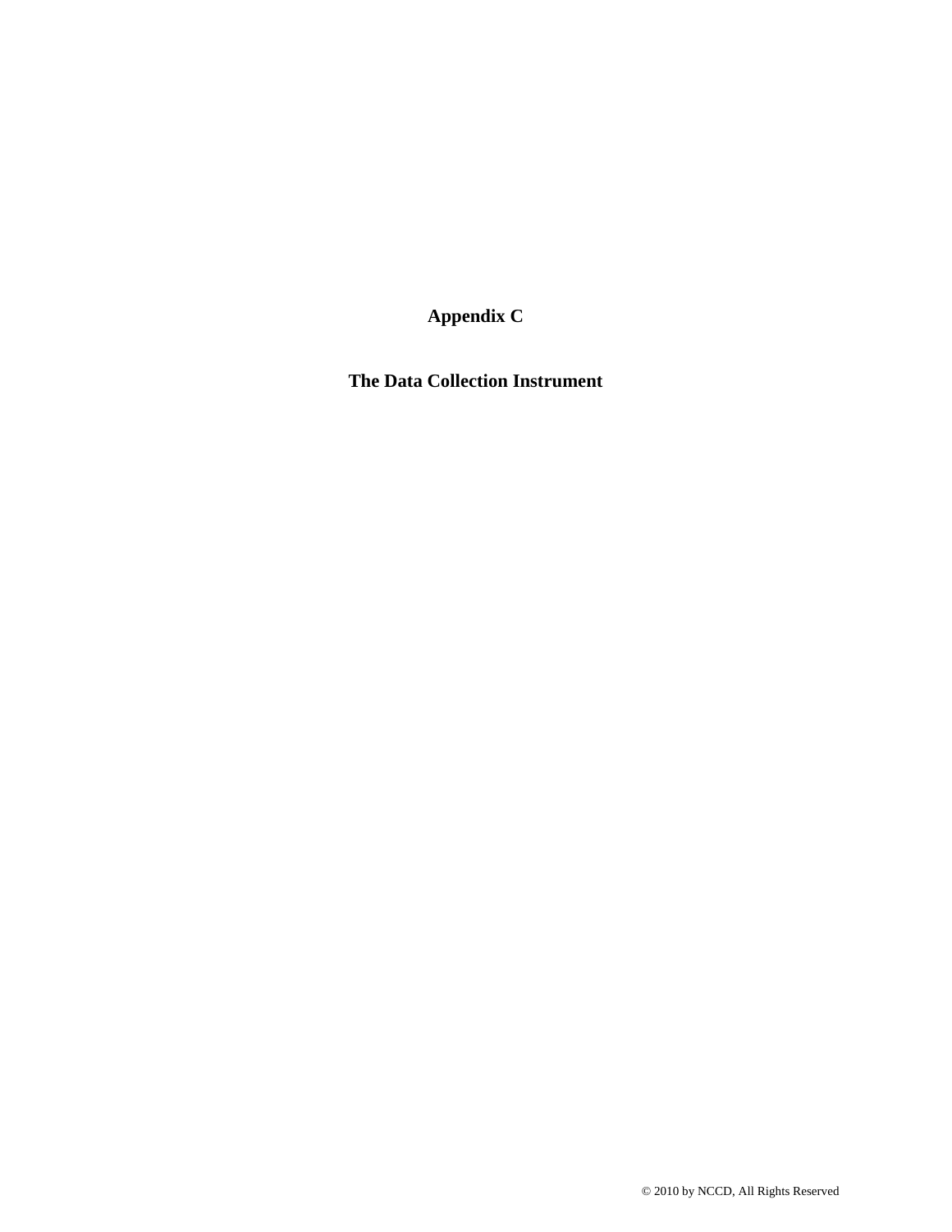# Appendix C

# The Data Collection Instrument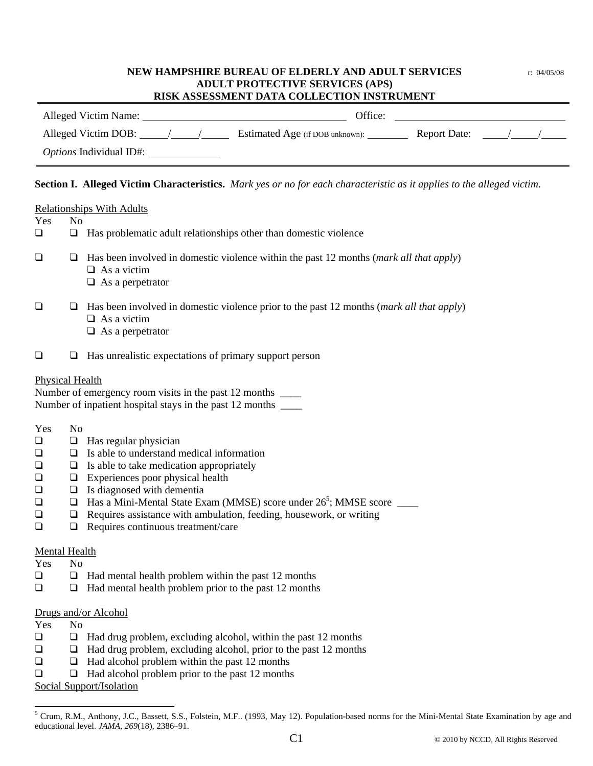**NEW HAMPSHIRE BUREAU OF ELDERLY AND ADULT SERVICES**
**ADULT PROTECTIVE SERVICES (APS)**
**RISK ASSESSMENT DATA COLLECTION INSTRUMENT**

r: 04/05/08

Alleged Victim Name: ______________________ Office: ______________________

Alleged Victim DOB: ____/____/____ Estimated Age (if DOB unknown): ________ Report Date: ____/____/____

*Options* Individual ID#: ____________

**Section I. Alleged Victim Characteristics.** *Mark yes or no for each characteristic as it applies to the alleged victim.*

Relationships With Adults

| Yes | No | |
|---|---|---|
| ❑ | ❑ | Has problematic adult relationships other than domestic violence |
| ❑ | ❑ | Has been involved in domestic violence within the past 12 months (*mark all that apply*)<br>❑ As a victim<br>❑ As a perpetrator |
| ❑ | ❑ | Has been involved in domestic violence prior to the past 12 months (*mark all that apply*)<br>❑ As a victim<br>❑ As a perpetrator |
| ❑ | ❑ | Has unrealistic expectations of primary support person |

Physical Health

Number of emergency room visits in the past 12 months ____
Number of inpatient hospital stays in the past 12 months ____

| Yes | No | |
|---|---|---|
| ❑ | ❑ | Has regular physician |
| ❑ | ❑ | Is able to understand medical information |
| ❑ | ❑ | Is able to take medication appropriately |
| ❑ | ❑ | Experiences poor physical health |
| ❑ | ❑ | Is diagnosed with dementia |
| ❑ | ❑ | Has a Mini-Mental State Exam (MMSE) score under 26[5]; MMSE score ____ |
| ❑ | ❑ | Requires assistance with ambulation, feeding, housework, or writing |
| ❑ | ❑ | Requires continuous treatment/care |

Mental Health

| Yes | No | |
|---|---|---|
| ❑ | ❑ | Had mental health problem within the past 12 months |
| ❑ | ❑ | Had mental health problem prior to the past 12 months |

Drugs and/or Alcohol

| Yes | No | |
|---|---|---|
| ❑ | ❑ | Had drug problem, excluding alcohol, within the past 12 months |
| ❑ | ❑ | Had drug problem, excluding alcohol, prior to the past 12 months |
| ❑ | ❑ | Had alcohol problem within the past 12 months |
| ❑ | ❑ | Had alcohol problem prior to the past 12 months |

Social Support/Isolation

[5] Crum, R.M., Anthony, J.C., Bassett, S.S., Folstein, M.F.. (1993, May 12). Population-based norms for the Mini-Mental State Examination by age and educational level. *JAMA*, *269*(18), 2386–91.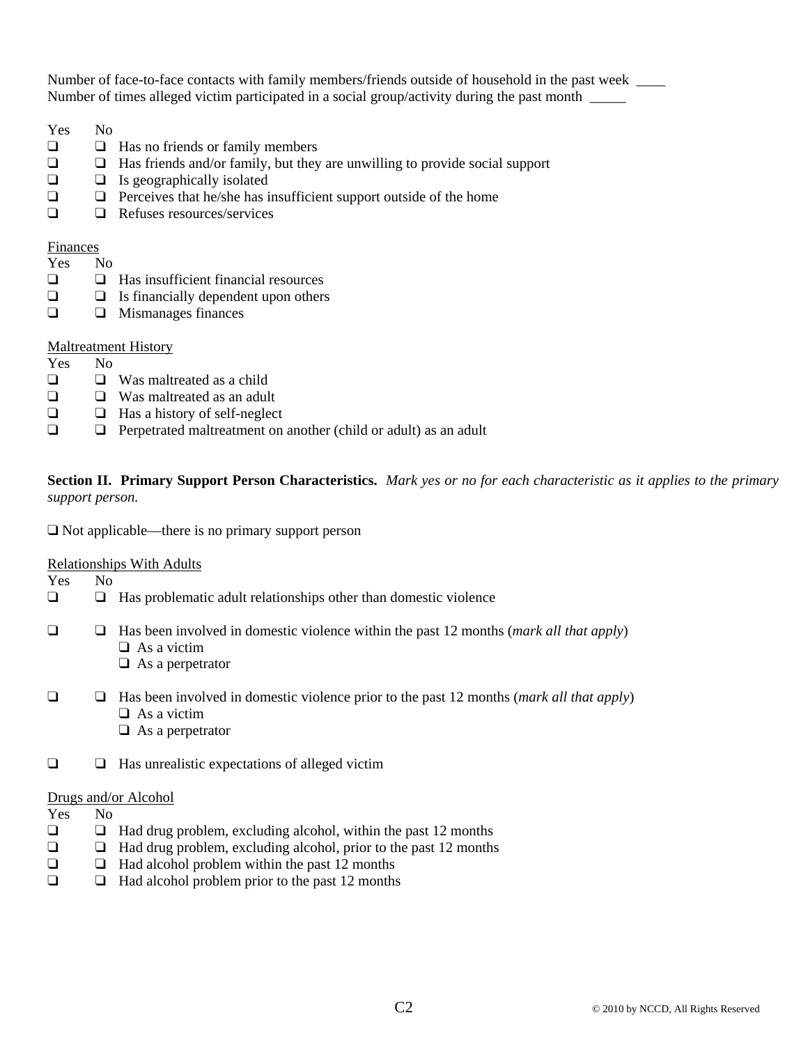Number of face-to-face contacts with family members/friends outside of household in the past week ____
Number of times alleged victim participated in a social group/activity during the past month _____

Yes No
❑ ❑ Has no friends or family members
❑ ❑ Has friends and/or family, but they are unwilling to provide social support
❑ ❑ Is geographically isolated
❑ ❑ Perceives that he/she has insufficient support outside of the home
❑ ❑ Refuses resources/services

Finances

Yes No
❑ ❑ Has insufficient financial resources
❑ ❑ Is financially dependent upon others
❑ ❑ Mismanages finances

Maltreatment History

Yes No
❑ ❑ Was maltreated as a child
❑ ❑ Was maltreated as an adult
❑ ❑ Has a history of self-neglect
❑ ❑ Perpetrated maltreatment on another (child or adult) as an adult

**Section II. Primary Support Person Characteristics.** *Mark yes or no for each characteristic as it applies to the primary support person.*

❑ Not applicable—there is no primary support person

Relationships With Adults

Yes No
❑ ❑ Has problematic adult relationships other than domestic violence

❑ ❑ Has been involved in domestic violence within the past 12 months (*mark all that apply*)
❑ As a victim
❑ As a perpetrator

❑ ❑ Has been involved in domestic violence prior to the past 12 months (*mark all that apply*)
❑ As a victim
❑ As a perpetrator

❑ ❑ Has unrealistic expectations of alleged victim

Drugs and/or Alcohol

Yes No
❑ ❑ Had drug problem, excluding alcohol, within the past 12 months
❑ ❑ Had drug problem, excluding alcohol, prior to the past 12 months
❑ ❑ Had alcohol problem within the past 12 months
❑ ❑ Had alcohol problem prior to the past 12 months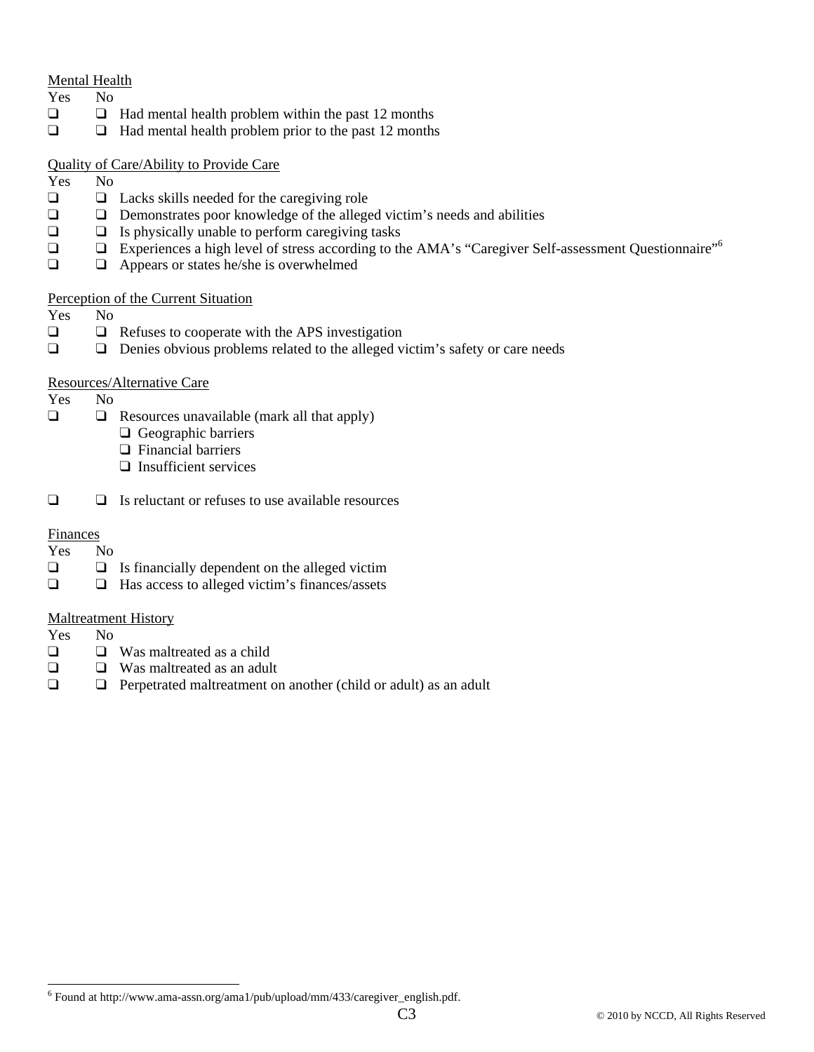Mental Health

Yes No
- ❑ ❑ Had mental health problem within the past 12 months
- ❑ ❑ Had mental health problem prior to the past 12 months

Quality of Care/Ability to Provide Care

Yes No
- ❑ ❑ Lacks skills needed for the caregiving role
- ❑ ❑ Demonstrates poor knowledge of the alleged victim's needs and abilities
- ❑ ❑ Is physically unable to perform caregiving tasks
- ❑ ❑ Experiences a high level of stress according to the AMA's "Caregiver Self-assessment Questionnaire"[6]
- ❑ ❑ Appears or states he/she is overwhelmed

Perception of the Current Situation

Yes No
- ❑ ❑ Refuses to cooperate with the APS investigation
- ❑ ❑ Denies obvious problems related to the alleged victim's safety or care needs

Resources/Alternative Care

Yes No
- ❑ ❑ Resources unavailable (mark all that apply)
  - ❑ Geographic barriers
  - ❑ Financial barriers
  - ❑ Insufficient services
- ❑ ❑ Is reluctant or refuses to use available resources

Finances

Yes No
- ❑ ❑ Is financially dependent on the alleged victim
- ❑ ❑ Has access to alleged victim's finances/assets

Maltreatment History

Yes No
- ❑ ❑ Was maltreated as a child
- ❑ ❑ Was maltreated as an adult
- ❑ ❑ Perpetrated maltreatment on another (child or adult) as an adult

---

[6] Found at http://www.ama-assn.org/ama1/pub/upload/mm/433/caregiver_english.pdf.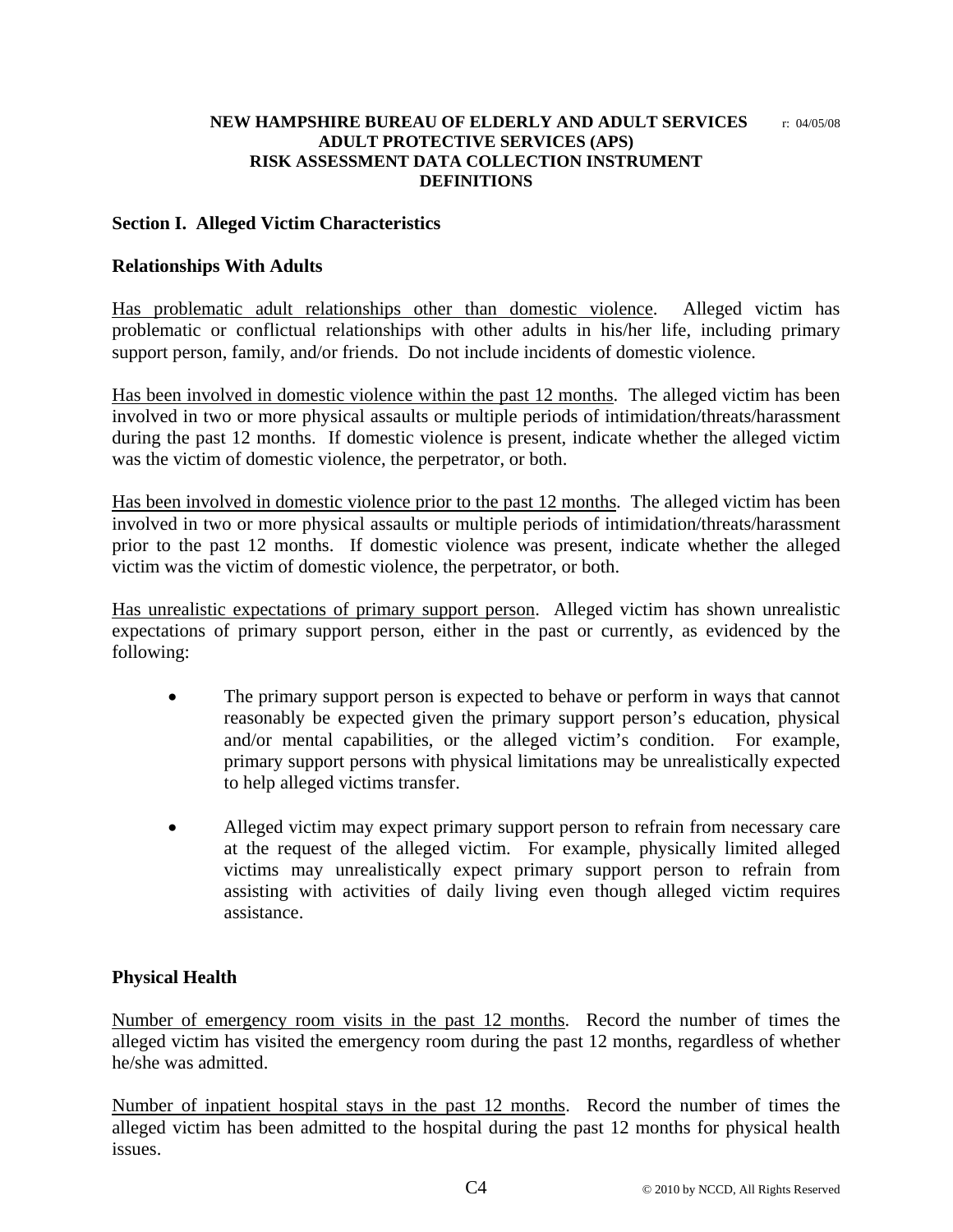**NEW HAMPSHIRE BUREAU OF ELDERLY AND ADULT SERVICES** r: 04/05/08
**ADULT PROTECTIVE SERVICES (APS)**
**RISK ASSESSMENT DATA COLLECTION INSTRUMENT**
**DEFINITIONS**

## Section I. Alleged Victim Characteristics

### Relationships With Adults

Has problematic adult relationships other than domestic violence. Alleged victim has problematic or conflictual relationships with other adults in his/her life, including primary support person, family, and/or friends. Do not include incidents of domestic violence.

Has been involved in domestic violence within the past 12 months. The alleged victim has been involved in two or more physical assaults or multiple periods of intimidation/threats/harassment during the past 12 months. If domestic violence is present, indicate whether the alleged victim was the victim of domestic violence, the perpetrator, or both.

Has been involved in domestic violence prior to the past 12 months. The alleged victim has been involved in two or more physical assaults or multiple periods of intimidation/threats/harassment prior to the past 12 months. If domestic violence was present, indicate whether the alleged victim was the victim of domestic violence, the perpetrator, or both.

Has unrealistic expectations of primary support person. Alleged victim has shown unrealistic expectations of primary support person, either in the past or currently, as evidenced by the following:

- The primary support person is expected to behave or perform in ways that cannot reasonably be expected given the primary support person's education, physical and/or mental capabilities, or the alleged victim's condition. For example, primary support persons with physical limitations may be unrealistically expected to help alleged victims transfer.
- Alleged victim may expect primary support person to refrain from necessary care at the request of the alleged victim. For example, physically limited alleged victims may unrealistically expect primary support person to refrain from assisting with activities of daily living even though alleged victim requires assistance.

### Physical Health

Number of emergency room visits in the past 12 months. Record the number of times the alleged victim has visited the emergency room during the past 12 months, regardless of whether he/she was admitted.

Number of inpatient hospital stays in the past 12 months. Record the number of times the alleged victim has been admitted to the hospital during the past 12 months for physical health issues.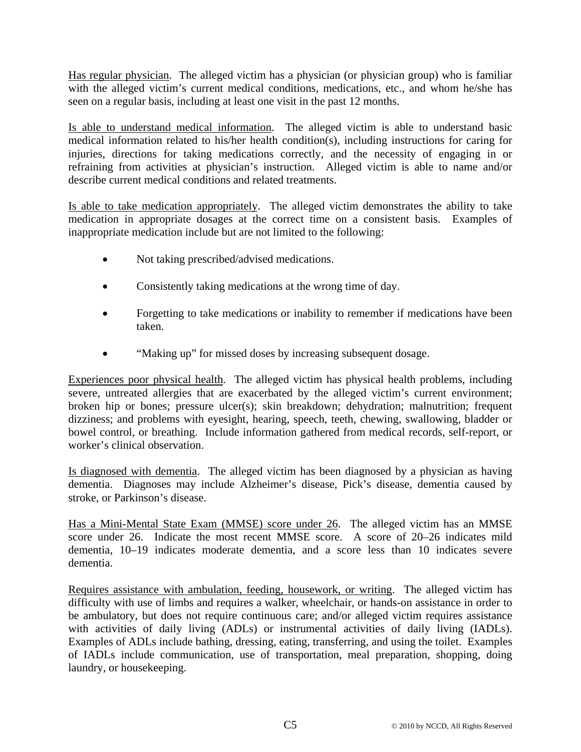<u>Has regular physician</u>. The alleged victim has a physician (or physician group) who is familiar with the alleged victim's current medical conditions, medications, etc., and whom he/she has seen on a regular basis, including at least one visit in the past 12 months.

<u>Is able to understand medical information</u>. The alleged victim is able to understand basic medical information related to his/her health condition(s), including instructions for caring for injuries, directions for taking medications correctly, and the necessity of engaging in or refraining from activities at physician's instruction. Alleged victim is able to name and/or describe current medical conditions and related treatments.

<u>Is able to take medication appropriately</u>. The alleged victim demonstrates the ability to take medication in appropriate dosages at the correct time on a consistent basis. Examples of inappropriate medication include but are not limited to the following:

- Not taking prescribed/advised medications.
- Consistently taking medications at the wrong time of day.
- Forgetting to take medications or inability to remember if medications have been taken.
- "Making up" for missed doses by increasing subsequent dosage.

<u>Experiences poor physical health</u>. The alleged victim has physical health problems, including severe, untreated allergies that are exacerbated by the alleged victim's current environment; broken hip or bones; pressure ulcer(s); skin breakdown; dehydration; malnutrition; frequent dizziness; and problems with eyesight, hearing, speech, teeth, chewing, swallowing, bladder or bowel control, or breathing. Include information gathered from medical records, self-report, or worker's clinical observation.

<u>Is diagnosed with dementia</u>. The alleged victim has been diagnosed by a physician as having dementia. Diagnoses may include Alzheimer's disease, Pick's disease, dementia caused by stroke, or Parkinson's disease.

<u>Has a Mini-Mental State Exam (MMSE) score under 26</u>. The alleged victim has an MMSE score under 26. Indicate the most recent MMSE score. A score of 20–26 indicates mild dementia, 10–19 indicates moderate dementia, and a score less than 10 indicates severe dementia.

<u>Requires assistance with ambulation, feeding, housework, or writing</u>. The alleged victim has difficulty with use of limbs and requires a walker, wheelchair, or hands-on assistance in order to be ambulatory, but does not require continuous care; and/or alleged victim requires assistance with activities of daily living (ADLs) or instrumental activities of daily living (IADLs). Examples of ADLs include bathing, dressing, eating, transferring, and using the toilet. Examples of IADLs include communication, use of transportation, meal preparation, shopping, doing laundry, or housekeeping.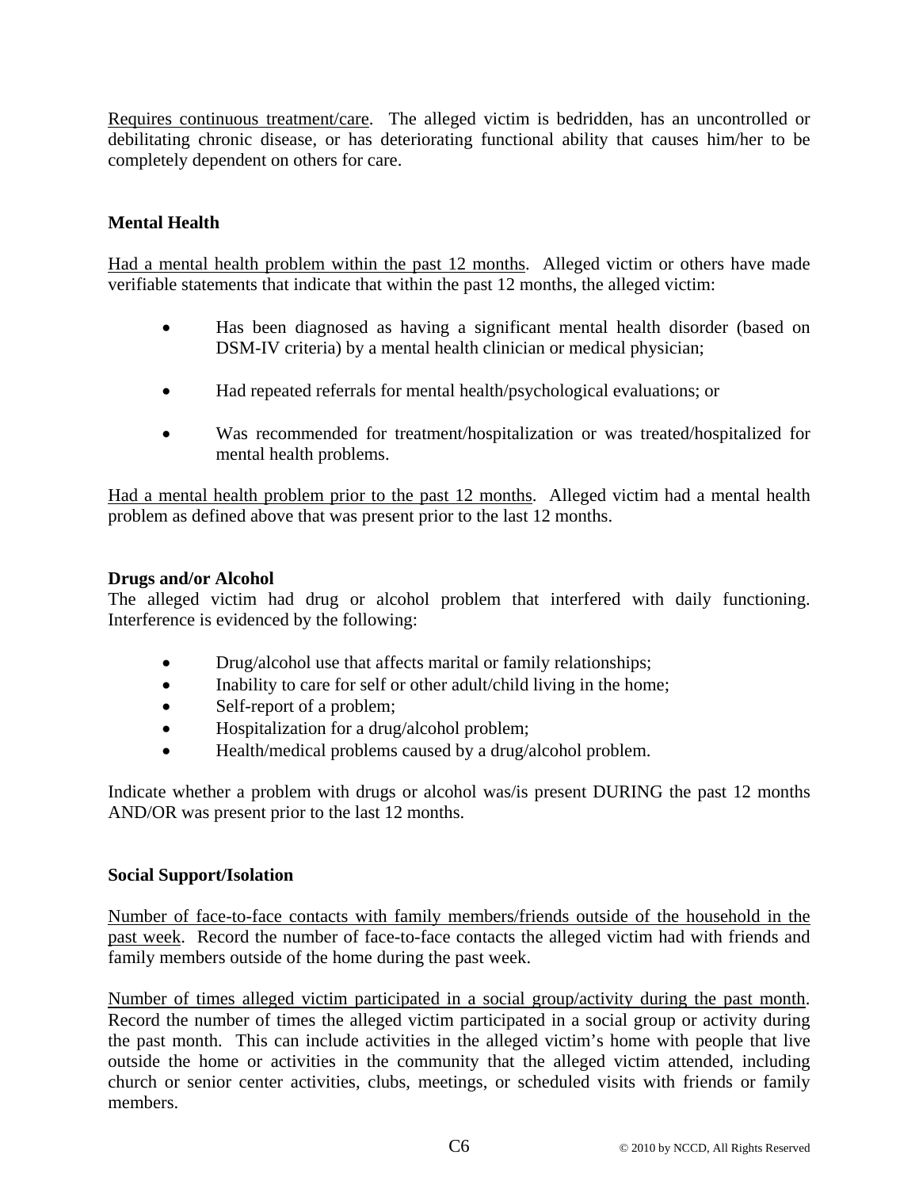<u>Requires continuous treatment/care</u>. The alleged victim is bedridden, has an uncontrolled or debilitating chronic disease, or has deteriorating functional ability that causes him/her to be completely dependent on others for care.

**Mental Health**

<u>Had a mental health problem within the past 12 months</u>. Alleged victim or others have made verifiable statements that indicate that within the past 12 months, the alleged victim:

- Has been diagnosed as having a significant mental health disorder (based on DSM-IV criteria) by a mental health clinician or medical physician;
- Had repeated referrals for mental health/psychological evaluations; or
- Was recommended for treatment/hospitalization or was treated/hospitalized for mental health problems.

<u>Had a mental health problem prior to the past 12 months</u>. Alleged victim had a mental health problem as defined above that was present prior to the last 12 months.

**Drugs and/or Alcohol**

The alleged victim had drug or alcohol problem that interfered with daily functioning. Interference is evidenced by the following:

- Drug/alcohol use that affects marital or family relationships;
- Inability to care for self or other adult/child living in the home;
- Self-report of a problem;
- Hospitalization for a drug/alcohol problem;
- Health/medical problems caused by a drug/alcohol problem.

Indicate whether a problem with drugs or alcohol was/is present DURING the past 12 months AND/OR was present prior to the last 12 months.

**Social Support/Isolation**

<u>Number of face-to-face contacts with family members/friends outside of the household in the past week</u>. Record the number of face-to-face contacts the alleged victim had with friends and family members outside of the home during the past week.

<u>Number of times alleged victim participated in a social group/activity during the past month</u>. Record the number of times the alleged victim participated in a social group or activity during the past month. This can include activities in the alleged victim's home with people that live outside the home or activities in the community that the alleged victim attended, including church or senior center activities, clubs, meetings, or scheduled visits with friends or family members.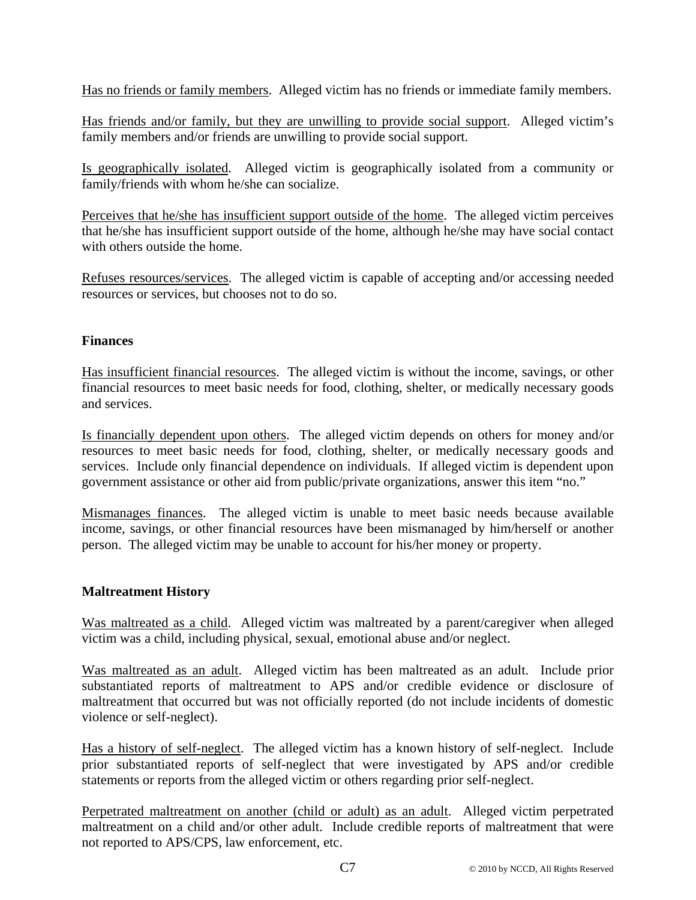Has no friends or family members. Alleged victim has no friends or immediate family members.

Has friends and/or family, but they are unwilling to provide social support. Alleged victim's family members and/or friends are unwilling to provide social support.

Is geographically isolated. Alleged victim is geographically isolated from a community or family/friends with whom he/she can socialize.

Perceives that he/she has insufficient support outside of the home. The alleged victim perceives that he/she has insufficient support outside of the home, although he/she may have social contact with others outside the home.

Refuses resources/services. The alleged victim is capable of accepting and/or accessing needed resources or services, but chooses not to do so.

**Finances**

Has insufficient financial resources. The alleged victim is without the income, savings, or other financial resources to meet basic needs for food, clothing, shelter, or medically necessary goods and services.

Is financially dependent upon others. The alleged victim depends on others for money and/or resources to meet basic needs for food, clothing, shelter, or medically necessary goods and services. Include only financial dependence on individuals. If alleged victim is dependent upon government assistance or other aid from public/private organizations, answer this item "no."

Mismanages finances. The alleged victim is unable to meet basic needs because available income, savings, or other financial resources have been mismanaged by him/herself or another person. The alleged victim may be unable to account for his/her money or property.

**Maltreatment History**

Was maltreated as a child. Alleged victim was maltreated by a parent/caregiver when alleged victim was a child, including physical, sexual, emotional abuse and/or neglect.

Was maltreated as an adult. Alleged victim has been maltreated as an adult. Include prior substantiated reports of maltreatment to APS and/or credible evidence or disclosure of maltreatment that occurred but was not officially reported (do not include incidents of domestic violence or self-neglect).

Has a history of self-neglect. The alleged victim has a known history of self-neglect. Include prior substantiated reports of self-neglect that were investigated by APS and/or credible statements or reports from the alleged victim or others regarding prior self-neglect.

Perpetrated maltreatment on another (child or adult) as an adult. Alleged victim perpetrated maltreatment on a child and/or other adult. Include credible reports of maltreatment that were not reported to APS/CPS, law enforcement, etc.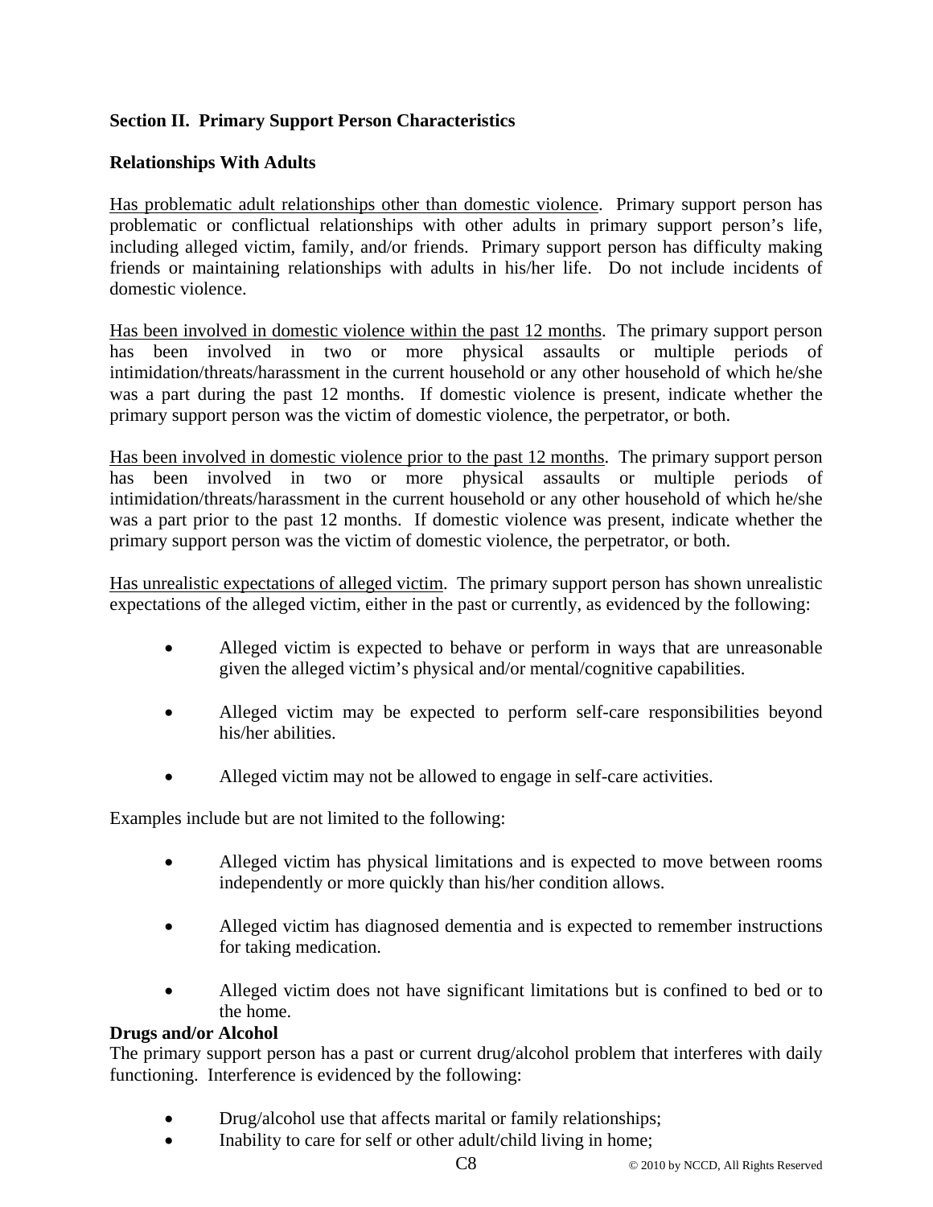**Section II.  Primary Support Person Characteristics**

**Relationships With Adults**

<u>Has problematic adult relationships other than domestic violence</u>.  Primary support person has problematic or conflictual relationships with other adults in primary support person's life, including alleged victim, family, and/or friends.  Primary support person has difficulty making friends or maintaining relationships with adults in his/her life.  Do not include incidents of domestic violence.

<u>Has been involved in domestic violence within the past 12 months</u>.  The primary support person has been involved in two or more physical assaults or multiple periods of intimidation/threats/harassment in the current household or any other household of which he/she was a part during the past 12 months.  If domestic violence is present, indicate whether the primary support person was the victim of domestic violence, the perpetrator, or both.

<u>Has been involved in domestic violence prior to the past 12 months</u>.  The primary support person has been involved in two or more physical assaults or multiple periods of intimidation/threats/harassment in the current household or any other household of which he/she was a part prior to the past 12 months.  If domestic violence was present, indicate whether the primary support person was the victim of domestic violence, the perpetrator, or both.

<u>Has unrealistic expectations of alleged victim</u>.  The primary support person has shown unrealistic expectations of the alleged victim, either in the past or currently, as evidenced by the following:

- Alleged victim is expected to behave or perform in ways that are unreasonable given the alleged victim's physical and/or mental/cognitive capabilities.
- Alleged victim may be expected to perform self-care responsibilities beyond his/her abilities.
- Alleged victim may not be allowed to engage in self-care activities.

Examples include but are not limited to the following:

- Alleged victim has physical limitations and is expected to move between rooms independently or more quickly than his/her condition allows.
- Alleged victim has diagnosed dementia and is expected to remember instructions for taking medication.
- Alleged victim does not have significant limitations but is confined to bed or to the home.

**Drugs and/or Alcohol**

The primary support person has a past or current drug/alcohol problem that interferes with daily functioning.  Interference is evidenced by the following:

- Drug/alcohol use that affects marital or family relationships;
- Inability to care for self or other adult/child living in home;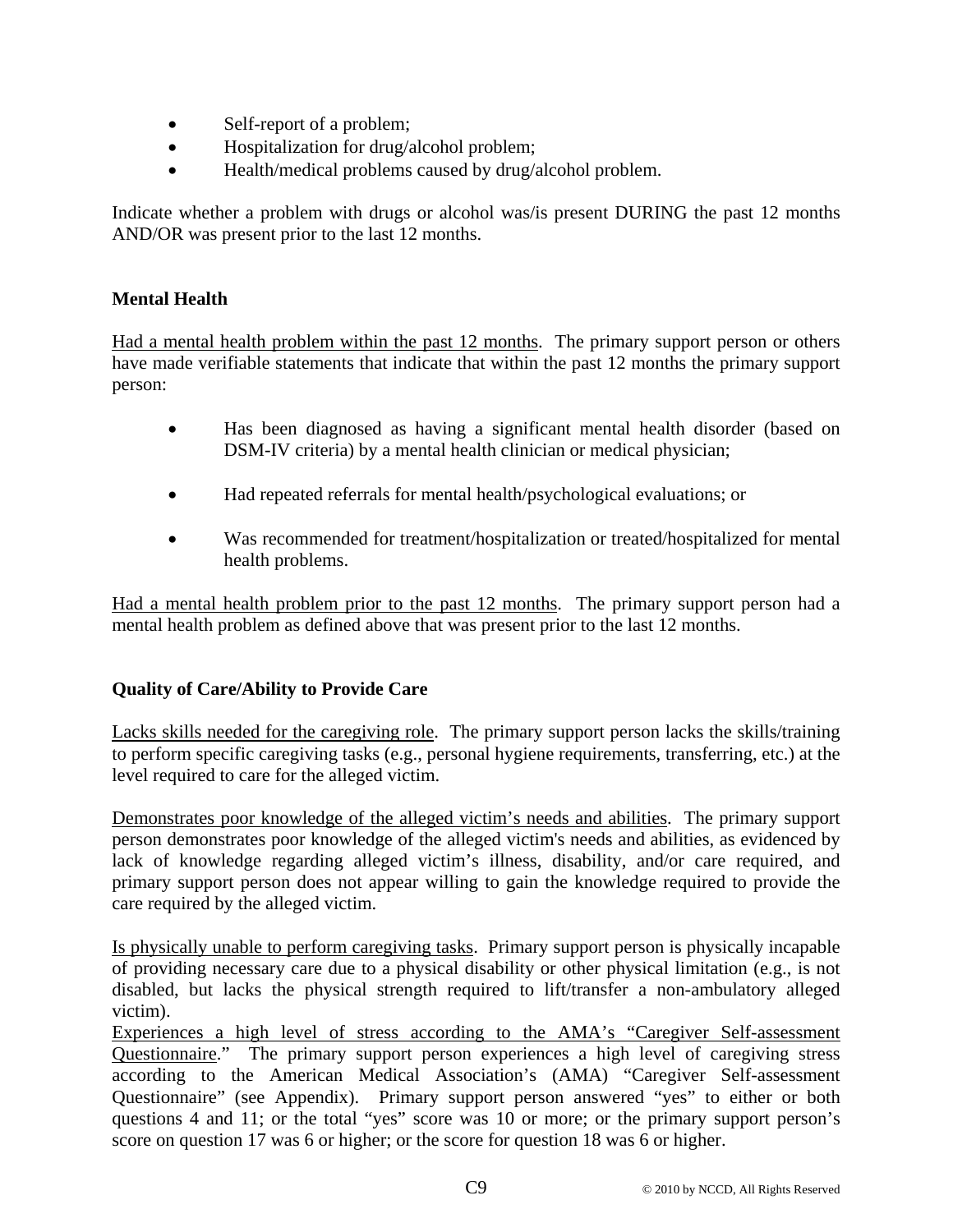- Self-report of a problem;
- Hospitalization for drug/alcohol problem;
- Health/medical problems caused by drug/alcohol problem.

Indicate whether a problem with drugs or alcohol was/is present DURING the past 12 months AND/OR was present prior to the last 12 months.

**Mental Health**

Had a mental health problem within the past 12 months. The primary support person or others have made verifiable statements that indicate that within the past 12 months the primary support person:

- Has been diagnosed as having a significant mental health disorder (based on DSM-IV criteria) by a mental health clinician or medical physician;
- Had repeated referrals for mental health/psychological evaluations; or
- Was recommended for treatment/hospitalization or treated/hospitalized for mental health problems.

Had a mental health problem prior to the past 12 months. The primary support person had a mental health problem as defined above that was present prior to the last 12 months.

**Quality of Care/Ability to Provide Care**

Lacks skills needed for the caregiving role. The primary support person lacks the skills/training to perform specific caregiving tasks (e.g., personal hygiene requirements, transferring, etc.) at the level required to care for the alleged victim.

Demonstrates poor knowledge of the alleged victim's needs and abilities. The primary support person demonstrates poor knowledge of the alleged victim's needs and abilities, as evidenced by lack of knowledge regarding alleged victim's illness, disability, and/or care required, and primary support person does not appear willing to gain the knowledge required to provide the care required by the alleged victim.

Is physically unable to perform caregiving tasks. Primary support person is physically incapable of providing necessary care due to a physical disability or other physical limitation (e.g., is not disabled, but lacks the physical strength required to lift/transfer a non-ambulatory alleged victim).

Experiences a high level of stress according to the AMA's "Caregiver Self-assessment Questionnaire." The primary support person experiences a high level of caregiving stress according to the American Medical Association's (AMA) "Caregiver Self-assessment Questionnaire" (see Appendix). Primary support person answered "yes" to either or both questions 4 and 11; or the total "yes" score was 10 or more; or the primary support person's score on question 17 was 6 or higher; or the score for question 18 was 6 or higher.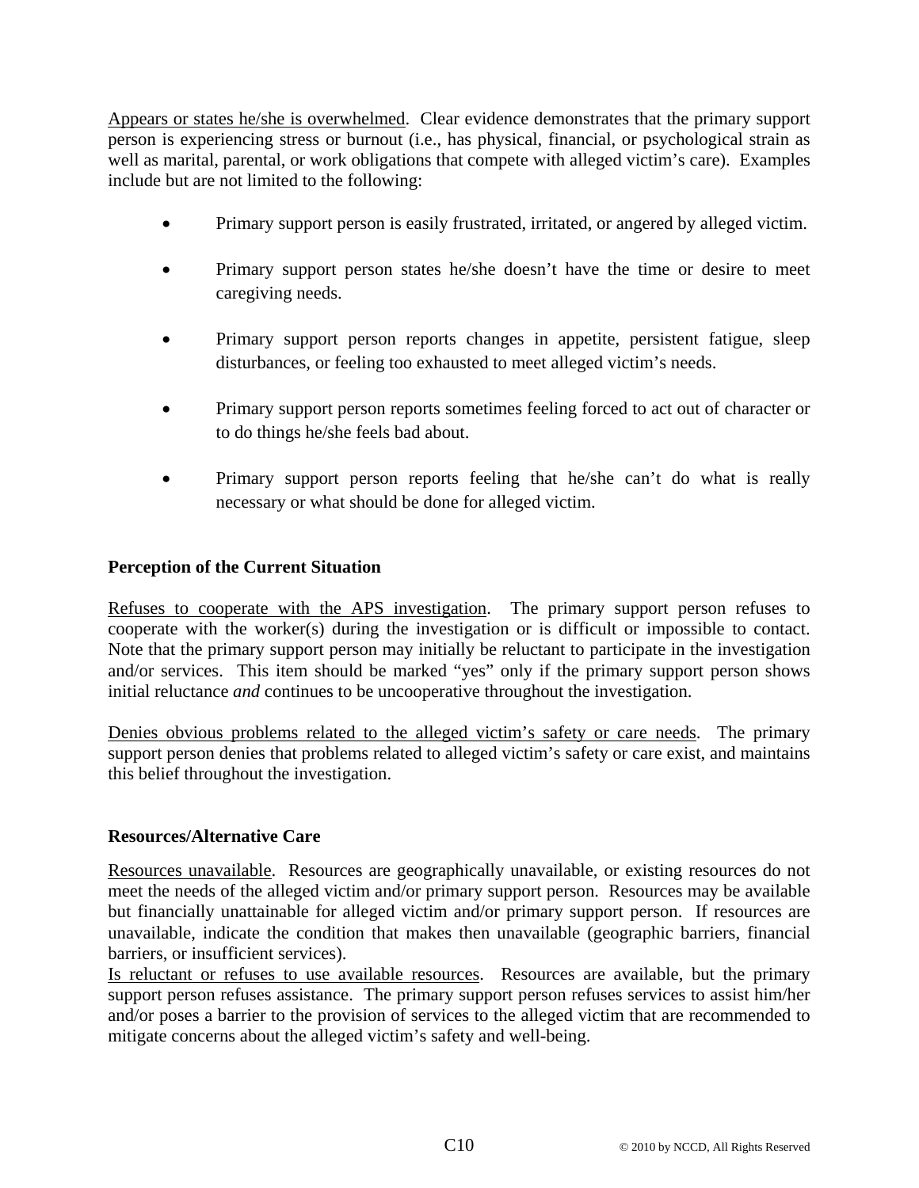Appears or states he/she is overwhelmed. Clear evidence demonstrates that the primary support person is experiencing stress or burnout (i.e., has physical, financial, or psychological strain as well as marital, parental, or work obligations that compete with alleged victim's care). Examples include but are not limited to the following:

- Primary support person is easily frustrated, irritated, or angered by alleged victim.
- Primary support person states he/she doesn't have the time or desire to meet caregiving needs.
- Primary support person reports changes in appetite, persistent fatigue, sleep disturbances, or feeling too exhausted to meet alleged victim's needs.
- Primary support person reports sometimes feeling forced to act out of character or to do things he/she feels bad about.
- Primary support person reports feeling that he/she can't do what is really necessary or what should be done for alleged victim.

**Perception of the Current Situation**

Refuses to cooperate with the APS investigation. The primary support person refuses to cooperate with the worker(s) during the investigation or is difficult or impossible to contact. Note that the primary support person may initially be reluctant to participate in the investigation and/or services. This item should be marked "yes" only if the primary support person shows initial reluctance *and* continues to be uncooperative throughout the investigation.

Denies obvious problems related to the alleged victim's safety or care needs. The primary support person denies that problems related to alleged victim's safety or care exist, and maintains this belief throughout the investigation.

**Resources/Alternative Care**

Resources unavailable. Resources are geographically unavailable, or existing resources do not meet the needs of the alleged victim and/or primary support person. Resources may be available but financially unattainable for alleged victim and/or primary support person. If resources are unavailable, indicate the condition that makes then unavailable (geographic barriers, financial barriers, or insufficient services).

Is reluctant or refuses to use available resources. Resources are available, but the primary support person refuses assistance. The primary support person refuses services to assist him/her and/or poses a barrier to the provision of services to the alleged victim that are recommended to mitigate concerns about the alleged victim's safety and well-being.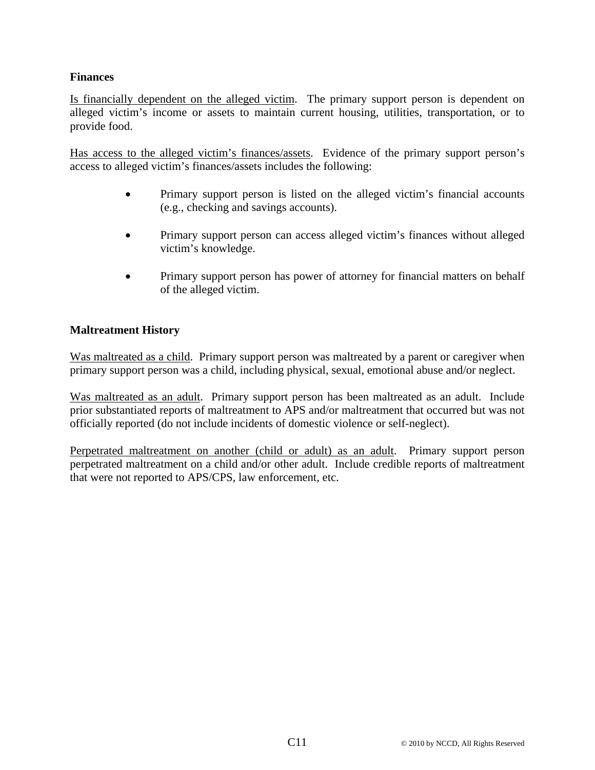**Finances**

Is financially dependent on the alleged victim. The primary support person is dependent on alleged victim's income or assets to maintain current housing, utilities, transportation, or to provide food.

Has access to the alleged victim's finances/assets. Evidence of the primary support person's access to alleged victim's finances/assets includes the following:

- Primary support person is listed on the alleged victim's financial accounts (e.g., checking and savings accounts).
- Primary support person can access alleged victim's finances without alleged victim's knowledge.
- Primary support person has power of attorney for financial matters on behalf of the alleged victim.

**Maltreatment History**

Was maltreated as a child. Primary support person was maltreated by a parent or caregiver when primary support person was a child, including physical, sexual, emotional abuse and/or neglect.

Was maltreated as an adult. Primary support person has been maltreated as an adult. Include prior substantiated reports of maltreatment to APS and/or maltreatment that occurred but was not officially reported (do not include incidents of domestic violence or self-neglect).

Perpetrated maltreatment on another (child or adult) as an adult. Primary support person perpetrated maltreatment on a child and/or other adult. Include credible reports of maltreatment that were not reported to APS/CPS, law enforcement, etc.